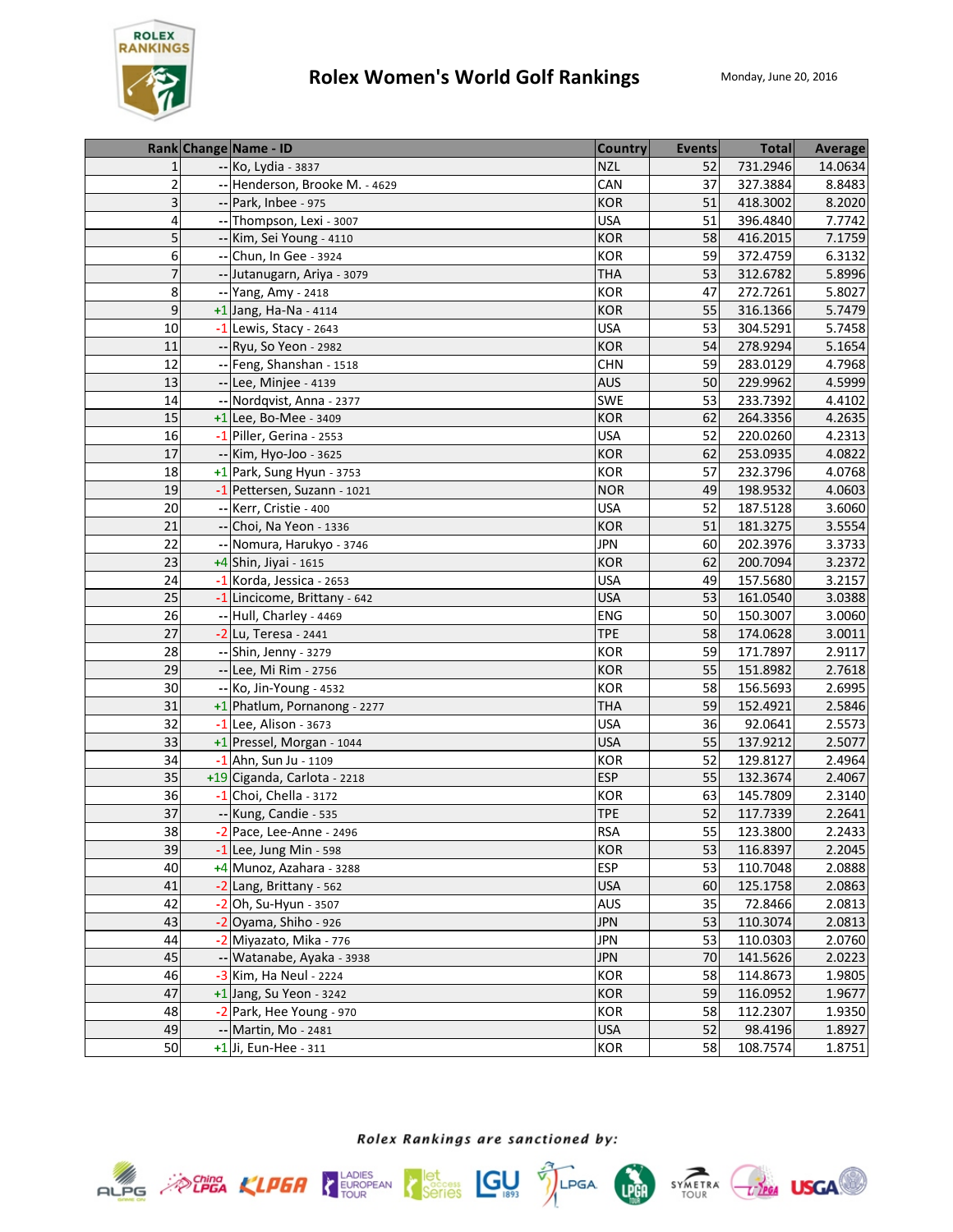# Rolex Women's World Golf Rankings

Monday, June 20, 2016

| Rank | Change | Name - ID | Country | Events | Total | Average |
|---|---|---|---|---|---|---|
| 1 | -- | Ko, Lydia - 3837 | NZL | 52 | 731.2946 | 14.0634 |
| 2 | -- | Henderson, Brooke M. - 4629 | CAN | 37 | 327.3884 | 8.8483 |
| 3 | -- | Park, Inbee - 975 | KOR | 51 | 418.3002 | 8.2020 |
| 4 | -- | Thompson, Lexi - 3007 | USA | 51 | 396.4840 | 7.7742 |
| 5 | -- | Kim, Sei Young - 4110 | KOR | 58 | 416.2015 | 7.1759 |
| 6 | -- | Chun, In Gee - 3924 | KOR | 59 | 372.4759 | 6.3132 |
| 7 | -- | Jutanugarn, Ariya - 3079 | THA | 53 | 312.6782 | 5.8996 |
| 8 | -- | Yang, Amy - 2418 | KOR | 47 | 272.7261 | 5.8027 |
| 9 | +1 | Jang, Ha-Na - 4114 | KOR | 55 | 316.1366 | 5.7479 |
| 10 | -1 | Lewis, Stacy - 2643 | USA | 53 | 304.5291 | 5.7458 |
| 11 | -- | Ryu, So Yeon - 2982 | KOR | 54 | 278.9294 | 5.1654 |
| 12 | -- | Feng, Shanshan - 1518 | CHN | 59 | 283.0129 | 4.7968 |
| 13 | -- | Lee, Minjee - 4139 | AUS | 50 | 229.9962 | 4.5999 |
| 14 | -- | Nordqvist, Anna - 2377 | SWE | 53 | 233.7392 | 4.4102 |
| 15 | +1 | Lee, Bo-Mee - 3409 | KOR | 62 | 264.3356 | 4.2635 |
| 16 | -1 | Piller, Gerina - 2553 | USA | 52 | 220.0260 | 4.2313 |
| 17 | -- | Kim, Hyo-Joo - 3625 | KOR | 62 | 253.0935 | 4.0822 |
| 18 | +1 | Park, Sung Hyun - 3753 | KOR | 57 | 232.3796 | 4.0768 |
| 19 | -1 | Pettersen, Suzann - 1021 | NOR | 49 | 198.9532 | 4.0603 |
| 20 | -- | Kerr, Cristie - 400 | USA | 52 | 187.5128 | 3.6060 |
| 21 | -- | Choi, Na Yeon - 1336 | KOR | 51 | 181.3275 | 3.5554 |
| 22 | -- | Nomura, Harukyo - 3746 | JPN | 60 | 202.3976 | 3.3733 |
| 23 | +4 | Shin, Jiyai - 1615 | KOR | 62 | 200.7094 | 3.2372 |
| 24 | -1 | Korda, Jessica - 2653 | USA | 49 | 157.5680 | 3.2157 |
| 25 | -1 | Lincicome, Brittany - 642 | USA | 53 | 161.0540 | 3.0388 |
| 26 | -- | Hull, Charley - 4469 | ENG | 50 | 150.3007 | 3.0060 |
| 27 | -2 | Lu, Teresa - 2441 | TPE | 58 | 174.0628 | 3.0011 |
| 28 | -- | Shin, Jenny - 3279 | KOR | 59 | 171.7897 | 2.9117 |
| 29 | -- | Lee, Mi Rim - 2756 | KOR | 55 | 151.8982 | 2.7618 |
| 30 | -- | Ko, Jin-Young - 4532 | KOR | 58 | 156.5693 | 2.6995 |
| 31 | +1 | Phatlum, Pornanong - 2277 | THA | 59 | 152.4921 | 2.5846 |
| 32 | -1 | Lee, Alison - 3673 | USA | 36 | 92.0641 | 2.5573 |
| 33 | +1 | Pressel, Morgan - 1044 | USA | 55 | 137.9212 | 2.5077 |
| 34 | -1 | Ahn, Sun Ju - 1109 | KOR | 52 | 129.8127 | 2.4964 |
| 35 | +19 | Ciganda, Carlota - 2218 | ESP | 55 | 132.3674 | 2.4067 |
| 36 | -1 | Choi, Chella - 3172 | KOR | 63 | 145.7809 | 2.3140 |
| 37 | -- | Kung, Candie - 535 | TPE | 52 | 117.7339 | 2.2641 |
| 38 | -2 | Pace, Lee-Anne - 2496 | RSA | 55 | 123.3800 | 2.2433 |
| 39 | -1 | Lee, Jung Min - 598 | KOR | 53 | 116.8397 | 2.2045 |
| 40 | +4 | Munoz, Azahara - 3288 | ESP | 53 | 110.7048 | 2.0888 |
| 41 | -2 | Lang, Brittany - 562 | USA | 60 | 125.1758 | 2.0863 |
| 42 | -2 | Oh, Su-Hyun - 3507 | AUS | 35 | 72.8466 | 2.0813 |
| 43 | -2 | Oyama, Shiho - 926 | JPN | 53 | 110.3074 | 2.0813 |
| 44 | -2 | Miyazato, Mika - 776 | JPN | 53 | 110.0303 | 2.0760 |
| 45 | -- | Watanabe, Ayaka - 3938 | JPN | 70 | 141.5626 | 2.0223 |
| 46 | -3 | Kim, Ha Neul - 2224 | KOR | 58 | 114.8673 | 1.9805 |
| 47 | +1 | Jang, Su Yeon - 3242 | KOR | 59 | 116.0952 | 1.9677 |
| 48 | -2 | Park, Hee Young - 970 | KOR | 58 | 112.2307 | 1.9350 |
| 49 | -- | Martin, Mo - 2481 | USA | 52 | 98.4196 | 1.8927 |
| 50 | +1 | Ji, Eun-Hee - 311 | KOR | 58 | 108.7574 | 1.8751 |

*Rolex Rankings are sanctioned by:*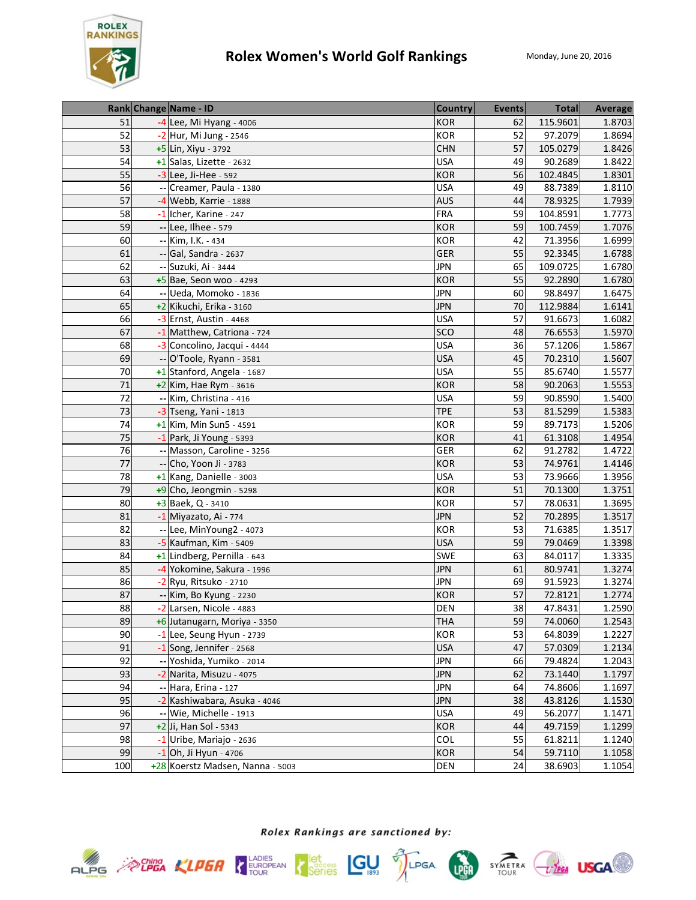# Rolex Women's World Golf Rankings

Monday, June 20, 2016

| Rank | Change | Name - ID | Country | Events | Total | Average |
|---|---|---|---|---|---|---|
| 51 | -4 | Lee, Mi Hyang - 4006 | KOR | 62 | 115.9601 | 1.8703 |
| 52 | -2 | Hur, Mi Jung - 2546 | KOR | 52 | 97.2079 | 1.8694 |
| 53 | +5 | Lin, Xiyu - 3792 | CHN | 57 | 105.0279 | 1.8426 |
| 54 | +1 | Salas, Lizette - 2632 | USA | 49 | 90.2689 | 1.8422 |
| 55 | -3 | Lee, Ji-Hee - 592 | KOR | 56 | 102.4845 | 1.8301 |
| 56 | -- | Creamer, Paula - 1380 | USA | 49 | 88.7389 | 1.8110 |
| 57 | -4 | Webb, Karrie - 1888 | AUS | 44 | 78.9325 | 1.7939 |
| 58 | -1 | Icher, Karine - 247 | FRA | 59 | 104.8591 | 1.7773 |
| 59 | -- | Lee, Ilhee - 579 | KOR | 59 | 100.7459 | 1.7076 |
| 60 | -- | Kim, I.K. - 434 | KOR | 42 | 71.3956 | 1.6999 |
| 61 | -- | Gal, Sandra - 2637 | GER | 55 | 92.3345 | 1.6788 |
| 62 | -- | Suzuki, Ai - 3444 | JPN | 65 | 109.0725 | 1.6780 |
| 63 | +5 | Bae, Seon woo - 4293 | KOR | 55 | 92.2890 | 1.6780 |
| 64 | -- | Ueda, Momoko - 1836 | JPN | 60 | 98.8497 | 1.6475 |
| 65 | +2 | Kikuchi, Erika - 3160 | JPN | 70 | 112.9884 | 1.6141 |
| 66 | -3 | Ernst, Austin - 4468 | USA | 57 | 91.6673 | 1.6082 |
| 67 | -1 | Matthew, Catriona - 724 | SCO | 48 | 76.6553 | 1.5970 |
| 68 | -3 | Concolino, Jacqui - 4444 | USA | 36 | 57.1206 | 1.5867 |
| 69 | -- | O'Toole, Ryann - 3581 | USA | 45 | 70.2310 | 1.5607 |
| 70 | +1 | Stanford, Angela - 1687 | USA | 55 | 85.6740 | 1.5577 |
| 71 | +2 | Kim, Hae Rym - 3616 | KOR | 58 | 90.2063 | 1.5553 |
| 72 | -- | Kim, Christina - 416 | USA | 59 | 90.8590 | 1.5400 |
| 73 | -3 | Tseng, Yani - 1813 | TPE | 53 | 81.5299 | 1.5383 |
| 74 | +1 | Kim, Min Sun5 - 4591 | KOR | 59 | 89.7173 | 1.5206 |
| 75 | -1 | Park, Ji Young - 5393 | KOR | 41 | 61.3108 | 1.4954 |
| 76 | -- | Masson, Caroline - 3256 | GER | 62 | 91.2782 | 1.4722 |
| 77 | -- | Cho, Yoon Ji - 3783 | KOR | 53 | 74.9761 | 1.4146 |
| 78 | +1 | Kang, Danielle - 3003 | USA | 53 | 73.9666 | 1.3956 |
| 79 | +9 | Cho, Jeongmin - 5298 | KOR | 51 | 70.1300 | 1.3751 |
| 80 | +3 | Baek, Q - 3410 | KOR | 57 | 78.0631 | 1.3695 |
| 81 | -1 | Miyazato, Ai - 774 | JPN | 52 | 70.2895 | 1.3517 |
| 82 | -- | Lee, MinYoung2 - 4073 | KOR | 53 | 71.6385 | 1.3517 |
| 83 | -5 | Kaufman, Kim - 5409 | USA | 59 | 79.0469 | 1.3398 |
| 84 | +1 | Lindberg, Pernilla - 643 | SWE | 63 | 84.0117 | 1.3335 |
| 85 | -4 | Yokomine, Sakura - 1996 | JPN | 61 | 80.9741 | 1.3274 |
| 86 | -2 | Ryu, Ritsuko - 2710 | JPN | 69 | 91.5923 | 1.3274 |
| 87 | -- | Kim, Bo Kyung - 2230 | KOR | 57 | 72.8121 | 1.2774 |
| 88 | -2 | Larsen, Nicole - 4883 | DEN | 38 | 47.8431 | 1.2590 |
| 89 | +6 | Jutanugarn, Moriya - 3350 | THA | 59 | 74.0060 | 1.2543 |
| 90 | -1 | Lee, Seung Hyun - 2739 | KOR | 53 | 64.8039 | 1.2227 |
| 91 | -1 | Song, Jennifer - 2568 | USA | 47 | 57.0309 | 1.2134 |
| 92 | -- | Yoshida, Yumiko - 2014 | JPN | 66 | 79.4824 | 1.2043 |
| 93 | -2 | Narita, Misuzu - 4075 | JPN | 62 | 73.1440 | 1.1797 |
| 94 | -- | Hara, Erina - 127 | JPN | 64 | 74.8606 | 1.1697 |
| 95 | -2 | Kashiwabara, Asuka - 4046 | JPN | 38 | 43.8126 | 1.1530 |
| 96 | -- | Wie, Michelle - 1913 | USA | 49 | 56.2077 | 1.1471 |
| 97 | +2 | Ji, Han Sol - 5343 | KOR | 44 | 49.7159 | 1.1299 |
| 98 | -1 | Uribe, Mariajo - 2636 | COL | 55 | 61.8211 | 1.1240 |
| 99 | -1 | Oh, Ji Hyun - 4706 | KOR | 54 | 59.7110 | 1.1058 |
| 100 | +28 | Koerstz Madsen, Nanna - 5003 | DEN | 24 | 38.6903 | 1.1054 |

*Rolex Rankings are sanctioned by:*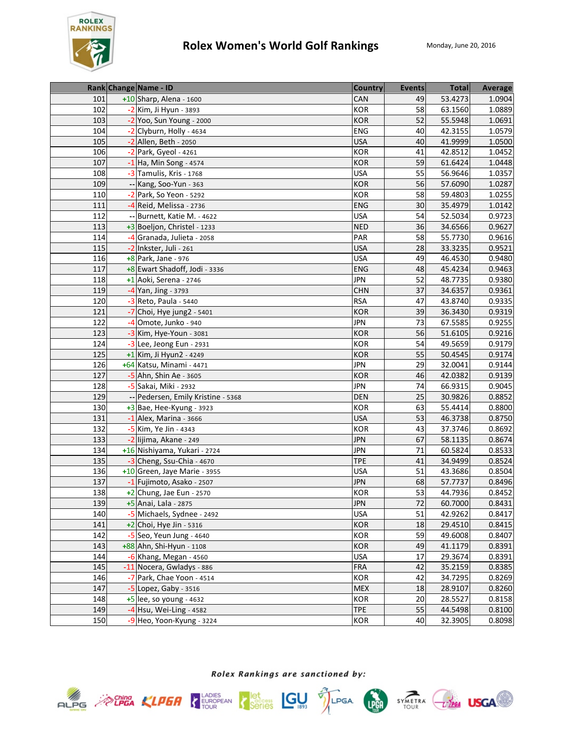# Rolex Women's World Golf Rankings

Monday, June 20, 2016

| Rank | Change | Name - ID | Country | Events | Total | Average |
|---|---|---|---|---|---|---|
| 101 | +10 | Sharp, Alena - 1600 | CAN | 49 | 53.4273 | 1.0904 |
| 102 | -2 | Kim, Ji Hyun - 3893 | KOR | 58 | 63.1560 | 1.0889 |
| 103 | -2 | Yoo, Sun Young - 2000 | KOR | 52 | 55.5948 | 1.0691 |
| 104 | -2 | Clyburn, Holly - 4634 | ENG | 40 | 42.3155 | 1.0579 |
| 105 | -2 | Allen, Beth - 2050 | USA | 40 | 41.9999 | 1.0500 |
| 106 | -2 | Park, Gyeol - 4261 | KOR | 41 | 42.8512 | 1.0452 |
| 107 | -1 | Ha, Min Song - 4574 | KOR | 59 | 61.6424 | 1.0448 |
| 108 | -3 | Tamulis, Kris - 1768 | USA | 55 | 56.9646 | 1.0357 |
| 109 | -- | Kang, Soo-Yun - 363 | KOR | 56 | 57.6090 | 1.0287 |
| 110 | -2 | Park, So Yeon - 5292 | KOR | 58 | 59.4803 | 1.0255 |
| 111 | -4 | Reid, Melissa - 2736 | ENG | 30 | 35.4979 | 1.0142 |
| 112 | -- | Burnett, Katie M. - 4622 | USA | 54 | 52.5034 | 0.9723 |
| 113 | +3 | Boeljon, Christel - 1233 | NED | 36 | 34.6566 | 0.9627 |
| 114 | -4 | Granada, Julieta - 2058 | PAR | 58 | 55.7730 | 0.9616 |
| 115 | -2 | Inkster, Juli - 261 | USA | 28 | 33.3235 | 0.9521 |
| 116 | +8 | Park, Jane - 976 | USA | 49 | 46.4530 | 0.9480 |
| 117 | +8 | Ewart Shadoff, Jodi - 3336 | ENG | 48 | 45.4234 | 0.9463 |
| 118 | +1 | Aoki, Serena - 2746 | JPN | 52 | 48.7735 | 0.9380 |
| 119 | -4 | Yan, Jing - 3793 | CHN | 37 | 34.6357 | 0.9361 |
| 120 | -3 | Reto, Paula - 5440 | RSA | 47 | 43.8740 | 0.9335 |
| 121 | -7 | Choi, Hye jung2 - 5401 | KOR | 39 | 36.3430 | 0.9319 |
| 122 | -4 | Omote, Junko - 940 | JPN | 73 | 67.5585 | 0.9255 |
| 123 | -3 | Kim, Hye-Youn - 3081 | KOR | 56 | 51.6105 | 0.9216 |
| 124 | -3 | Lee, Jeong Eun - 2931 | KOR | 54 | 49.5659 | 0.9179 |
| 125 | +1 | Kim, Ji Hyun2 - 4249 | KOR | 55 | 50.4545 | 0.9174 |
| 126 | +64 | Katsu, Minami - 4471 | JPN | 29 | 32.0041 | 0.9144 |
| 127 | -5 | Ahn, Shin Ae - 3605 | KOR | 46 | 42.0382 | 0.9139 |
| 128 | -5 | Sakai, Miki - 2932 | JPN | 74 | 66.9315 | 0.9045 |
| 129 | -- | Pedersen, Emily Kristine - 5368 | DEN | 25 | 30.9826 | 0.8852 |
| 130 | +3 | Bae, Hee-Kyung - 3923 | KOR | 63 | 55.4414 | 0.8800 |
| 131 | -1 | Alex, Marina - 3666 | USA | 53 | 46.3738 | 0.8750 |
| 132 | -5 | Kim, Ye Jin - 4343 | KOR | 43 | 37.3746 | 0.8692 |
| 133 | -2 | Iijima, Akane - 249 | JPN | 67 | 58.1135 | 0.8674 |
| 134 | +16 | Nishiyama, Yukari - 2724 | JPN | 71 | 60.5824 | 0.8533 |
| 135 | -3 | Cheng, Ssu-Chia - 4670 | TPE | 41 | 34.9499 | 0.8524 |
| 136 | +10 | Green, Jaye Marie - 3955 | USA | 51 | 43.3686 | 0.8504 |
| 137 | -1 | Fujimoto, Asako - 2507 | JPN | 68 | 57.7737 | 0.8496 |
| 138 | +2 | Chung, Jae Eun - 2570 | KOR | 53 | 44.7936 | 0.8452 |
| 139 | +5 | Anai, Lala - 2875 | JPN | 72 | 60.7000 | 0.8431 |
| 140 | -5 | Michaels, Sydnee - 2492 | USA | 51 | 42.9262 | 0.8417 |
| 141 | +2 | Choi, Hye Jin - 5316 | KOR | 18 | 29.4510 | 0.8415 |
| 142 | -5 | Seo, Yeun Jung - 4640 | KOR | 59 | 49.6008 | 0.8407 |
| 143 | +88 | Ahn, Shi-Hyun - 1108 | KOR | 49 | 41.1179 | 0.8391 |
| 144 | -6 | Khang, Megan - 4560 | USA | 17 | 29.3674 | 0.8391 |
| 145 | -11 | Nocera, Gwladys - 886 | FRA | 42 | 35.2159 | 0.8385 |
| 146 | -7 | Park, Chae Yoon - 4514 | KOR | 42 | 34.7295 | 0.8269 |
| 147 | -5 | Lopez, Gaby - 3516 | MEX | 18 | 28.9107 | 0.8260 |
| 148 | +5 | lee, so young - 4632 | KOR | 20 | 28.5527 | 0.8158 |
| 149 | -4 | Hsu, Wei-Ling - 4582 | TPE | 55 | 44.5498 | 0.8100 |
| 150 | -9 | Heo, Yoon-Kyung - 3224 | KOR | 40 | 32.3905 | 0.8098 |

*Rolex Rankings are sanctioned by:*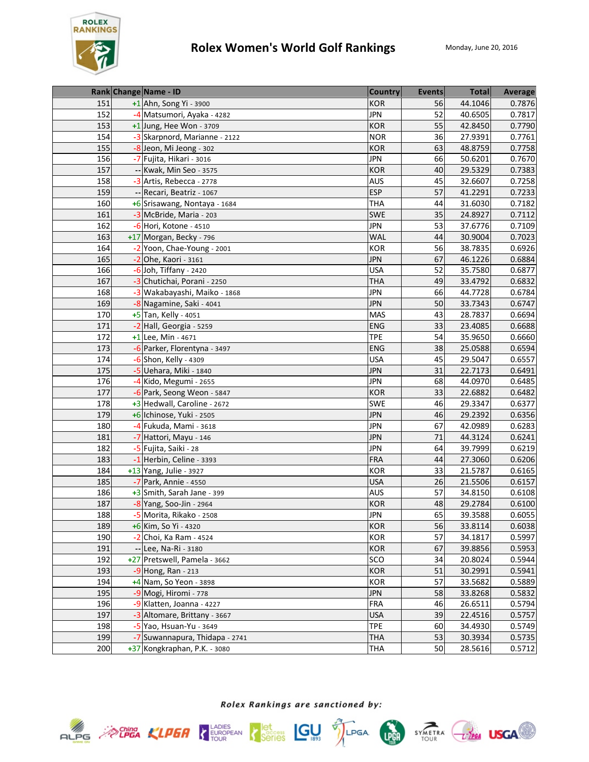# Rolex Women's World Golf Rankings

Monday, June 20, 2016

| Rank | Change | Name - ID | Country | Events | Total | Average |
|---|---|---|---|---|---|---|
| 151 | +1 | Ahn, Song Yi - 3900 | KOR | 56 | 44.1046 | 0.7876 |
| 152 | -4 | Matsumori, Ayaka - 4282 | JPN | 52 | 40.6505 | 0.7817 |
| 153 | +1 | Jung, Hee Won - 3709 | KOR | 55 | 42.8450 | 0.7790 |
| 154 | -3 | Skarpnord, Marianne - 2122 | NOR | 36 | 27.9391 | 0.7761 |
| 155 | -8 | Jeon, Mi Jeong - 302 | KOR | 63 | 48.8759 | 0.7758 |
| 156 | -7 | Fujita, Hikari - 3016 | JPN | 66 | 50.6201 | 0.7670 |
| 157 | -- | Kwak, Min Seo - 3575 | KOR | 40 | 29.5329 | 0.7383 |
| 158 | -3 | Artis, Rebecca - 2778 | AUS | 45 | 32.6607 | 0.7258 |
| 159 | -- | Recari, Beatriz - 1067 | ESP | 57 | 41.2291 | 0.7233 |
| 160 | +6 | Srisawang, Nontaya - 1684 | THA | 44 | 31.6030 | 0.7182 |
| 161 | -3 | McBride, Maria - 203 | SWE | 35 | 24.8927 | 0.7112 |
| 162 | -6 | Hori, Kotone - 4510 | JPN | 53 | 37.6776 | 0.7109 |
| 163 | +17 | Morgan, Becky - 796 | WAL | 44 | 30.9004 | 0.7023 |
| 164 | -2 | Yoon, Chae-Young - 2001 | KOR | 56 | 38.7835 | 0.6926 |
| 165 | -2 | Ohe, Kaori - 3161 | JPN | 67 | 46.1226 | 0.6884 |
| 166 | -6 | Joh, Tiffany - 2420 | USA | 52 | 35.7580 | 0.6877 |
| 167 | -3 | Chutichai, Porani - 2250 | THA | 49 | 33.4792 | 0.6832 |
| 168 | -3 | Wakabayashi, Maiko - 1868 | JPN | 66 | 44.7728 | 0.6784 |
| 169 | -8 | Nagamine, Saki - 4041 | JPN | 50 | 33.7343 | 0.6747 |
| 170 | +5 | Tan, Kelly - 4051 | MAS | 43 | 28.7837 | 0.6694 |
| 171 | -2 | Hall, Georgia - 5259 | ENG | 33 | 23.4085 | 0.6688 |
| 172 | +1 | Lee, Min - 4671 | TPE | 54 | 35.9650 | 0.6660 |
| 173 | -6 | Parker, Florentyna - 3497 | ENG | 38 | 25.0588 | 0.6594 |
| 174 | -6 | Shon, Kelly - 4309 | USA | 45 | 29.5047 | 0.6557 |
| 175 | -5 | Uehara, Miki - 1840 | JPN | 31 | 22.7173 | 0.6491 |
| 176 | -4 | Kido, Megumi - 2655 | JPN | 68 | 44.0970 | 0.6485 |
| 177 | -6 | Park, Seong Weon - 5847 | KOR | 33 | 22.6882 | 0.6482 |
| 178 | +3 | Hedwall, Caroline - 2672 | SWE | 46 | 29.3347 | 0.6377 |
| 179 | +6 | Ichinose, Yuki - 2505 | JPN | 46 | 29.2392 | 0.6356 |
| 180 | -4 | Fukuda, Mami - 3618 | JPN | 67 | 42.0989 | 0.6283 |
| 181 | -7 | Hattori, Mayu - 146 | JPN | 71 | 44.3124 | 0.6241 |
| 182 | -5 | Fujita, Saiki - 28 | JPN | 64 | 39.7999 | 0.6219 |
| 183 | -1 | Herbin, Celine - 3393 | FRA | 44 | 27.3060 | 0.6206 |
| 184 | +13 | Yang, Julie - 3927 | KOR | 33 | 21.5787 | 0.6165 |
| 185 | -7 | Park, Annie - 4550 | USA | 26 | 21.5506 | 0.6157 |
| 186 | +3 | Smith, Sarah Jane - 399 | AUS | 57 | 34.8150 | 0.6108 |
| 187 | -8 | Yang, Soo-Jin - 2964 | KOR | 48 | 29.2784 | 0.6100 |
| 188 | -5 | Morita, Rikako - 2508 | JPN | 65 | 39.3588 | 0.6055 |
| 189 | +6 | Kim, So Yi - 4320 | KOR | 56 | 33.8114 | 0.6038 |
| 190 | -2 | Choi, Ka Ram - 4524 | KOR | 57 | 34.1817 | 0.5997 |
| 191 | -- | Lee, Na-Ri - 3180 | KOR | 67 | 39.8856 | 0.5953 |
| 192 | +27 | Pretswell, Pamela - 3662 | SCO | 34 | 20.8024 | 0.5944 |
| 193 | -9 | Hong, Ran - 213 | KOR | 51 | 30.2991 | 0.5941 |
| 194 | +4 | Nam, So Yeon - 3898 | KOR | 57 | 33.5682 | 0.5889 |
| 195 | -9 | Mogi, Hiromi - 778 | JPN | 58 | 33.8268 | 0.5832 |
| 196 | -9 | Klatten, Joanna - 4227 | FRA | 46 | 26.6511 | 0.5794 |
| 197 | -3 | Altomare, Brittany - 3667 | USA | 39 | 22.4516 | 0.5757 |
| 198 | -5 | Yao, Hsuan-Yu - 3649 | TPE | 60 | 34.4930 | 0.5749 |
| 199 | -7 | Suwannapura, Thidapa - 2741 | THA | 53 | 30.3934 | 0.5735 |
| 200 | +37 | Kongkraphan, P.K. - 3080 | THA | 50 | 28.5616 | 0.5712 |

*Rolex Rankings are sanctioned by:*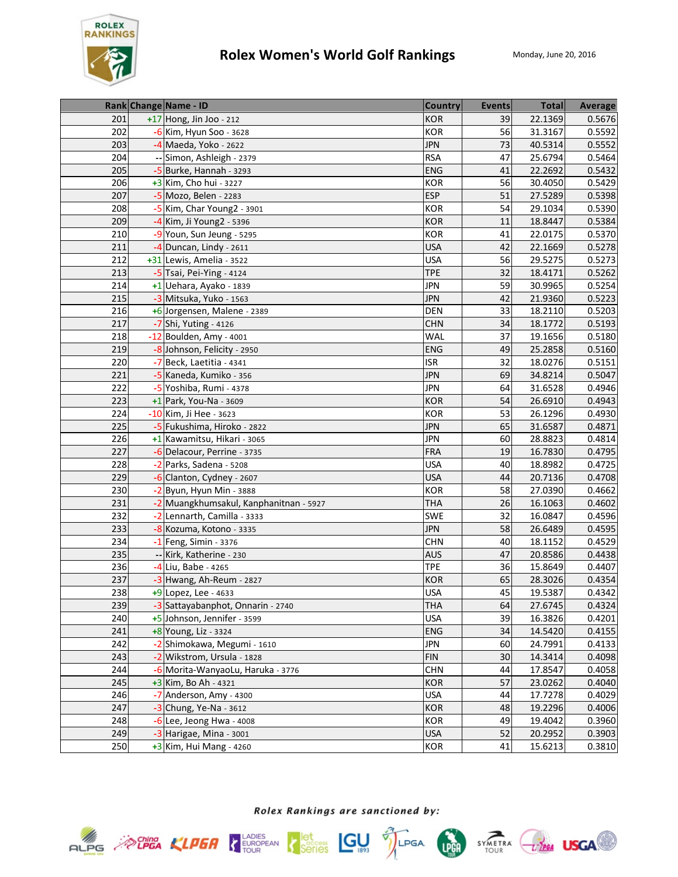# Rolex Women's World Golf Rankings

Monday, June 20, 2016

| Rank | Change | Name - ID | Country | Events | Total | Average |
|---|---|---|---|---|---|---|
| 201 | +17 | Hong, Jin Joo - 212 | KOR | 39 | 22.1369 | 0.5676 |
| 202 | -6 | Kim, Hyun Soo - 3628 | KOR | 56 | 31.3167 | 0.5592 |
| 203 | -4 | Maeda, Yoko - 2622 | JPN | 73 | 40.5314 | 0.5552 |
| 204 | -- | Simon, Ashleigh - 2379 | RSA | 47 | 25.6794 | 0.5464 |
| 205 | -5 | Burke, Hannah - 3293 | ENG | 41 | 22.2692 | 0.5432 |
| 206 | +3 | Kim, Cho hui - 3227 | KOR | 56 | 30.4050 | 0.5429 |
| 207 | -5 | Mozo, Belen - 2283 | ESP | 51 | 27.5289 | 0.5398 |
| 208 | -5 | Kim, Char Young2 - 3901 | KOR | 54 | 29.1034 | 0.5390 |
| 209 | -4 | Kim, Ji Young2 - 5396 | KOR | 11 | 18.8447 | 0.5384 |
| 210 | -9 | Youn, Sun Jeung - 5295 | KOR | 41 | 22.0175 | 0.5370 |
| 211 | -4 | Duncan, Lindy - 2611 | USA | 42 | 22.1669 | 0.5278 |
| 212 | +31 | Lewis, Amelia - 3522 | USA | 56 | 29.5275 | 0.5273 |
| 213 | -5 | Tsai, Pei-Ying - 4124 | TPE | 32 | 18.4171 | 0.5262 |
| 214 | +1 | Uehara, Ayako - 1839 | JPN | 59 | 30.9965 | 0.5254 |
| 215 | -3 | Mitsuka, Yuko - 1563 | JPN | 42 | 21.9360 | 0.5223 |
| 216 | +6 | Jorgensen, Malene - 2389 | DEN | 33 | 18.2110 | 0.5203 |
| 217 | -7 | Shi, Yuting - 4126 | CHN | 34 | 18.1772 | 0.5193 |
| 218 | -12 | Boulden, Amy - 4001 | WAL | 37 | 19.1656 | 0.5180 |
| 219 | -8 | Johnson, Felicity - 2950 | ENG | 49 | 25.2858 | 0.5160 |
| 220 | -7 | Beck, Laetitia - 4341 | ISR | 32 | 18.0276 | 0.5151 |
| 221 | -5 | Kaneda, Kumiko - 356 | JPN | 69 | 34.8214 | 0.5047 |
| 222 | -5 | Yoshiba, Rumi - 4378 | JPN | 64 | 31.6528 | 0.4946 |
| 223 | +1 | Park, You-Na - 3609 | KOR | 54 | 26.6910 | 0.4943 |
| 224 | -10 | Kim, Ji Hee - 3623 | KOR | 53 | 26.1296 | 0.4930 |
| 225 | -5 | Fukushima, Hiroko - 2822 | JPN | 65 | 31.6587 | 0.4871 |
| 226 | +1 | Kawamitsu, Hikari - 3065 | JPN | 60 | 28.8823 | 0.4814 |
| 227 | -6 | Delacour, Perrine - 3735 | FRA | 19 | 16.7830 | 0.4795 |
| 228 | -2 | Parks, Sadena - 5208 | USA | 40 | 18.8982 | 0.4725 |
| 229 | -6 | Clanton, Cydney - 2607 | USA | 44 | 20.7136 | 0.4708 |
| 230 | -2 | Byun, Hyun Min - 3888 | KOR | 58 | 27.0390 | 0.4662 |
| 231 | -2 | Muangkhumsakul, Kanphanitnan - 5927 | THA | 26 | 16.1063 | 0.4602 |
| 232 | -2 | Lennarth, Camilla - 3333 | SWE | 32 | 16.0847 | 0.4596 |
| 233 | -8 | Kozuma, Kotono - 3335 | JPN | 58 | 26.6489 | 0.4595 |
| 234 | -1 | Feng, Simin - 3376 | CHN | 40 | 18.1152 | 0.4529 |
| 235 | -- | Kirk, Katherine - 230 | AUS | 47 | 20.8586 | 0.4438 |
| 236 | -4 | Liu, Babe - 4265 | TPE | 36 | 15.8649 | 0.4407 |
| 237 | -3 | Hwang, Ah-Reum - 2827 | KOR | 65 | 28.3026 | 0.4354 |
| 238 | +9 | Lopez, Lee - 4633 | USA | 45 | 19.5387 | 0.4342 |
| 239 | -3 | Sattayabanphot, Onnarin - 2740 | THA | 64 | 27.6745 | 0.4324 |
| 240 | +5 | Johnson, Jennifer - 3599 | USA | 39 | 16.3826 | 0.4201 |
| 241 | +8 | Young, Liz - 3324 | ENG | 34 | 14.5420 | 0.4155 |
| 242 | -2 | Shimokawa, Megumi - 1610 | JPN | 60 | 24.7991 | 0.4133 |
| 243 | -2 | Wikstrom, Ursula - 1828 | FIN | 30 | 14.3414 | 0.4098 |
| 244 | -6 | Morita-WanyaoLu, Haruka - 3776 | CHN | 44 | 17.8547 | 0.4058 |
| 245 | +3 | Kim, Bo Ah - 4321 | KOR | 57 | 23.0262 | 0.4040 |
| 246 | -7 | Anderson, Amy - 4300 | USA | 44 | 17.7278 | 0.4029 |
| 247 | -3 | Chung, Ye-Na - 3612 | KOR | 48 | 19.2296 | 0.4006 |
| 248 | -6 | Lee, Jeong Hwa - 4008 | KOR | 49 | 19.4042 | 0.3960 |
| 249 | -3 | Harigae, Mina - 3001 | USA | 52 | 20.2952 | 0.3903 |
| 250 | +3 | Kim, Hui Mang - 4260 | KOR | 41 | 15.6213 | 0.3810 |

*Rolex Rankings are sanctioned by:*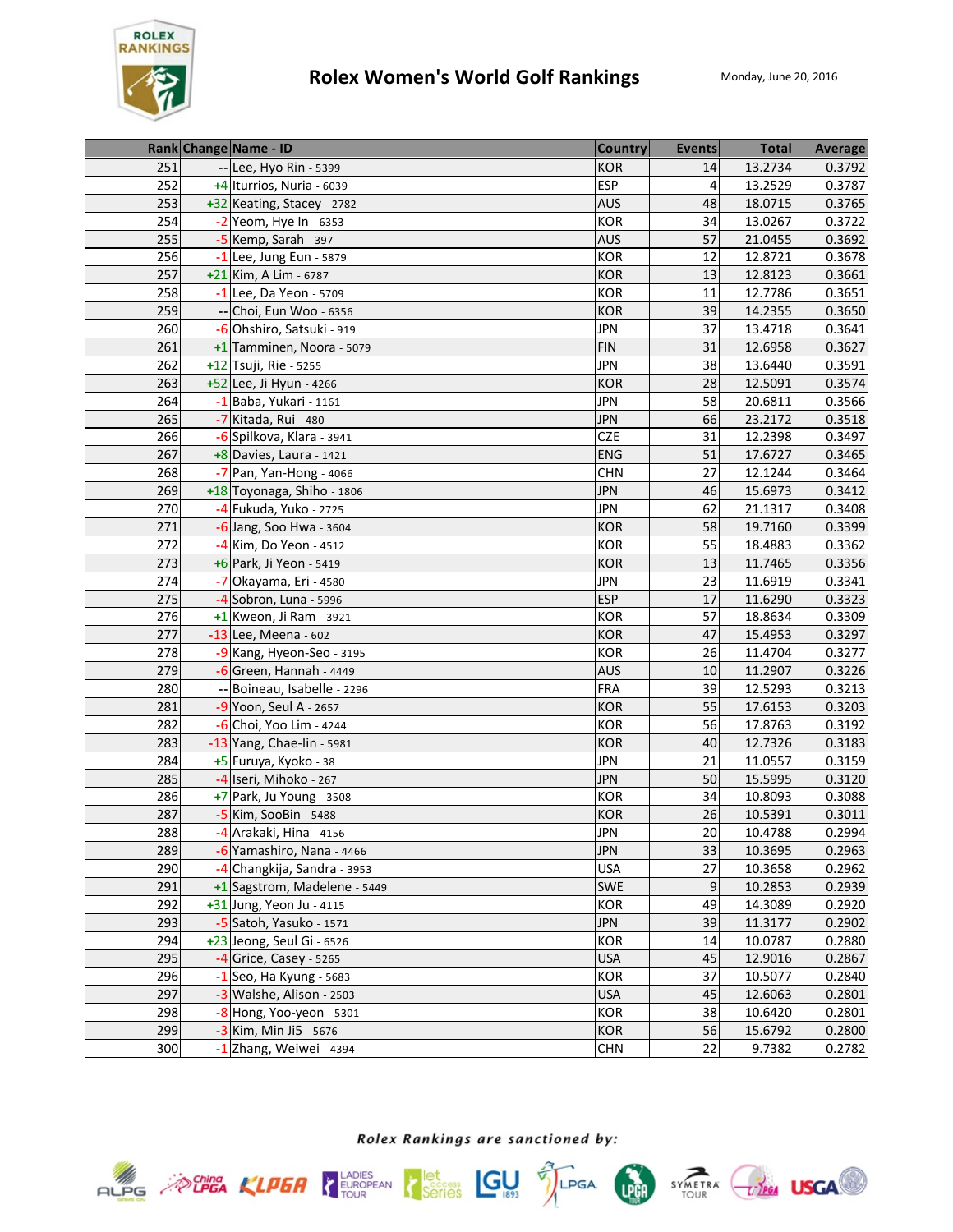# Rolex Women's World Golf Rankings

Monday, June 20, 2016

| Rank | Change | Name - ID | Country | Events | Total | Average |
|---|---|---|---|---|---|---|
| 251 | -- | Lee, Hyo Rin - 5399 | KOR | 14 | 13.2734 | 0.3792 |
| 252 | +4 | Iturrios, Nuria - 6039 | ESP | 4 | 13.2529 | 0.3787 |
| 253 | +32 | Keating, Stacey - 2782 | AUS | 48 | 18.0715 | 0.3765 |
| 254 | -2 | Yeom, Hye In - 6353 | KOR | 34 | 13.0267 | 0.3722 |
| 255 | -5 | Kemp, Sarah - 397 | AUS | 57 | 21.0455 | 0.3692 |
| 256 | -1 | Lee, Jung Eun - 5879 | KOR | 12 | 12.8721 | 0.3678 |
| 257 | +21 | Kim, A Lim - 6787 | KOR | 13 | 12.8123 | 0.3661 |
| 258 | -1 | Lee, Da Yeon - 5709 | KOR | 11 | 12.7786 | 0.3651 |
| 259 | -- | Choi, Eun Woo - 6356 | KOR | 39 | 14.2355 | 0.3650 |
| 260 | -6 | Ohshiro, Satsuki - 919 | JPN | 37 | 13.4718 | 0.3641 |
| 261 | +1 | Tamminen, Noora - 5079 | FIN | 31 | 12.6958 | 0.3627 |
| 262 | +12 | Tsuji, Rie - 5255 | JPN | 38 | 13.6440 | 0.3591 |
| 263 | +52 | Lee, Ji Hyun - 4266 | KOR | 28 | 12.5091 | 0.3574 |
| 264 | -1 | Baba, Yukari - 1161 | JPN | 58 | 20.6811 | 0.3566 |
| 265 | -7 | Kitada, Rui - 480 | JPN | 66 | 23.2172 | 0.3518 |
| 266 | -6 | Spilkova, Klara - 3941 | CZE | 31 | 12.2398 | 0.3497 |
| 267 | +8 | Davies, Laura - 1421 | ENG | 51 | 17.6727 | 0.3465 |
| 268 | -7 | Pan, Yan-Hong - 4066 | CHN | 27 | 12.1244 | 0.3464 |
| 269 | +18 | Toyonaga, Shiho - 1806 | JPN | 46 | 15.6973 | 0.3412 |
| 270 | -4 | Fukuda, Yuko - 2725 | JPN | 62 | 21.1317 | 0.3408 |
| 271 | -6 | Jang, Soo Hwa - 3604 | KOR | 58 | 19.7160 | 0.3399 |
| 272 | -4 | Kim, Do Yeon - 4512 | KOR | 55 | 18.4883 | 0.3362 |
| 273 | +6 | Park, Ji Yeon - 5419 | KOR | 13 | 11.7465 | 0.3356 |
| 274 | -7 | Okayama, Eri - 4580 | JPN | 23 | 11.6919 | 0.3341 |
| 275 | -4 | Sobron, Luna - 5996 | ESP | 17 | 11.6290 | 0.3323 |
| 276 | +1 | Kweon, Ji Ram - 3921 | KOR | 57 | 18.8634 | 0.3309 |
| 277 | -13 | Lee, Meena - 602 | KOR | 47 | 15.4953 | 0.3297 |
| 278 | -9 | Kang, Hyeon-Seo - 3195 | KOR | 26 | 11.4704 | 0.3277 |
| 279 | -6 | Green, Hannah - 4449 | AUS | 10 | 11.2907 | 0.3226 |
| 280 | -- | Boineau, Isabelle - 2296 | FRA | 39 | 12.5293 | 0.3213 |
| 281 | -9 | Yoon, Seul A - 2657 | KOR | 55 | 17.6153 | 0.3203 |
| 282 | -6 | Choi, Yoo Lim - 4244 | KOR | 56 | 17.8763 | 0.3192 |
| 283 | -13 | Yang, Chae-lin - 5981 | KOR | 40 | 12.7326 | 0.3183 |
| 284 | +5 | Furuya, Kyoko - 38 | JPN | 21 | 11.0557 | 0.3159 |
| 285 | -4 | Iseri, Mihoko - 267 | JPN | 50 | 15.5995 | 0.3120 |
| 286 | +7 | Park, Ju Young - 3508 | KOR | 34 | 10.8093 | 0.3088 |
| 287 | -5 | Kim, SooBin - 5488 | KOR | 26 | 10.5391 | 0.3011 |
| 288 | -4 | Arakaki, Hina - 4156 | JPN | 20 | 10.4788 | 0.2994 |
| 289 | -6 | Yamashiro, Nana - 4466 | JPN | 33 | 10.3695 | 0.2963 |
| 290 | -4 | Changkija, Sandra - 3953 | USA | 27 | 10.3658 | 0.2962 |
| 291 | +1 | Sagstrom, Madelene - 5449 | SWE | 9 | 10.2853 | 0.2939 |
| 292 | +31 | Jung, Yeon Ju - 4115 | KOR | 49 | 14.3089 | 0.2920 |
| 293 | -5 | Satoh, Yasuko - 1571 | JPN | 39 | 11.3177 | 0.2902 |
| 294 | +23 | Jeong, Seul Gi - 6526 | KOR | 14 | 10.0787 | 0.2880 |
| 295 | -4 | Grice, Casey - 5265 | USA | 45 | 12.9016 | 0.2867 |
| 296 | -1 | Seo, Ha Kyung - 5683 | KOR | 37 | 10.5077 | 0.2840 |
| 297 | -3 | Walshe, Alison - 2503 | USA | 45 | 12.6063 | 0.2801 |
| 298 | -8 | Hong, Yoo-yeon - 5301 | KOR | 38 | 10.6420 | 0.2801 |
| 299 | -3 | Kim, Min Ji5 - 5676 | KOR | 56 | 15.6792 | 0.2800 |
| 300 | -1 | Zhang, Weiwei - 4394 | CHN | 22 | 9.7382 | 0.2782 |

*Rolex Rankings are sanctioned by:*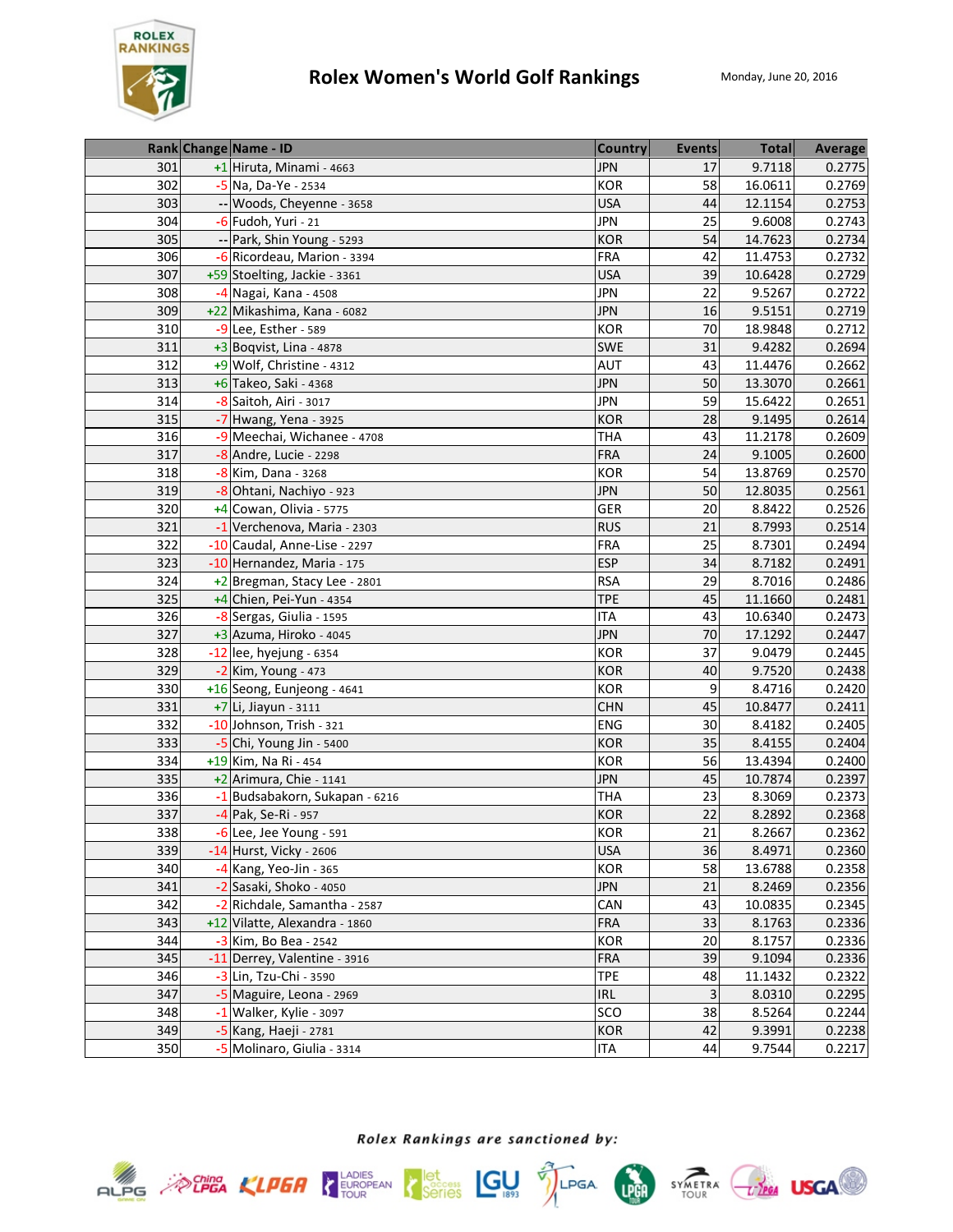# Rolex Women's World Golf Rankings

Monday, June 20, 2016

| Rank | Change | Name - ID | Country | Events | Total | Average |
|---|---|---|---|---|---|---|
| 301 | +1 | Hiruta, Minami - 4663 | JPN | 17 | 9.7118 | 0.2775 |
| 302 | -5 | Na, Da-Ye - 2534 | KOR | 58 | 16.0611 | 0.2769 |
| 303 | -- | Woods, Cheyenne - 3658 | USA | 44 | 12.1154 | 0.2753 |
| 304 | -6 | Fudoh, Yuri - 21 | JPN | 25 | 9.6008 | 0.2743 |
| 305 | -- | Park, Shin Young - 5293 | KOR | 54 | 14.7623 | 0.2734 |
| 306 | -6 | Ricordeau, Marion - 3394 | FRA | 42 | 11.4753 | 0.2732 |
| 307 | +59 | Stoelting, Jackie - 3361 | USA | 39 | 10.6428 | 0.2729 |
| 308 | -4 | Nagai, Kana - 4508 | JPN | 22 | 9.5267 | 0.2722 |
| 309 | +22 | Mikashima, Kana - 6082 | JPN | 16 | 9.5151 | 0.2719 |
| 310 | -9 | Lee, Esther - 589 | KOR | 70 | 18.9848 | 0.2712 |
| 311 | +3 | Boqvist, Lina - 4878 | SWE | 31 | 9.4282 | 0.2694 |
| 312 | +9 | Wolf, Christine - 4312 | AUT | 43 | 11.4476 | 0.2662 |
| 313 | +6 | Takeo, Saki - 4368 | JPN | 50 | 13.3070 | 0.2661 |
| 314 | -8 | Saitoh, Airi - 3017 | JPN | 59 | 15.6422 | 0.2651 |
| 315 | -7 | Hwang, Yena - 3925 | KOR | 28 | 9.1495 | 0.2614 |
| 316 | -9 | Meechai, Wichanee - 4708 | THA | 43 | 11.2178 | 0.2609 |
| 317 | -8 | Andre, Lucie - 2298 | FRA | 24 | 9.1005 | 0.2600 |
| 318 | -8 | Kim, Dana - 3268 | KOR | 54 | 13.8769 | 0.2570 |
| 319 | -8 | Ohtani, Nachiyo - 923 | JPN | 50 | 12.8035 | 0.2561 |
| 320 | +4 | Cowan, Olivia - 5775 | GER | 20 | 8.8422 | 0.2526 |
| 321 | -1 | Verchenova, Maria - 2303 | RUS | 21 | 8.7993 | 0.2514 |
| 322 | -10 | Caudal, Anne-Lise - 2297 | FRA | 25 | 8.7301 | 0.2494 |
| 323 | -10 | Hernandez, Maria - 175 | ESP | 34 | 8.7182 | 0.2491 |
| 324 | +2 | Bregman, Stacy Lee - 2801 | RSA | 29 | 8.7016 | 0.2486 |
| 325 | +4 | Chien, Pei-Yun - 4354 | TPE | 45 | 11.1660 | 0.2481 |
| 326 | -8 | Sergas, Giulia - 1595 | ITA | 43 | 10.6340 | 0.2473 |
| 327 | +3 | Azuma, Hiroko - 4045 | JPN | 70 | 17.1292 | 0.2447 |
| 328 | -12 | lee, hyejung - 6354 | KOR | 37 | 9.0479 | 0.2445 |
| 329 | -2 | Kim, Young - 473 | KOR | 40 | 9.7520 | 0.2438 |
| 330 | +16 | Seong, Eunjeong - 4641 | KOR | 9 | 8.4716 | 0.2420 |
| 331 | +7 | Li, Jiayun - 3111 | CHN | 45 | 10.8477 | 0.2411 |
| 332 | -10 | Johnson, Trish - 321 | ENG | 30 | 8.4182 | 0.2405 |
| 333 | -5 | Chi, Young Jin - 5400 | KOR | 35 | 8.4155 | 0.2404 |
| 334 | +19 | Kim, Na Ri - 454 | KOR | 56 | 13.4394 | 0.2400 |
| 335 | +2 | Arimura, Chie - 1141 | JPN | 45 | 10.7874 | 0.2397 |
| 336 | -1 | Budsabakorn, Sukapan - 6216 | THA | 23 | 8.3069 | 0.2373 |
| 337 | -4 | Pak, Se-Ri - 957 | KOR | 22 | 8.2892 | 0.2368 |
| 338 | -6 | Lee, Jee Young - 591 | KOR | 21 | 8.2667 | 0.2362 |
| 339 | -14 | Hurst, Vicky - 2606 | USA | 36 | 8.4971 | 0.2360 |
| 340 | -4 | Kang, Yeo-Jin - 365 | KOR | 58 | 13.6788 | 0.2358 |
| 341 | -2 | Sasaki, Shoko - 4050 | JPN | 21 | 8.2469 | 0.2356 |
| 342 | -2 | Richdale, Samantha - 2587 | CAN | 43 | 10.0835 | 0.2345 |
| 343 | +12 | Vilatte, Alexandra - 1860 | FRA | 33 | 8.1763 | 0.2336 |
| 344 | -3 | Kim, Bo Bea - 2542 | KOR | 20 | 8.1757 | 0.2336 |
| 345 | -11 | Derrey, Valentine - 3916 | FRA | 39 | 9.1094 | 0.2336 |
| 346 | -3 | Lin, Tzu-Chi - 3590 | TPE | 48 | 11.1432 | 0.2322 |
| 347 | -5 | Maguire, Leona - 2969 | IRL | 3 | 8.0310 | 0.2295 |
| 348 | -1 | Walker, Kylie - 3097 | SCO | 38 | 8.5264 | 0.2244 |
| 349 | -5 | Kang, Haeji - 2781 | KOR | 42 | 9.3991 | 0.2238 |
| 350 | -5 | Molinaro, Giulia - 3314 | ITA | 44 | 9.7544 | 0.2217 |

*Rolex Rankings are sanctioned by:*

ALPG, China LPGA, KLPGA, Ladies European Tour, LET Access Series, LGU, LPGA, JLPGA, Symetra Tour, T-LPGA, USGA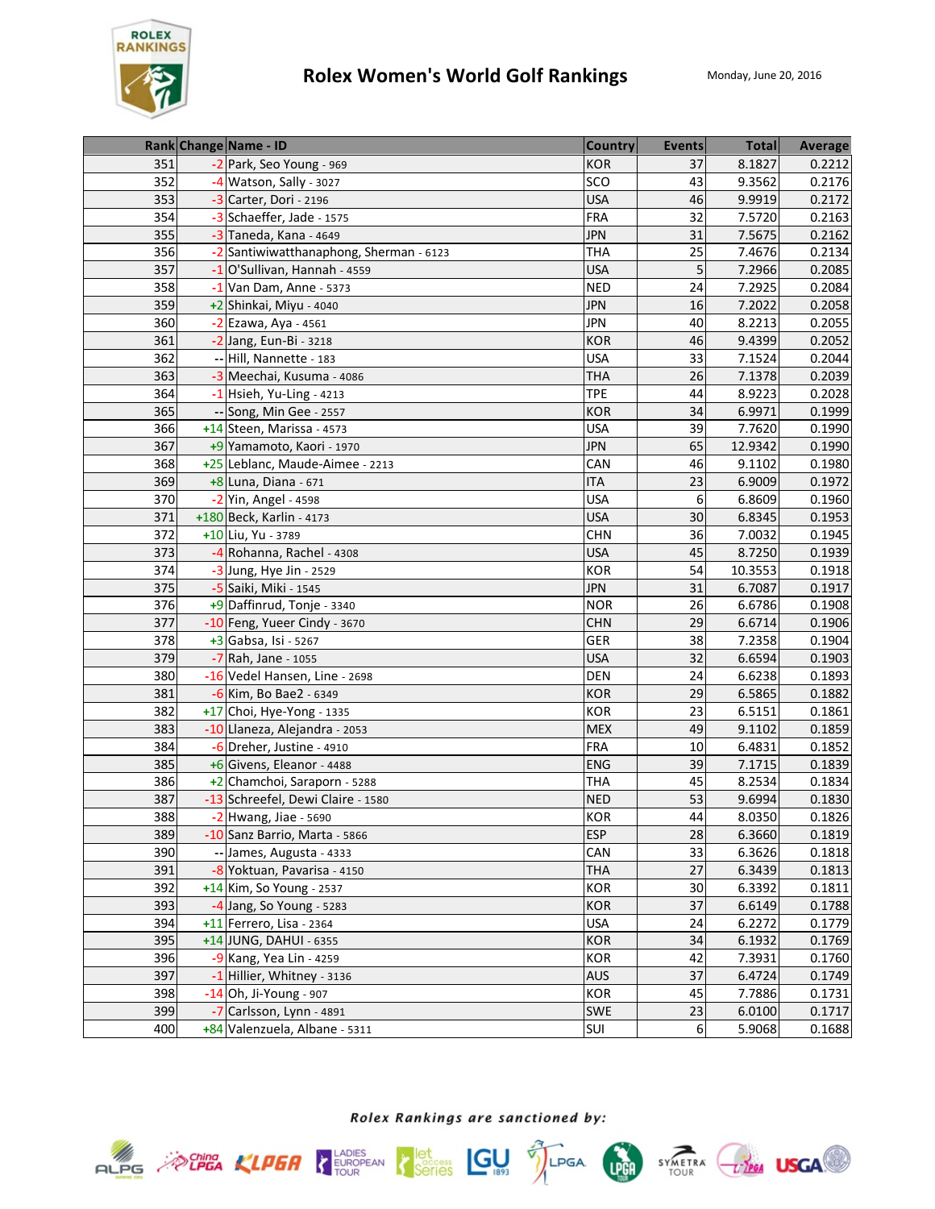# Rolex Women's World Golf Rankings

Monday, June 20, 2016

| Rank | Change | Name - ID | Country | Events | Total | Average |
|---|---|---|---|---|---|---|
| 351 | -2 | Park, Seo Young - 969 | KOR | 37 | 8.1827 | 0.2212 |
| 352 | -4 | Watson, Sally - 3027 | SCO | 43 | 9.3562 | 0.2176 |
| 353 | -3 | Carter, Dori - 2196 | USA | 46 | 9.9919 | 0.2172 |
| 354 | -3 | Schaeffer, Jade - 1575 | FRA | 32 | 7.5720 | 0.2163 |
| 355 | -3 | Taneda, Kana - 4649 | JPN | 31 | 7.5675 | 0.2162 |
| 356 | -2 | Santiwiwatthanaphong, Sherman - 6123 | THA | 25 | 7.4676 | 0.2134 |
| 357 | -1 | O'Sullivan, Hannah - 4559 | USA | 5 | 7.2966 | 0.2085 |
| 358 | -1 | Van Dam, Anne - 5373 | NED | 24 | 7.2925 | 0.2084 |
| 359 | +2 | Shinkai, Miyu - 4040 | JPN | 16 | 7.2022 | 0.2058 |
| 360 | -2 | Ezawa, Aya - 4561 | JPN | 40 | 8.2213 | 0.2055 |
| 361 | -2 | Jang, Eun-Bi - 3218 | KOR | 46 | 9.4399 | 0.2052 |
| 362 | -- | Hill, Nannette - 183 | USA | 33 | 7.1524 | 0.2044 |
| 363 | -3 | Meechai, Kusuma - 4086 | THA | 26 | 7.1378 | 0.2039 |
| 364 | -1 | Hsieh, Yu-Ling - 4213 | TPE | 44 | 8.9223 | 0.2028 |
| 365 | -- | Song, Min Gee - 2557 | KOR | 34 | 6.9971 | 0.1999 |
| 366 | +14 | Steen, Marissa - 4573 | USA | 39 | 7.7620 | 0.1990 |
| 367 | +9 | Yamamoto, Kaori - 1970 | JPN | 65 | 12.9342 | 0.1990 |
| 368 | +25 | Leblanc, Maude-Aimee - 2213 | CAN | 46 | 9.1102 | 0.1980 |
| 369 | +8 | Luna, Diana - 671 | ITA | 23 | 6.9009 | 0.1972 |
| 370 | -2 | Yin, Angel - 4598 | USA | 6 | 6.8609 | 0.1960 |
| 371 | +180 | Beck, Karlin - 4173 | USA | 30 | 6.8345 | 0.1953 |
| 372 | +10 | Liu, Yu - 3789 | CHN | 36 | 7.0032 | 0.1945 |
| 373 | -4 | Rohanna, Rachel - 4308 | USA | 45 | 8.7250 | 0.1939 |
| 374 | -3 | Jung, Hye Jin - 2529 | KOR | 54 | 10.3553 | 0.1918 |
| 375 | -5 | Saiki, Miki - 1545 | JPN | 31 | 6.7087 | 0.1917 |
| 376 | +9 | Daffinrud, Tonje - 3340 | NOR | 26 | 6.6786 | 0.1908 |
| 377 | -10 | Feng, Yueer Cindy - 3670 | CHN | 29 | 6.6714 | 0.1906 |
| 378 | +3 | Gabsa, Isi - 5267 | GER | 38 | 7.2358 | 0.1904 |
| 379 | -7 | Rah, Jane - 1055 | USA | 32 | 6.6594 | 0.1903 |
| 380 | -16 | Vedel Hansen, Line - 2698 | DEN | 24 | 6.6238 | 0.1893 |
| 381 | -6 | Kim, Bo Bae2 - 6349 | KOR | 29 | 6.5865 | 0.1882 |
| 382 | +17 | Choi, Hye-Yong - 1335 | KOR | 23 | 6.5151 | 0.1861 |
| 383 | -10 | Llaneza, Alejandra - 2053 | MEX | 49 | 9.1102 | 0.1859 |
| 384 | -6 | Dreher, Justine - 4910 | FRA | 10 | 6.4831 | 0.1852 |
| 385 | +6 | Givens, Eleanor - 4488 | ENG | 39 | 7.1715 | 0.1839 |
| 386 | +2 | Chamchoi, Saraporn - 5288 | THA | 45 | 8.2534 | 0.1834 |
| 387 | -13 | Schreefel, Dewi Claire - 1580 | NED | 53 | 9.6994 | 0.1830 |
| 388 | -2 | Hwang, Jiae - 5690 | KOR | 44 | 8.0350 | 0.1826 |
| 389 | -10 | Sanz Barrio, Marta - 5866 | ESP | 28 | 6.3660 | 0.1819 |
| 390 | -- | James, Augusta - 4333 | CAN | 33 | 6.3626 | 0.1818 |
| 391 | -8 | Yoktuan, Pavarisa - 4150 | THA | 27 | 6.3439 | 0.1813 |
| 392 | +14 | Kim, So Young - 2537 | KOR | 30 | 6.3392 | 0.1811 |
| 393 | -4 | Jang, So Young - 5283 | KOR | 37 | 6.6149 | 0.1788 |
| 394 | +11 | Ferrero, Lisa - 2364 | USA | 24 | 6.2272 | 0.1779 |
| 395 | +14 | JUNG, DAHUI - 6355 | KOR | 34 | 6.1932 | 0.1769 |
| 396 | -9 | Kang, Yea Lin - 4259 | KOR | 42 | 7.3931 | 0.1760 |
| 397 | -1 | Hillier, Whitney - 3136 | AUS | 37 | 6.4724 | 0.1749 |
| 398 | -14 | Oh, Ji-Young - 907 | KOR | 45 | 7.7886 | 0.1731 |
| 399 | -7 | Carlsson, Lynn - 4891 | SWE | 23 | 6.0100 | 0.1717 |
| 400 | +84 | Valenzuela, Albane - 5311 | SUI | 6 | 5.9068 | 0.1688 |

*Rolex Rankings are sanctioned by:*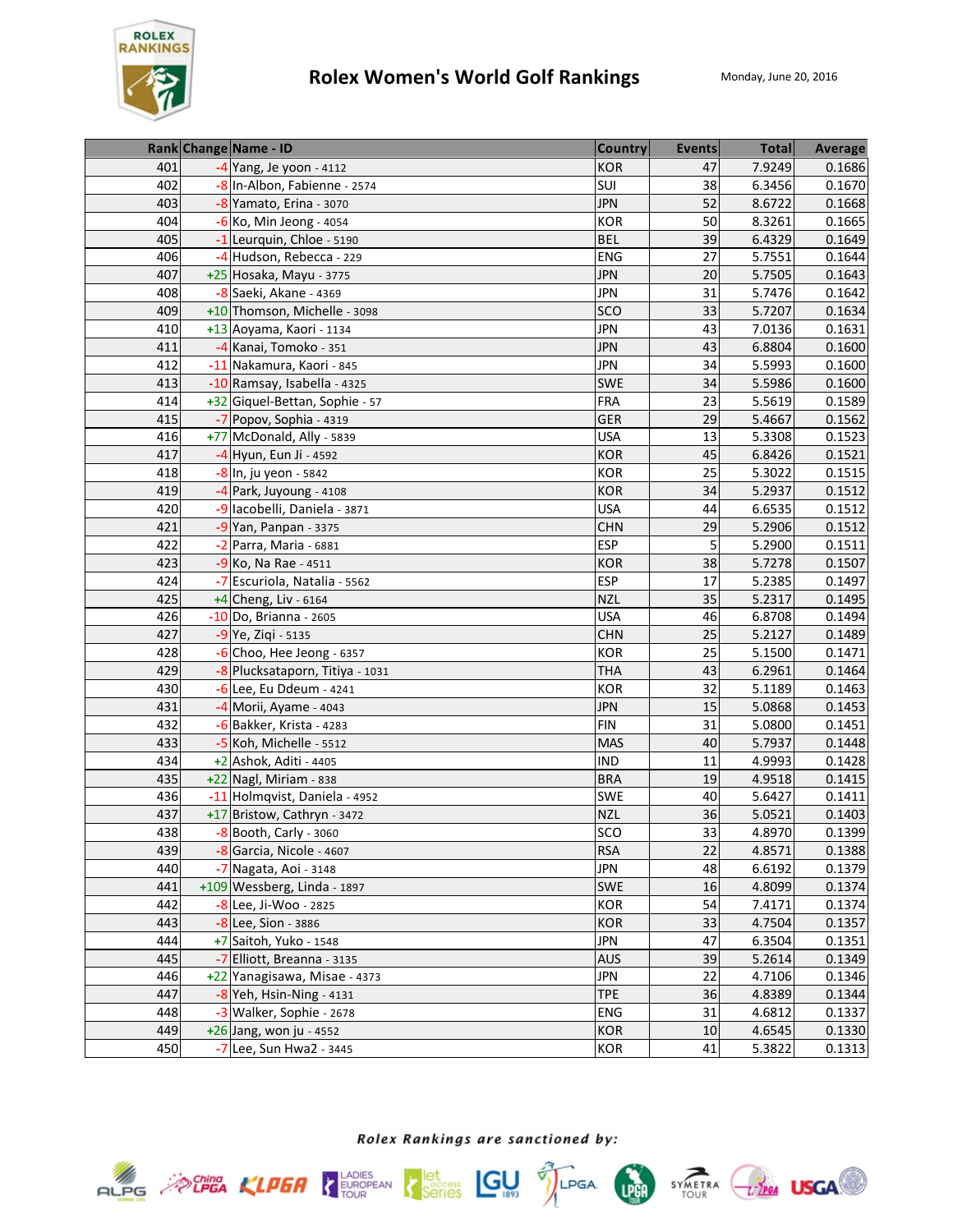# Rolex Women's World Golf Rankings

Monday, June 20, 2016

| Rank | Change | Name - ID | Country | Events | Total | Average |
|---|---|---|---|---|---|---|
| 401 | -4 | Yang, Je yoon - 4112 | KOR | 47 | 7.9249 | 0.1686 |
| 402 | -8 | In-Albon, Fabienne - 2574 | SUI | 38 | 6.3456 | 0.1670 |
| 403 | -8 | Yamato, Erina - 3070 | JPN | 52 | 8.6722 | 0.1668 |
| 404 | -6 | Ko, Min Jeong - 4054 | KOR | 50 | 8.3261 | 0.1665 |
| 405 | -1 | Leurquin, Chloe - 5190 | BEL | 39 | 6.4329 | 0.1649 |
| 406 | -4 | Hudson, Rebecca - 229 | ENG | 27 | 5.7551 | 0.1644 |
| 407 | +25 | Hosaka, Mayu - 3775 | JPN | 20 | 5.7505 | 0.1643 |
| 408 | -8 | Saeki, Akane - 4369 | JPN | 31 | 5.7476 | 0.1642 |
| 409 | +10 | Thomson, Michelle - 3098 | SCO | 33 | 5.7207 | 0.1634 |
| 410 | +13 | Aoyama, Kaori - 1134 | JPN | 43 | 7.0136 | 0.1631 |
| 411 | -4 | Kanai, Tomoko - 351 | JPN | 43 | 6.8804 | 0.1600 |
| 412 | -11 | Nakamura, Kaori - 845 | JPN | 34 | 5.5993 | 0.1600 |
| 413 | -10 | Ramsay, Isabella - 4325 | SWE | 34 | 5.5986 | 0.1600 |
| 414 | +32 | Giquel-Bettan, Sophie - 57 | FRA | 23 | 5.5619 | 0.1589 |
| 415 | -7 | Popov, Sophia - 4319 | GER | 29 | 5.4667 | 0.1562 |
| 416 | +77 | McDonald, Ally - 5839 | USA | 13 | 5.3308 | 0.1523 |
| 417 | -4 | Hyun, Eun Ji - 4592 | KOR | 45 | 6.8426 | 0.1521 |
| 418 | -8 | In, ju yeon - 5842 | KOR | 25 | 5.3022 | 0.1515 |
| 419 | -4 | Park, Juyoung - 4108 | KOR | 34 | 5.2937 | 0.1512 |
| 420 | -9 | Iacobelli, Daniela - 3871 | USA | 44 | 6.6535 | 0.1512 |
| 421 | -9 | Yan, Panpan - 3375 | CHN | 29 | 5.2906 | 0.1512 |
| 422 | -2 | Parra, Maria - 6881 | ESP | 5 | 5.2900 | 0.1511 |
| 423 | -9 | Ko, Na Rae - 4511 | KOR | 38 | 5.7278 | 0.1507 |
| 424 | -7 | Escuriola, Natalia - 5562 | ESP | 17 | 5.2385 | 0.1497 |
| 425 | +4 | Cheng, Liv - 6164 | NZL | 35 | 5.2317 | 0.1495 |
| 426 | -10 | Do, Brianna - 2605 | USA | 46 | 6.8708 | 0.1494 |
| 427 | -9 | Ye, Ziqi - 5135 | CHN | 25 | 5.2127 | 0.1489 |
| 428 | -6 | Choo, Hee Jeong - 6357 | KOR | 25 | 5.1500 | 0.1471 |
| 429 | -8 | Plucksataporn, Titiya - 1031 | THA | 43 | 6.2961 | 0.1464 |
| 430 | -6 | Lee, Eu Ddeum - 4241 | KOR | 32 | 5.1189 | 0.1463 |
| 431 | -4 | Morii, Ayame - 4043 | JPN | 15 | 5.0868 | 0.1453 |
| 432 | -6 | Bakker, Krista - 4283 | FIN | 31 | 5.0800 | 0.1451 |
| 433 | -5 | Koh, Michelle - 5512 | MAS | 40 | 5.7937 | 0.1448 |
| 434 | +2 | Ashok, Aditi - 4405 | IND | 11 | 4.9993 | 0.1428 |
| 435 | +22 | Nagl, Miriam - 838 | BRA | 19 | 4.9518 | 0.1415 |
| 436 | -11 | Holmqvist, Daniela - 4952 | SWE | 40 | 5.6427 | 0.1411 |
| 437 | +17 | Bristow, Cathryn - 3472 | NZL | 36 | 5.0521 | 0.1403 |
| 438 | -8 | Booth, Carly - 3060 | SCO | 33 | 4.8970 | 0.1399 |
| 439 | -8 | Garcia, Nicole - 4607 | RSA | 22 | 4.8571 | 0.1388 |
| 440 | -7 | Nagata, Aoi - 3148 | JPN | 48 | 6.6192 | 0.1379 |
| 441 | +109 | Wessberg, Linda - 1897 | SWE | 16 | 4.8099 | 0.1374 |
| 442 | -8 | Lee, Ji-Woo - 2825 | KOR | 54 | 7.4171 | 0.1374 |
| 443 | -8 | Lee, Sion - 3886 | KOR | 33 | 4.7504 | 0.1357 |
| 444 | +7 | Saitoh, Yuko - 1548 | JPN | 47 | 6.3504 | 0.1351 |
| 445 | -7 | Elliott, Breanna - 3135 | AUS | 39 | 5.2614 | 0.1349 |
| 446 | +22 | Yanagisawa, Misae - 4373 | JPN | 22 | 4.7106 | 0.1346 |
| 447 | -8 | Yeh, Hsin-Ning - 4131 | TPE | 36 | 4.8389 | 0.1344 |
| 448 | -3 | Walker, Sophie - 2678 | ENG | 31 | 4.6812 | 0.1337 |
| 449 | +26 | Jang, won ju - 4552 | KOR | 10 | 4.6545 | 0.1330 |
| 450 | -7 | Lee, Sun Hwa2 - 3445 | KOR | 41 | 5.3822 | 0.1313 |

*Rolex Rankings are sanctioned by:*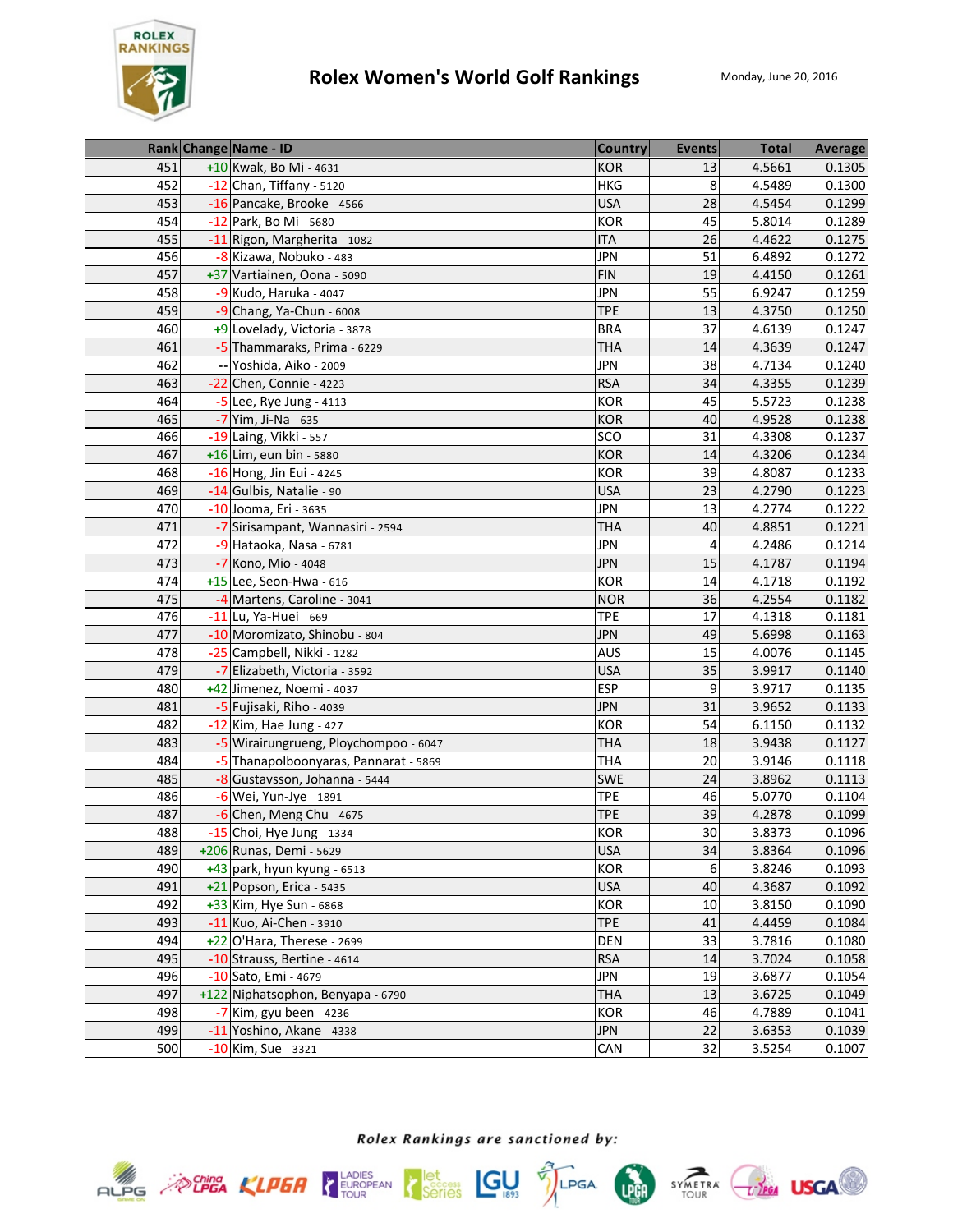# Rolex Women's World Golf Rankings

Monday, June 20, 2016

| Rank | Change | Name - ID | Country | Events | Total | Average |
|---|---|---|---|---|---|---|
| 451 | +10 | Kwak, Bo Mi - 4631 | KOR | 13 | 4.5661 | 0.1305 |
| 452 | -12 | Chan, Tiffany - 5120 | HKG | 8 | 4.5489 | 0.1300 |
| 453 | -16 | Pancake, Brooke - 4566 | USA | 28 | 4.5454 | 0.1299 |
| 454 | -12 | Park, Bo Mi - 5680 | KOR | 45 | 5.8014 | 0.1289 |
| 455 | -11 | Rigon, Margherita - 1082 | ITA | 26 | 4.4622 | 0.1275 |
| 456 | -8 | Kizawa, Nobuko - 483 | JPN | 51 | 6.4892 | 0.1272 |
| 457 | +37 | Vartiainen, Oona - 5090 | FIN | 19 | 4.4150 | 0.1261 |
| 458 | -9 | Kudo, Haruka - 4047 | JPN | 55 | 6.9247 | 0.1259 |
| 459 | -9 | Chang, Ya-Chun - 6008 | TPE | 13 | 4.3750 | 0.1250 |
| 460 | +9 | Lovelady, Victoria - 3878 | BRA | 37 | 4.6139 | 0.1247 |
| 461 | -5 | Thammaraks, Prima - 6229 | THA | 14 | 4.3639 | 0.1247 |
| 462 | -- | Yoshida, Aiko - 2009 | JPN | 38 | 4.7134 | 0.1240 |
| 463 | -22 | Chen, Connie - 4223 | RSA | 34 | 4.3355 | 0.1239 |
| 464 | -5 | Lee, Rye Jung - 4113 | KOR | 45 | 5.5723 | 0.1238 |
| 465 | -7 | Yim, Ji-Na - 635 | KOR | 40 | 4.9528 | 0.1238 |
| 466 | -19 | Laing, Vikki - 557 | SCO | 31 | 4.3308 | 0.1237 |
| 467 | +16 | Lim, eun bin - 5880 | KOR | 14 | 4.3206 | 0.1234 |
| 468 | -16 | Hong, Jin Eui - 4245 | KOR | 39 | 4.8087 | 0.1233 |
| 469 | -14 | Gulbis, Natalie - 90 | USA | 23 | 4.2790 | 0.1223 |
| 470 | -10 | Jooma, Eri - 3635 | JPN | 13 | 4.2774 | 0.1222 |
| 471 | -7 | Sirisampant, Wannasiri - 2594 | THA | 40 | 4.8851 | 0.1221 |
| 472 | -9 | Hataoka, Nasa - 6781 | JPN | 4 | 4.2486 | 0.1214 |
| 473 | -7 | Kono, Mio - 4048 | JPN | 15 | 4.1787 | 0.1194 |
| 474 | +15 | Lee, Seon-Hwa - 616 | KOR | 14 | 4.1718 | 0.1192 |
| 475 | -4 | Martens, Caroline - 3041 | NOR | 36 | 4.2554 | 0.1182 |
| 476 | -11 | Lu, Ya-Huei - 669 | TPE | 17 | 4.1318 | 0.1181 |
| 477 | -10 | Moromizato, Shinobu - 804 | JPN | 49 | 5.6998 | 0.1163 |
| 478 | -25 | Campbell, Nikki - 1282 | AUS | 15 | 4.0076 | 0.1145 |
| 479 | -7 | Elizabeth, Victoria - 3592 | USA | 35 | 3.9917 | 0.1140 |
| 480 | +42 | Jimenez, Noemi - 4037 | ESP | 9 | 3.9717 | 0.1135 |
| 481 | -5 | Fujisaki, Riho - 4039 | JPN | 31 | 3.9652 | 0.1133 |
| 482 | -12 | Kim, Hae Jung - 427 | KOR | 54 | 6.1150 | 0.1132 |
| 483 | -5 | Wirairungrueng, Ploychompoo - 6047 | THA | 18 | 3.9438 | 0.1127 |
| 484 | -5 | Thanapolboonyaras, Pannarat - 5869 | THA | 20 | 3.9146 | 0.1118 |
| 485 | -8 | Gustavsson, Johanna - 5444 | SWE | 24 | 3.8962 | 0.1113 |
| 486 | -6 | Wei, Yun-Jye - 1891 | TPE | 46 | 5.0770 | 0.1104 |
| 487 | -6 | Chen, Meng Chu - 4675 | TPE | 39 | 4.2878 | 0.1099 |
| 488 | -15 | Choi, Hye Jung - 1334 | KOR | 30 | 3.8373 | 0.1096 |
| 489 | +206 | Runas, Demi - 5629 | USA | 34 | 3.8364 | 0.1096 |
| 490 | +43 | park, hyun kyung - 6513 | KOR | 6 | 3.8246 | 0.1093 |
| 491 | +21 | Popson, Erica - 5435 | USA | 40 | 4.3687 | 0.1092 |
| 492 | +33 | Kim, Hye Sun - 6868 | KOR | 10 | 3.8150 | 0.1090 |
| 493 | -11 | Kuo, Ai-Chen - 3910 | TPE | 41 | 4.4459 | 0.1084 |
| 494 | +22 | O'Hara, Therese - 2699 | DEN | 33 | 3.7816 | 0.1080 |
| 495 | -10 | Strauss, Bertine - 4614 | RSA | 14 | 3.7024 | 0.1058 |
| 496 | -10 | Sato, Emi - 4679 | JPN | 19 | 3.6877 | 0.1054 |
| 497 | +122 | Niphatsophon, Benyapa - 6790 | THA | 13 | 3.6725 | 0.1049 |
| 498 | -7 | Kim, gyu been - 4236 | KOR | 46 | 4.7889 | 0.1041 |
| 499 | -11 | Yoshino, Akane - 4338 | JPN | 22 | 3.6353 | 0.1039 |
| 500 | -10 | Kim, Sue - 3321 | CAN | 32 | 3.5254 | 0.1007 |

*Rolex Rankings are sanctioned by:*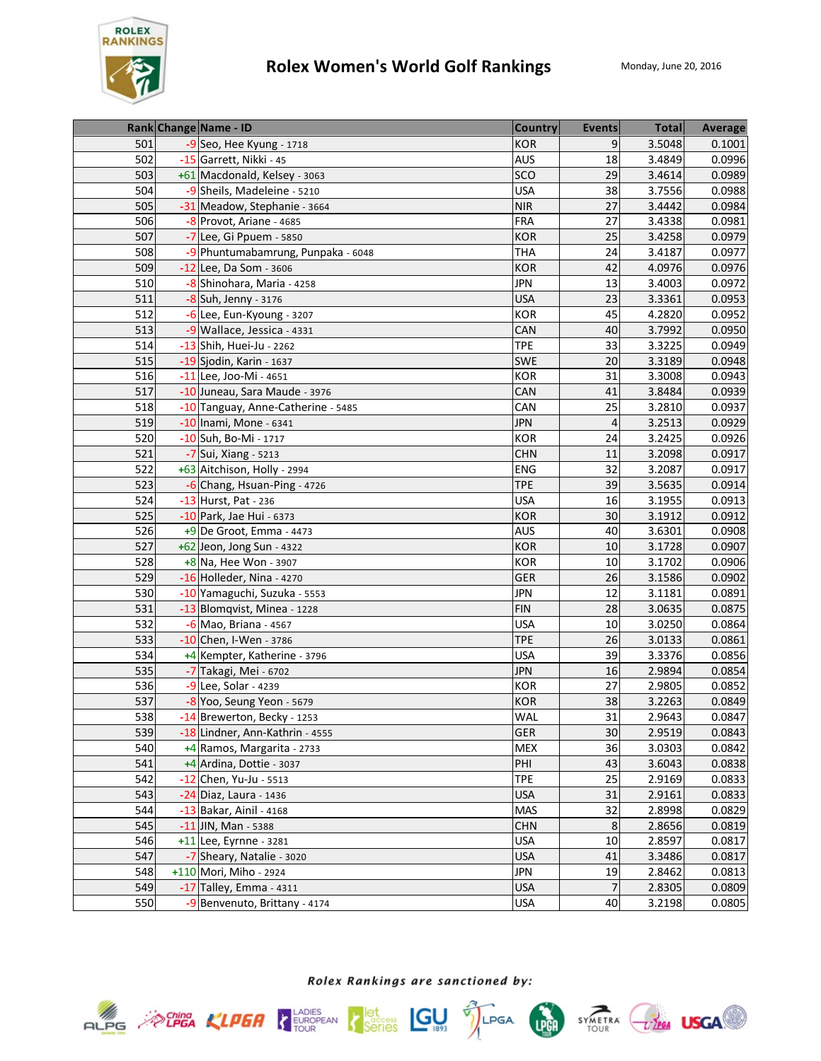# Rolex Women's World Golf Rankings

Monday, June 20, 2016

| Rank | Change | Name - ID | Country | Events | Total | Average |
|---|---|---|---|---|---|---|
| 501 | -9 | Seo, Hee Kyung - 1718 | KOR | 9 | 3.5048 | 0.1001 |
| 502 | -15 | Garrett, Nikki - 45 | AUS | 18 | 3.4849 | 0.0996 |
| 503 | +61 | Macdonald, Kelsey - 3063 | SCO | 29 | 3.4614 | 0.0989 |
| 504 | -9 | Sheils, Madeleine - 5210 | USA | 38 | 3.7556 | 0.0988 |
| 505 | -31 | Meadow, Stephanie - 3664 | NIR | 27 | 3.4442 | 0.0984 |
| 506 | -8 | Provot, Ariane - 4685 | FRA | 27 | 3.4338 | 0.0981 |
| 507 | -7 | Lee, Gi Ppuem - 5850 | KOR | 25 | 3.4258 | 0.0979 |
| 508 | -9 | Phuntumabamrung, Punpaka - 6048 | THA | 24 | 3.4187 | 0.0977 |
| 509 | -12 | Lee, Da Som - 3606 | KOR | 42 | 4.0976 | 0.0976 |
| 510 | -8 | Shinohara, Maria - 4258 | JPN | 13 | 3.4003 | 0.0972 |
| 511 | -8 | Suh, Jenny - 3176 | USA | 23 | 3.3361 | 0.0953 |
| 512 | -6 | Lee, Eun-Kyoung - 3207 | KOR | 45 | 4.2820 | 0.0952 |
| 513 | -9 | Wallace, Jessica - 4331 | CAN | 40 | 3.7992 | 0.0950 |
| 514 | -13 | Shih, Huei-Ju - 2262 | TPE | 33 | 3.3225 | 0.0949 |
| 515 | -19 | Sjodin, Karin - 1637 | SWE | 20 | 3.3189 | 0.0948 |
| 516 | -11 | Lee, Joo-Mi - 4651 | KOR | 31 | 3.3008 | 0.0943 |
| 517 | -10 | Juneau, Sara Maude - 3976 | CAN | 41 | 3.8484 | 0.0939 |
| 518 | -10 | Tanguay, Anne-Catherine - 5485 | CAN | 25 | 3.2810 | 0.0937 |
| 519 | -10 | Inami, Mone - 6341 | JPN | 4 | 3.2513 | 0.0929 |
| 520 | -10 | Suh, Bo-Mi - 1717 | KOR | 24 | 3.2425 | 0.0926 |
| 521 | -7 | Sui, Xiang - 5213 | CHN | 11 | 3.2098 | 0.0917 |
| 522 | +63 | Aitchison, Holly - 2994 | ENG | 32 | 3.2087 | 0.0917 |
| 523 | -6 | Chang, Hsuan-Ping - 4726 | TPE | 39 | 3.5635 | 0.0914 |
| 524 | -13 | Hurst, Pat - 236 | USA | 16 | 3.1955 | 0.0913 |
| 525 | -10 | Park, Jae Hui - 6373 | KOR | 30 | 3.1912 | 0.0912 |
| 526 | +9 | De Groot, Emma - 4473 | AUS | 40 | 3.6301 | 0.0908 |
| 527 | +62 | Jeon, Jong Sun - 4322 | KOR | 10 | 3.1728 | 0.0907 |
| 528 | +8 | Na, Hee Won - 3907 | KOR | 10 | 3.1702 | 0.0906 |
| 529 | -16 | Holleder, Nina - 4270 | GER | 26 | 3.1586 | 0.0902 |
| 530 | -10 | Yamaguchi, Suzuka - 5553 | JPN | 12 | 3.1181 | 0.0891 |
| 531 | -13 | Blomqvist, Minea - 1228 | FIN | 28 | 3.0635 | 0.0875 |
| 532 | -6 | Mao, Briana - 4567 | USA | 10 | 3.0250 | 0.0864 |
| 533 | -10 | Chen, I-Wen - 3786 | TPE | 26 | 3.0133 | 0.0861 |
| 534 | +4 | Kempter, Katherine - 3796 | USA | 39 | 3.3376 | 0.0856 |
| 535 | -7 | Takagi, Mei - 6702 | JPN | 16 | 2.9894 | 0.0854 |
| 536 | -9 | Lee, Solar - 4239 | KOR | 27 | 2.9805 | 0.0852 |
| 537 | -8 | Yoo, Seung Yeon - 5679 | KOR | 38 | 3.2263 | 0.0849 |
| 538 | -14 | Brewerton, Becky - 1253 | WAL | 31 | 2.9643 | 0.0847 |
| 539 | -18 | Lindner, Ann-Kathrin - 4555 | GER | 30 | 2.9519 | 0.0843 |
| 540 | +4 | Ramos, Margarita - 2733 | MEX | 36 | 3.0303 | 0.0842 |
| 541 | +4 | Ardina, Dottie - 3037 | PHI | 43 | 3.6043 | 0.0838 |
| 542 | -12 | Chen, Yu-Ju - 5513 | TPE | 25 | 2.9169 | 0.0833 |
| 543 | -24 | Diaz, Laura - 1436 | USA | 31 | 2.9161 | 0.0833 |
| 544 | -13 | Bakar, Ainil - 4168 | MAS | 32 | 2.8998 | 0.0829 |
| 545 | -11 | JIN, Man - 5388 | CHN | 8 | 2.8656 | 0.0819 |
| 546 | +11 | Lee, Eyrnne - 3281 | USA | 10 | 2.8597 | 0.0817 |
| 547 | -7 | Sheary, Natalie - 3020 | USA | 41 | 3.3486 | 0.0817 |
| 548 | +110 | Mori, Miho - 2924 | JPN | 19 | 2.8462 | 0.0813 |
| 549 | -17 | Talley, Emma - 4311 | USA | 7 | 2.8305 | 0.0809 |
| 550 | -9 | Benvenuto, Brittany - 4174 | USA | 40 | 3.2198 | 0.0805 |

*Rolex Rankings are sanctioned by:*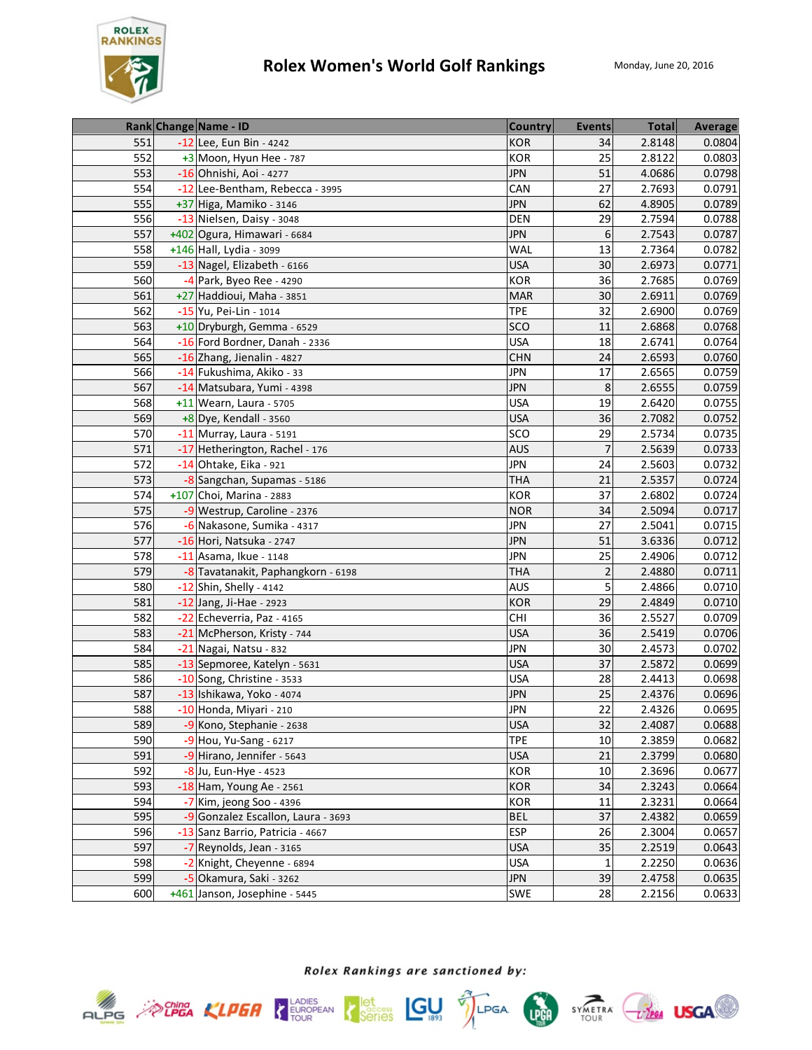# Rolex Women's World Golf Rankings

Monday, June 20, 2016

| Rank | Change | Name - ID | Country | Events | Total | Average |
|---|---|---|---|---|---|---|
| 551 | -12 | Lee, Eun Bin - 4242 | KOR | 34 | 2.8148 | 0.0804 |
| 552 | +3 | Moon, Hyun Hee - 787 | KOR | 25 | 2.8122 | 0.0803 |
| 553 | -16 | Ohnishi, Aoi - 4277 | JPN | 51 | 4.0686 | 0.0798 |
| 554 | -12 | Lee-Bentham, Rebecca - 3995 | CAN | 27 | 2.7693 | 0.0791 |
| 555 | +37 | Higa, Mamiko - 3146 | JPN | 62 | 4.8905 | 0.0789 |
| 556 | -13 | Nielsen, Daisy - 3048 | DEN | 29 | 2.7594 | 0.0788 |
| 557 | +402 | Ogura, Himawari - 6684 | JPN | 6 | 2.7543 | 0.0787 |
| 558 | +146 | Hall, Lydia - 3099 | WAL | 13 | 2.7364 | 0.0782 |
| 559 | -13 | Nagel, Elizabeth - 6166 | USA | 30 | 2.6973 | 0.0771 |
| 560 | -4 | Park, Byeo Ree - 4290 | KOR | 36 | 2.7685 | 0.0769 |
| 561 | +27 | Haddioui, Maha - 3851 | MAR | 30 | 2.6911 | 0.0769 |
| 562 | -15 | Yu, Pei-Lin - 1014 | TPE | 32 | 2.6900 | 0.0769 |
| 563 | +10 | Dryburgh, Gemma - 6529 | SCO | 11 | 2.6868 | 0.0768 |
| 564 | -16 | Ford Bordner, Danah - 2336 | USA | 18 | 2.6741 | 0.0764 |
| 565 | -16 | Zhang, Jienalin - 4827 | CHN | 24 | 2.6593 | 0.0760 |
| 566 | -14 | Fukushima, Akiko - 33 | JPN | 17 | 2.6565 | 0.0759 |
| 567 | -14 | Matsubara, Yumi - 4398 | JPN | 8 | 2.6555 | 0.0759 |
| 568 | +11 | Wearn, Laura - 5705 | USA | 19 | 2.6420 | 0.0755 |
| 569 | +8 | Dye, Kendall - 3560 | USA | 36 | 2.7082 | 0.0752 |
| 570 | -11 | Murray, Laura - 5191 | SCO | 29 | 2.5734 | 0.0735 |
| 571 | -17 | Hetherington, Rachel - 176 | AUS | 7 | 2.5639 | 0.0733 |
| 572 | -14 | Ohtake, Eika - 921 | JPN | 24 | 2.5603 | 0.0732 |
| 573 | -8 | Sangchan, Supamas - 5186 | THA | 21 | 2.5357 | 0.0724 |
| 574 | +107 | Choi, Marina - 2883 | KOR | 37 | 2.6802 | 0.0724 |
| 575 | -9 | Westrup, Caroline - 2376 | NOR | 34 | 2.5094 | 0.0717 |
| 576 | -6 | Nakasone, Sumika - 4317 | JPN | 27 | 2.5041 | 0.0715 |
| 577 | -16 | Hori, Natsuka - 2747 | JPN | 51 | 3.6336 | 0.0712 |
| 578 | -11 | Asama, Ikue - 1148 | JPN | 25 | 2.4906 | 0.0712 |
| 579 | -8 | Tavatanakit, Paphangkorn - 6198 | THA | 2 | 2.4880 | 0.0711 |
| 580 | -12 | Shin, Shelly - 4142 | AUS | 5 | 2.4866 | 0.0710 |
| 581 | -12 | Jang, Ji-Hae - 2923 | KOR | 29 | 2.4849 | 0.0710 |
| 582 | -22 | Echeverria, Paz - 4165 | CHI | 36 | 2.5527 | 0.0709 |
| 583 | -21 | McPherson, Kristy - 744 | USA | 36 | 2.5419 | 0.0706 |
| 584 | -21 | Nagai, Natsu - 832 | JPN | 30 | 2.4573 | 0.0702 |
| 585 | -13 | Sepmoree, Katelyn - 5631 | USA | 37 | 2.5872 | 0.0699 |
| 586 | -10 | Song, Christine - 3533 | USA | 28 | 2.4413 | 0.0698 |
| 587 | -13 | Ishikawa, Yoko - 4074 | JPN | 25 | 2.4376 | 0.0696 |
| 588 | -10 | Honda, Miyari - 210 | JPN | 22 | 2.4326 | 0.0695 |
| 589 | -9 | Kono, Stephanie - 2638 | USA | 32 | 2.4087 | 0.0688 |
| 590 | -9 | Hou, Yu-Sang - 6217 | TPE | 10 | 2.3859 | 0.0682 |
| 591 | -9 | Hirano, Jennifer - 5643 | USA | 21 | 2.3799 | 0.0680 |
| 592 | -8 | Ju, Eun-Hye - 4523 | KOR | 10 | 2.3696 | 0.0677 |
| 593 | -18 | Ham, Young Ae - 2561 | KOR | 34 | 2.3243 | 0.0664 |
| 594 | -7 | Kim, jeong Soo - 4396 | KOR | 11 | 2.3231 | 0.0664 |
| 595 | -9 | Gonzalez Escallon, Laura - 3693 | BEL | 37 | 2.4382 | 0.0659 |
| 596 | -13 | Sanz Barrio, Patricia - 4667 | ESP | 26 | 2.3004 | 0.0657 |
| 597 | -7 | Reynolds, Jean - 3165 | USA | 35 | 2.2519 | 0.0643 |
| 598 | -2 | Knight, Cheyenne - 6894 | USA | 1 | 2.2250 | 0.0636 |
| 599 | -5 | Okamura, Saki - 3262 | JPN | 39 | 2.4758 | 0.0635 |
| 600 | +461 | Janson, Josephine - 5445 | SWE | 28 | 2.2156 | 0.0633 |

*Rolex Rankings are sanctioned by:*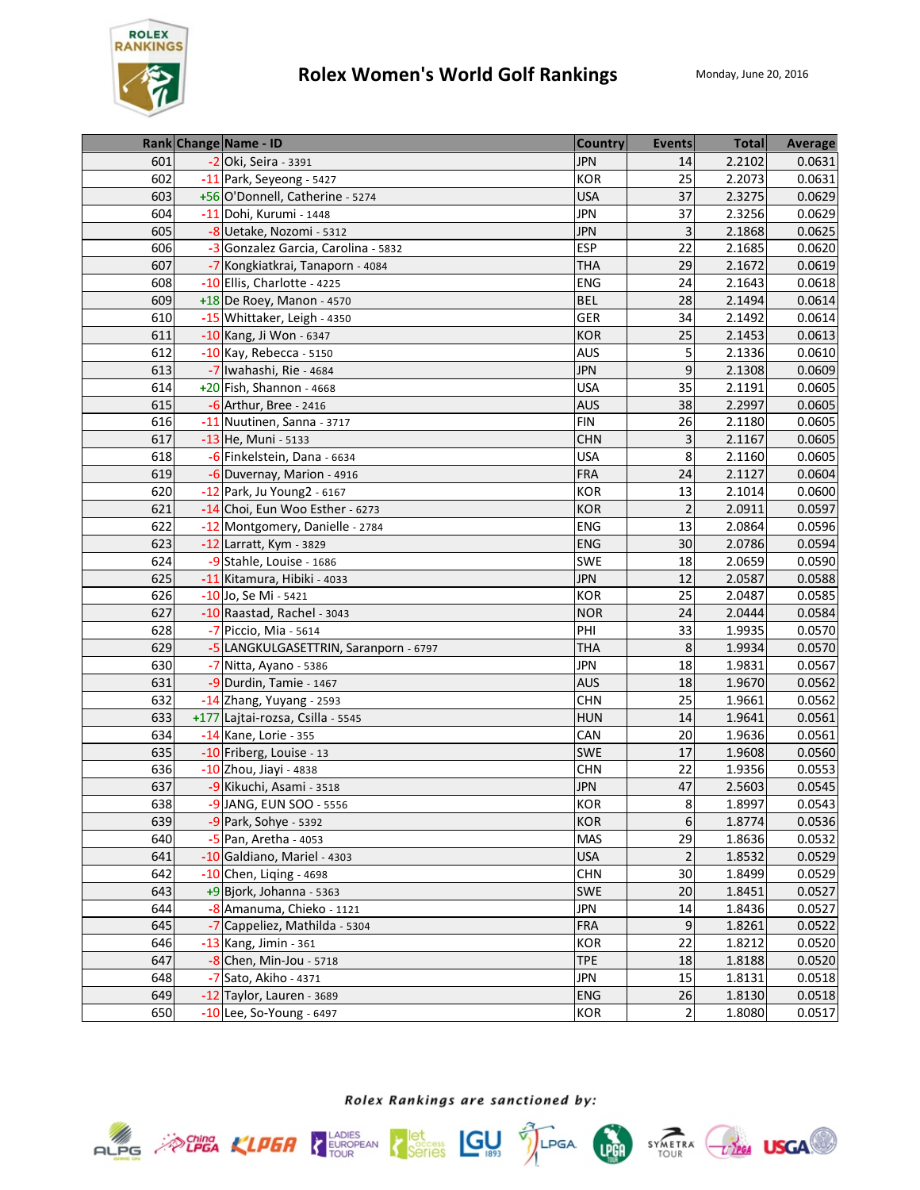# Rolex Women's World Golf Rankings

Monday, June 20, 2016

| Rank | Change | Name - ID | Country | Events | Total | Average |
|---|---|---|---|---|---|---|
| 601 | -2 | Oki, Seira - 3391 | JPN | 14 | 2.2102 | 0.0631 |
| 602 | -11 | Park, Seyeong - 5427 | KOR | 25 | 2.2073 | 0.0631 |
| 603 | +56 | O'Donnell, Catherine - 5274 | USA | 37 | 2.3275 | 0.0629 |
| 604 | -11 | Dohi, Kurumi - 1448 | JPN | 37 | 2.3256 | 0.0629 |
| 605 | -8 | Uetake, Nozomi - 5312 | JPN | 3 | 2.1868 | 0.0625 |
| 606 | -3 | Gonzalez Garcia, Carolina - 5832 | ESP | 22 | 2.1685 | 0.0620 |
| 607 | -7 | Kongkiatkrai, Tanaporn - 4084 | THA | 29 | 2.1672 | 0.0619 |
| 608 | -10 | Ellis, Charlotte - 4225 | ENG | 24 | 2.1643 | 0.0618 |
| 609 | +18 | De Roey, Manon - 4570 | BEL | 28 | 2.1494 | 0.0614 |
| 610 | -15 | Whittaker, Leigh - 4350 | GER | 34 | 2.1492 | 0.0614 |
| 611 | -10 | Kang, Ji Won - 6347 | KOR | 25 | 2.1453 | 0.0613 |
| 612 | -10 | Kay, Rebecca - 5150 | AUS | 5 | 2.1336 | 0.0610 |
| 613 | -7 | Iwahashi, Rie - 4684 | JPN | 9 | 2.1308 | 0.0609 |
| 614 | +20 | Fish, Shannon - 4668 | USA | 35 | 2.1191 | 0.0605 |
| 615 | -6 | Arthur, Bree - 2416 | AUS | 38 | 2.2997 | 0.0605 |
| 616 | -11 | Nuutinen, Sanna - 3717 | FIN | 26 | 2.1180 | 0.0605 |
| 617 | -13 | He, Muni - 5133 | CHN | 3 | 2.1167 | 0.0605 |
| 618 | -6 | Finkelstein, Dana - 6634 | USA | 8 | 2.1160 | 0.0605 |
| 619 | -6 | Duvernay, Marion - 4916 | FRA | 24 | 2.1127 | 0.0604 |
| 620 | -12 | Park, Ju Young2 - 6167 | KOR | 13 | 2.1014 | 0.0600 |
| 621 | -14 | Choi, Eun Woo Esther - 6273 | KOR | 2 | 2.0911 | 0.0597 |
| 622 | -12 | Montgomery, Danielle - 2784 | ENG | 13 | 2.0864 | 0.0596 |
| 623 | -12 | Larratt, Kym - 3829 | ENG | 30 | 2.0786 | 0.0594 |
| 624 | -9 | Stahle, Louise - 1686 | SWE | 18 | 2.0659 | 0.0590 |
| 625 | -11 | Kitamura, Hibiki - 4033 | JPN | 12 | 2.0587 | 0.0588 |
| 626 | -10 | Jo, Se Mi - 5421 | KOR | 25 | 2.0487 | 0.0585 |
| 627 | -10 | Raastad, Rachel - 3043 | NOR | 24 | 2.0444 | 0.0584 |
| 628 | -7 | Piccio, Mia - 5614 | PHI | 33 | 1.9935 | 0.0570 |
| 629 | -5 | LANGKULGASETTRIN, Saranporn - 6797 | THA | 8 | 1.9934 | 0.0570 |
| 630 | -7 | Nitta, Ayano - 5386 | JPN | 18 | 1.9831 | 0.0567 |
| 631 | -9 | Durdin, Tamie - 1467 | AUS | 18 | 1.9670 | 0.0562 |
| 632 | -14 | Zhang, Yuyang - 2593 | CHN | 25 | 1.9661 | 0.0562 |
| 633 | +177 | Lajtai-rozsa, Csilla - 5545 | HUN | 14 | 1.9641 | 0.0561 |
| 634 | -14 | Kane, Lorie - 355 | CAN | 20 | 1.9636 | 0.0561 |
| 635 | -10 | Friberg, Louise - 13 | SWE | 17 | 1.9608 | 0.0560 |
| 636 | -10 | Zhou, Jiayi - 4838 | CHN | 22 | 1.9356 | 0.0553 |
| 637 | -9 | Kikuchi, Asami - 3518 | JPN | 47 | 2.5603 | 0.0545 |
| 638 | -9 | JANG, EUN SOO - 5556 | KOR | 8 | 1.8997 | 0.0543 |
| 639 | -9 | Park, Sohye - 5392 | KOR | 6 | 1.8774 | 0.0536 |
| 640 | -5 | Pan, Aretha - 4053 | MAS | 29 | 1.8636 | 0.0532 |
| 641 | -10 | Galdiano, Mariel - 4303 | USA | 2 | 1.8532 | 0.0529 |
| 642 | -10 | Chen, Liqing - 4698 | CHN | 30 | 1.8499 | 0.0529 |
| 643 | +9 | Bjork, Johanna - 5363 | SWE | 20 | 1.8451 | 0.0527 |
| 644 | -8 | Amanuma, Chieko - 1121 | JPN | 14 | 1.8436 | 0.0527 |
| 645 | -7 | Cappeliez, Mathilda - 5304 | FRA | 9 | 1.8261 | 0.0522 |
| 646 | -13 | Kang, Jimin - 361 | KOR | 22 | 1.8212 | 0.0520 |
| 647 | -8 | Chen, Min-Jou - 5718 | TPE | 18 | 1.8188 | 0.0520 |
| 648 | -7 | Sato, Akiho - 4371 | JPN | 15 | 1.8131 | 0.0518 |
| 649 | -12 | Taylor, Lauren - 3689 | ENG | 26 | 1.8130 | 0.0518 |
| 650 | -10 | Lee, So-Young - 6497 | KOR | 2 | 1.8080 | 0.0517 |

*Rolex Rankings are sanctioned by:*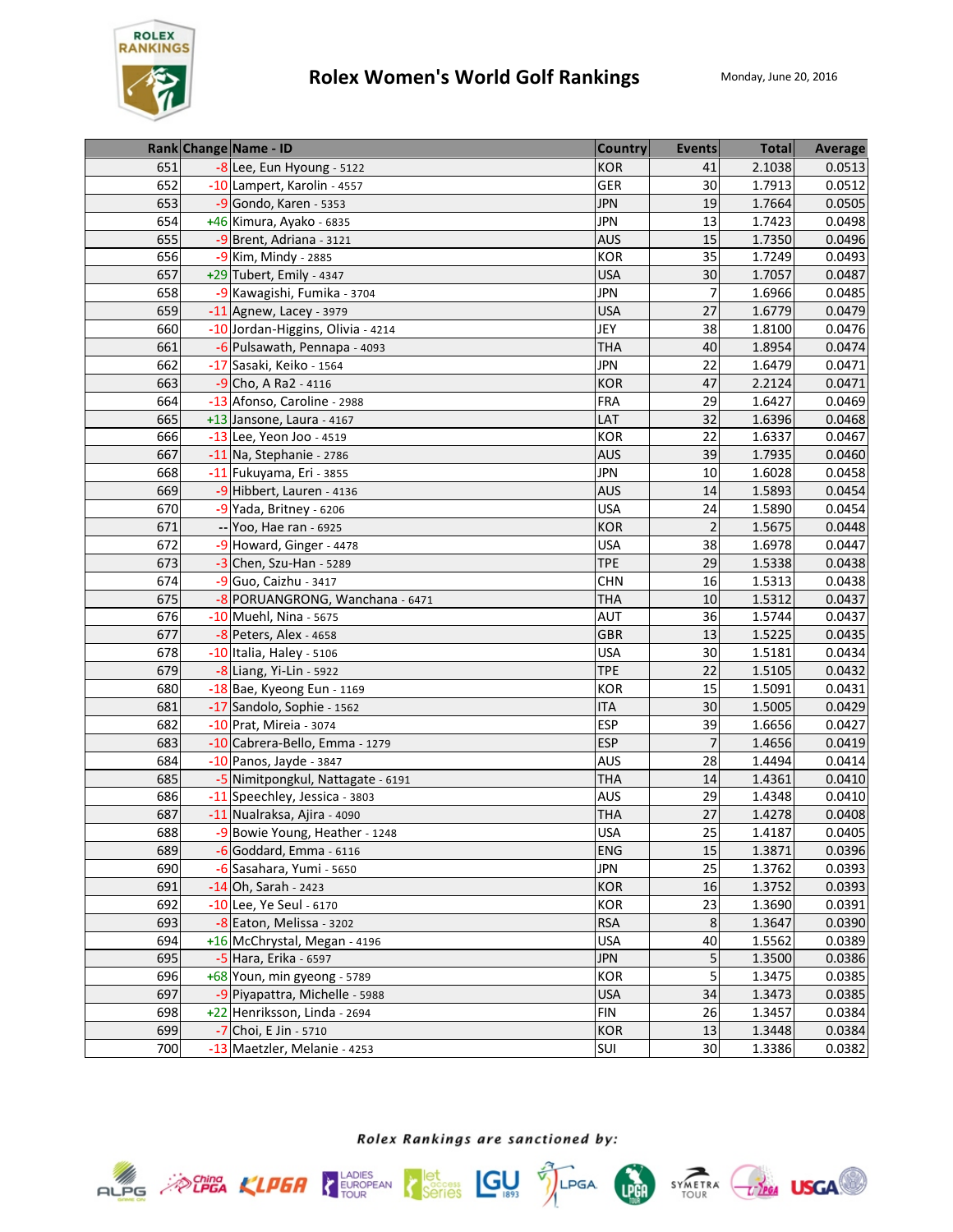# Rolex Women's World Golf Rankings

Monday, June 20, 2016

| Rank | Change | Name - ID | Country | Events | Total | Average |
|---|---|---|---|---|---|---|
| 651 | -8 | Lee, Eun Hyoung - 5122 | KOR | 41 | 2.1038 | 0.0513 |
| 652 | -10 | Lampert, Karolin - 4557 | GER | 30 | 1.7913 | 0.0512 |
| 653 | -9 | Gondo, Karen - 5353 | JPN | 19 | 1.7664 | 0.0505 |
| 654 | +46 | Kimura, Ayako - 6835 | JPN | 13 | 1.7423 | 0.0498 |
| 655 | -9 | Brent, Adriana - 3121 | AUS | 15 | 1.7350 | 0.0496 |
| 656 | -9 | Kim, Mindy - 2885 | KOR | 35 | 1.7249 | 0.0493 |
| 657 | +29 | Tubert, Emily - 4347 | USA | 30 | 1.7057 | 0.0487 |
| 658 | -9 | Kawagishi, Fumika - 3704 | JPN | 7 | 1.6966 | 0.0485 |
| 659 | -11 | Agnew, Lacey - 3979 | USA | 27 | 1.6779 | 0.0479 |
| 660 | -10 | Jordan-Higgins, Olivia - 4214 | JEY | 38 | 1.8100 | 0.0476 |
| 661 | -6 | Pulsawath, Pennapa - 4093 | THA | 40 | 1.8954 | 0.0474 |
| 662 | -17 | Sasaki, Keiko - 1564 | JPN | 22 | 1.6479 | 0.0471 |
| 663 | -9 | Cho, A Ra2 - 4116 | KOR | 47 | 2.2124 | 0.0471 |
| 664 | -13 | Afonso, Caroline - 2988 | FRA | 29 | 1.6427 | 0.0469 |
| 665 | +13 | Jansone, Laura - 4167 | LAT | 32 | 1.6396 | 0.0468 |
| 666 | -13 | Lee, Yeon Joo - 4519 | KOR | 22 | 1.6337 | 0.0467 |
| 667 | -11 | Na, Stephanie - 2786 | AUS | 39 | 1.7935 | 0.0460 |
| 668 | -11 | Fukuyama, Eri - 3855 | JPN | 10 | 1.6028 | 0.0458 |
| 669 | -9 | Hibbert, Lauren - 4136 | AUS | 14 | 1.5893 | 0.0454 |
| 670 | -9 | Yada, Britney - 6206 | USA | 24 | 1.5890 | 0.0454 |
| 671 | -- | Yoo, Hae ran - 6925 | KOR | 2 | 1.5675 | 0.0448 |
| 672 | -9 | Howard, Ginger - 4478 | USA | 38 | 1.6978 | 0.0447 |
| 673 | -3 | Chen, Szu-Han - 5289 | TPE | 29 | 1.5338 | 0.0438 |
| 674 | -9 | Guo, Caizhu - 3417 | CHN | 16 | 1.5313 | 0.0438 |
| 675 | -8 | PORUANGRONG, Wanchana - 6471 | THA | 10 | 1.5312 | 0.0437 |
| 676 | -10 | Muehl, Nina - 5675 | AUT | 36 | 1.5744 | 0.0437 |
| 677 | -8 | Peters, Alex - 4658 | GBR | 13 | 1.5225 | 0.0435 |
| 678 | -10 | Italia, Haley - 5106 | USA | 30 | 1.5181 | 0.0434 |
| 679 | -8 | Liang, Yi-Lin - 5922 | TPE | 22 | 1.5105 | 0.0432 |
| 680 | -18 | Bae, Kyeong Eun - 1169 | KOR | 15 | 1.5091 | 0.0431 |
| 681 | -17 | Sandolo, Sophie - 1562 | ITA | 30 | 1.5005 | 0.0429 |
| 682 | -10 | Prat, Mireia - 3074 | ESP | 39 | 1.6656 | 0.0427 |
| 683 | -10 | Cabrera-Bello, Emma - 1279 | ESP | 7 | 1.4656 | 0.0419 |
| 684 | -10 | Panos, Jayde - 3847 | AUS | 28 | 1.4494 | 0.0414 |
| 685 | -5 | Nimitpongkul, Nattagate - 6191 | THA | 14 | 1.4361 | 0.0410 |
| 686 | -11 | Speechley, Jessica - 3803 | AUS | 29 | 1.4348 | 0.0410 |
| 687 | -11 | Nualraksa, Ajira - 4090 | THA | 27 | 1.4278 | 0.0408 |
| 688 | -9 | Bowie Young, Heather - 1248 | USA | 25 | 1.4187 | 0.0405 |
| 689 | -6 | Goddard, Emma - 6116 | ENG | 15 | 1.3871 | 0.0396 |
| 690 | -6 | Sasahara, Yumi - 5650 | JPN | 25 | 1.3762 | 0.0393 |
| 691 | -14 | Oh, Sarah - 2423 | KOR | 16 | 1.3752 | 0.0393 |
| 692 | -10 | Lee, Ye Seul - 6170 | KOR | 23 | 1.3690 | 0.0391 |
| 693 | -8 | Eaton, Melissa - 3202 | RSA | 8 | 1.3647 | 0.0390 |
| 694 | +16 | McChrystal, Megan - 4196 | USA | 40 | 1.5562 | 0.0389 |
| 695 | -5 | Hara, Erika - 6597 | JPN | 5 | 1.3500 | 0.0386 |
| 696 | +68 | Youn, min gyeong - 5789 | KOR | 5 | 1.3475 | 0.0385 |
| 697 | -9 | Piyapattra, Michelle - 5988 | USA | 34 | 1.3473 | 0.0385 |
| 698 | +22 | Henriksson, Linda - 2694 | FIN | 26 | 1.3457 | 0.0384 |
| 699 | -7 | Choi, E Jin - 5710 | KOR | 13 | 1.3448 | 0.0384 |
| 700 | -13 | Maetzler, Melanie - 4253 | SUI | 30 | 1.3386 | 0.0382 |

*Rolex Rankings are sanctioned by:*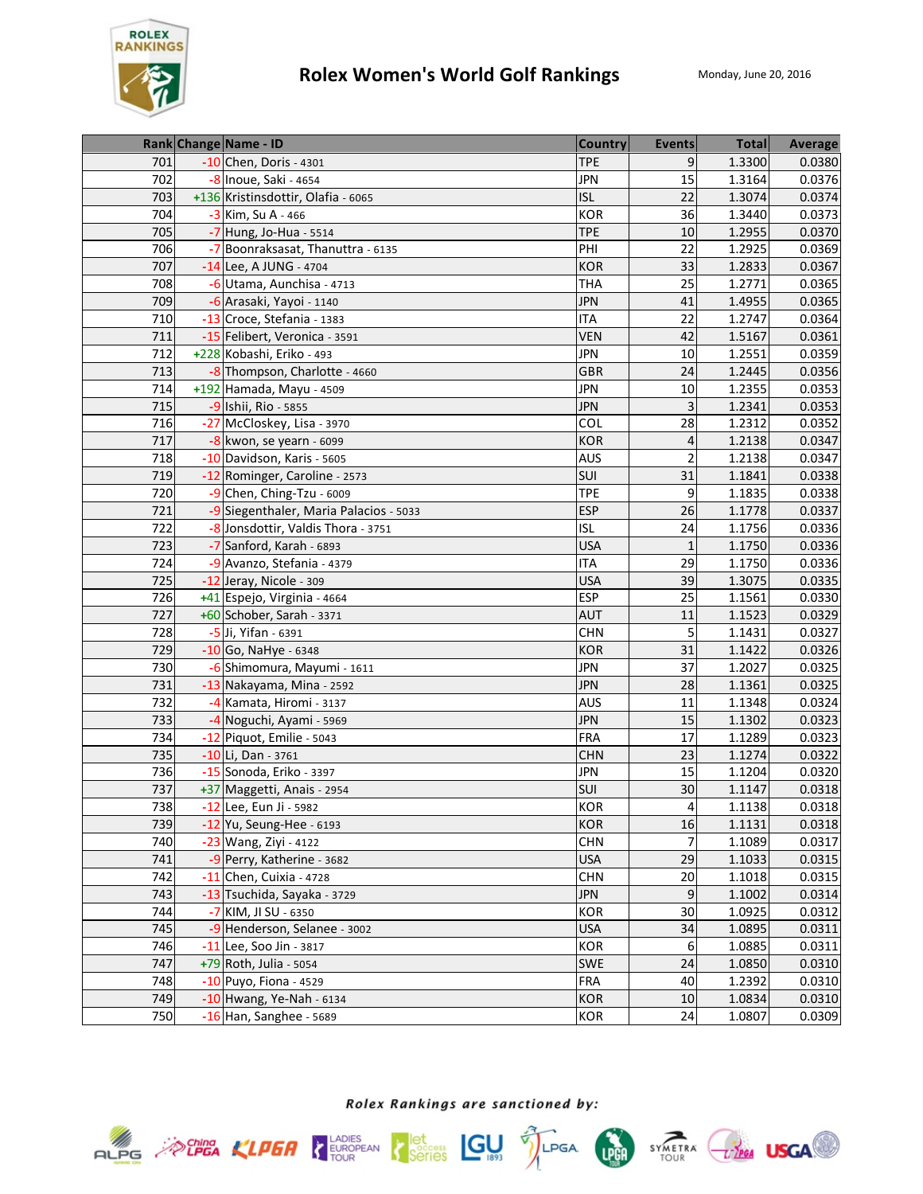# Rolex Women's World Golf Rankings

Monday, June 20, 2016

| Rank | Change | Name - ID | Country | Events | Total | Average |
|---|---|---|---|---|---|---|
| 701 | -10 | Chen, Doris - 4301 | TPE | 9 | 1.3300 | 0.0380 |
| 702 | -8 | Inoue, Saki - 4654 | JPN | 15 | 1.3164 | 0.0376 |
| 703 | +136 | Kristinsdottir, Olafia - 6065 | ISL | 22 | 1.3074 | 0.0374 |
| 704 | -3 | Kim, Su A - 466 | KOR | 36 | 1.3440 | 0.0373 |
| 705 | -7 | Hung, Jo-Hua - 5514 | TPE | 10 | 1.2955 | 0.0370 |
| 706 | -7 | Boonraksasat, Thanuttra - 6135 | PHI | 22 | 1.2925 | 0.0369 |
| 707 | -14 | Lee, A JUNG - 4704 | KOR | 33 | 1.2833 | 0.0367 |
| 708 | -6 | Utama, Aunchisa - 4713 | THA | 25 | 1.2771 | 0.0365 |
| 709 | -6 | Arasaki, Yayoi - 1140 | JPN | 41 | 1.4955 | 0.0365 |
| 710 | -13 | Croce, Stefania - 1383 | ITA | 22 | 1.2747 | 0.0364 |
| 711 | -15 | Felibert, Veronica - 3591 | VEN | 42 | 1.5167 | 0.0361 |
| 712 | +228 | Kobashi, Eriko - 493 | JPN | 10 | 1.2551 | 0.0359 |
| 713 | -8 | Thompson, Charlotte - 4660 | GBR | 24 | 1.2445 | 0.0356 |
| 714 | +192 | Hamada, Mayu - 4509 | JPN | 10 | 1.2355 | 0.0353 |
| 715 | -9 | Ishii, Rio - 5855 | JPN | 3 | 1.2341 | 0.0353 |
| 716 | -27 | McCloskey, Lisa - 3970 | COL | 28 | 1.2312 | 0.0352 |
| 717 | -8 | kwon, se yearn - 6099 | KOR | 4 | 1.2138 | 0.0347 |
| 718 | -10 | Davidson, Karis - 5605 | AUS | 2 | 1.2138 | 0.0347 |
| 719 | -12 | Rominger, Caroline - 2573 | SUI | 31 | 1.1841 | 0.0338 |
| 720 | -9 | Chen, Ching-Tzu - 6009 | TPE | 9 | 1.1835 | 0.0338 |
| 721 | -9 | Siegenthaler, Maria Palacios - 5033 | ESP | 26 | 1.1778 | 0.0337 |
| 722 | -8 | Jonsdottir, Valdis Thora - 3751 | ISL | 24 | 1.1756 | 0.0336 |
| 723 | -7 | Sanford, Karah - 6893 | USA | 1 | 1.1750 | 0.0336 |
| 724 | -9 | Avanzo, Stefania - 4379 | ITA | 29 | 1.1750 | 0.0336 |
| 725 | -12 | Jeray, Nicole - 309 | USA | 39 | 1.3075 | 0.0335 |
| 726 | +41 | Espejo, Virginia - 4664 | ESP | 25 | 1.1561 | 0.0330 |
| 727 | +60 | Schober, Sarah - 3371 | AUT | 11 | 1.1523 | 0.0329 |
| 728 | -5 | Ji, Yifan - 6391 | CHN | 5 | 1.1431 | 0.0327 |
| 729 | -10 | Go, NaHye - 6348 | KOR | 31 | 1.1422 | 0.0326 |
| 730 | -6 | Shimomura, Mayumi - 1611 | JPN | 37 | 1.2027 | 0.0325 |
| 731 | -13 | Nakayama, Mina - 2592 | JPN | 28 | 1.1361 | 0.0325 |
| 732 | -4 | Kamata, Hiromi - 3137 | AUS | 11 | 1.1348 | 0.0324 |
| 733 | -4 | Noguchi, Ayami - 5969 | JPN | 15 | 1.1302 | 0.0323 |
| 734 | -12 | Piquot, Emilie - 5043 | FRA | 17 | 1.1289 | 0.0323 |
| 735 | -10 | Li, Dan - 3761 | CHN | 23 | 1.1274 | 0.0322 |
| 736 | -15 | Sonoda, Eriko - 3397 | JPN | 15 | 1.1204 | 0.0320 |
| 737 | +37 | Maggetti, Anais - 2954 | SUI | 30 | 1.1147 | 0.0318 |
| 738 | -12 | Lee, Eun Ji - 5982 | KOR | 4 | 1.1138 | 0.0318 |
| 739 | -12 | Yu, Seung-Hee - 6193 | KOR | 16 | 1.1131 | 0.0318 |
| 740 | -23 | Wang, Ziyi - 4122 | CHN | 7 | 1.1089 | 0.0317 |
| 741 | -9 | Perry, Katherine - 3682 | USA | 29 | 1.1033 | 0.0315 |
| 742 | -11 | Chen, Cuixia - 4728 | CHN | 20 | 1.1018 | 0.0315 |
| 743 | -13 | Tsuchida, Sayaka - 3729 | JPN | 9 | 1.1002 | 0.0314 |
| 744 | -7 | KIM, JI SU - 6350 | KOR | 30 | 1.0925 | 0.0312 |
| 745 | -9 | Henderson, Selanee - 3002 | USA | 34 | 1.0895 | 0.0311 |
| 746 | -11 | Lee, Soo Jin - 3817 | KOR | 6 | 1.0885 | 0.0311 |
| 747 | +79 | Roth, Julia - 5054 | SWE | 24 | 1.0850 | 0.0310 |
| 748 | -10 | Puyo, Fiona - 4529 | FRA | 40 | 1.2392 | 0.0310 |
| 749 | -10 | Hwang, Ye-Nah - 6134 | KOR | 10 | 1.0834 | 0.0310 |
| 750 | -16 | Han, Sanghee - 5689 | KOR | 24 | 1.0807 | 0.0309 |

*Rolex Rankings are sanctioned by:*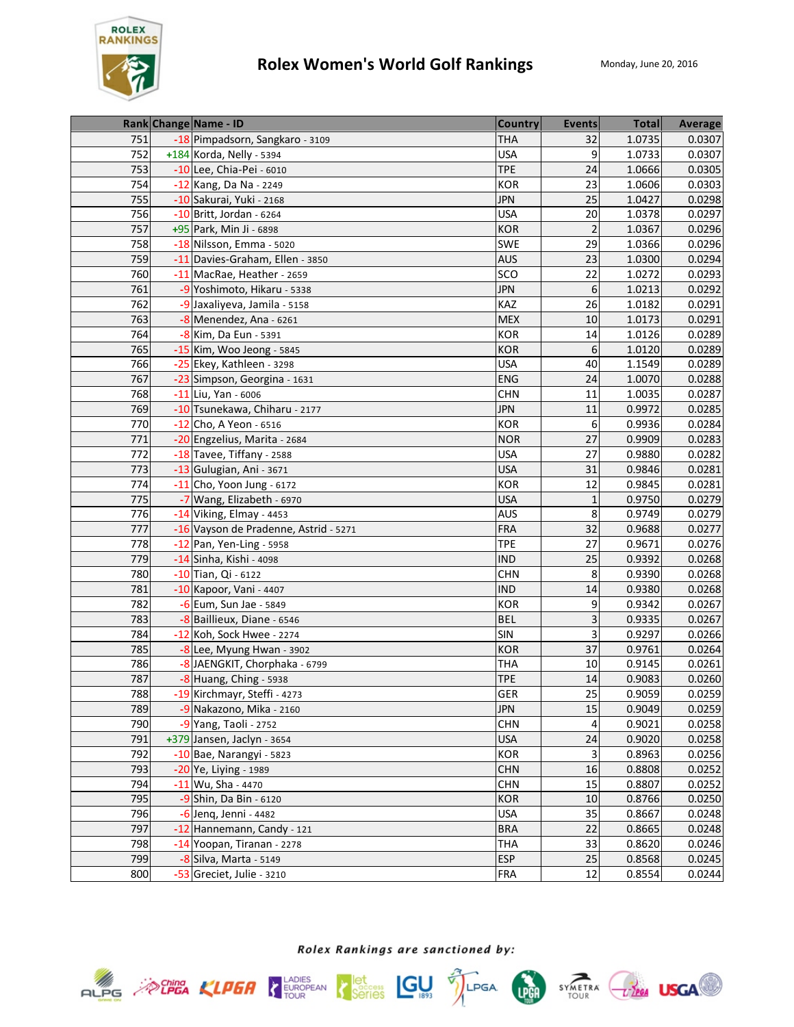# Rolex Women's World Golf Rankings

Monday, June 20, 2016

| Rank | Change | Name - ID | Country | Events | Total | Average |
|---|---|---|---|---|---|---|
| 751 | -18 | Pimpadsorn, Sangkaro - 3109 | THA | 32 | 1.0735 | 0.0307 |
| 752 | +184 | Korda, Nelly - 5394 | USA | 9 | 1.0733 | 0.0307 |
| 753 | -10 | Lee, Chia-Pei - 6010 | TPE | 24 | 1.0666 | 0.0305 |
| 754 | -12 | Kang, Da Na - 2249 | KOR | 23 | 1.0606 | 0.0303 |
| 755 | -10 | Sakurai, Yuki - 2168 | JPN | 25 | 1.0427 | 0.0298 |
| 756 | -10 | Britt, Jordan - 6264 | USA | 20 | 1.0378 | 0.0297 |
| 757 | +95 | Park, Min Ji - 6898 | KOR | 2 | 1.0367 | 0.0296 |
| 758 | -18 | Nilsson, Emma - 5020 | SWE | 29 | 1.0366 | 0.0296 |
| 759 | -11 | Davies-Graham, Ellen - 3850 | AUS | 23 | 1.0300 | 0.0294 |
| 760 | -11 | MacRae, Heather - 2659 | SCO | 22 | 1.0272 | 0.0293 |
| 761 | -9 | Yoshimoto, Hikaru - 5338 | JPN | 6 | 1.0213 | 0.0292 |
| 762 | -9 | Jaxaliyeva, Jamila - 5158 | KAZ | 26 | 1.0182 | 0.0291 |
| 763 | -8 | Menendez, Ana - 6261 | MEX | 10 | 1.0173 | 0.0291 |
| 764 | -8 | Kim, Da Eun - 5391 | KOR | 14 | 1.0126 | 0.0289 |
| 765 | -15 | Kim, Woo Jeong - 5845 | KOR | 6 | 1.0120 | 0.0289 |
| 766 | -25 | Ekey, Kathleen - 3298 | USA | 40 | 1.1549 | 0.0289 |
| 767 | -23 | Simpson, Georgina - 1631 | ENG | 24 | 1.0070 | 0.0288 |
| 768 | -11 | Liu, Yan - 6006 | CHN | 11 | 1.0035 | 0.0287 |
| 769 | -10 | Tsunekawa, Chiharu - 2177 | JPN | 11 | 0.9972 | 0.0285 |
| 770 | -12 | Cho, A Yeon - 6516 | KOR | 6 | 0.9936 | 0.0284 |
| 771 | -20 | Engzelius, Marita - 2684 | NOR | 27 | 0.9909 | 0.0283 |
| 772 | -18 | Tavee, Tiffany - 2588 | USA | 27 | 0.9880 | 0.0282 |
| 773 | -13 | Gulugian, Ani - 3671 | USA | 31 | 0.9846 | 0.0281 |
| 774 | -11 | Cho, Yoon Jung - 6172 | KOR | 12 | 0.9845 | 0.0281 |
| 775 | -7 | Wang, Elizabeth - 6970 | USA | 1 | 0.9750 | 0.0279 |
| 776 | -14 | Viking, Elmay - 4453 | AUS | 8 | 0.9749 | 0.0279 |
| 777 | -16 | Vayson de Pradenne, Astrid - 5271 | FRA | 32 | 0.9688 | 0.0277 |
| 778 | -12 | Pan, Yen-Ling - 5958 | TPE | 27 | 0.9671 | 0.0276 |
| 779 | -14 | Sinha, Kishi - 4098 | IND | 25 | 0.9392 | 0.0268 |
| 780 | -10 | Tian, Qi - 6122 | CHN | 8 | 0.9390 | 0.0268 |
| 781 | -10 | Kapoor, Vani - 4407 | IND | 14 | 0.9380 | 0.0268 |
| 782 | -6 | Eum, Sun Jae - 5849 | KOR | 9 | 0.9342 | 0.0267 |
| 783 | -8 | Baillieux, Diane - 6546 | BEL | 3 | 0.9335 | 0.0267 |
| 784 | -12 | Koh, Sock Hwee - 2274 | SIN | 3 | 0.9297 | 0.0266 |
| 785 | -8 | Lee, Myung Hwan - 3902 | KOR | 37 | 0.9761 | 0.0264 |
| 786 | -8 | JAENGKIT, Chorphaka - 6799 | THA | 10 | 0.9145 | 0.0261 |
| 787 | -8 | Huang, Ching - 5938 | TPE | 14 | 0.9083 | 0.0260 |
| 788 | -19 | Kirchmayr, Steffi - 4273 | GER | 25 | 0.9059 | 0.0259 |
| 789 | -9 | Nakazono, Mika - 2160 | JPN | 15 | 0.9049 | 0.0259 |
| 790 | -9 | Yang, Taoli - 2752 | CHN | 4 | 0.9021 | 0.0258 |
| 791 | +379 | Jansen, Jaclyn - 3654 | USA | 24 | 0.9020 | 0.0258 |
| 792 | -10 | Bae, Narangyi - 5823 | KOR | 3 | 0.8963 | 0.0256 |
| 793 | -20 | Ye, Liying - 1989 | CHN | 16 | 0.8808 | 0.0252 |
| 794 | -11 | Wu, Sha - 4470 | CHN | 15 | 0.8807 | 0.0252 |
| 795 | -9 | Shin, Da Bin - 6120 | KOR | 10 | 0.8766 | 0.0250 |
| 796 | -6 | Jenq, Jenni - 4482 | USA | 35 | 0.8667 | 0.0248 |
| 797 | -12 | Hannemann, Candy - 121 | BRA | 22 | 0.8665 | 0.0248 |
| 798 | -14 | Yoopan, Tiranan - 2278 | THA | 33 | 0.8620 | 0.0246 |
| 799 | -8 | Silva, Marta - 5149 | ESP | 25 | 0.8568 | 0.0245 |
| 800 | -53 | Greciet, Julie - 3210 | FRA | 12 | 0.8554 | 0.0244 |

*Rolex Rankings are sanctioned by:*

ALPG, China LPGA, KLPGA, Ladies European Tour, LET Access Series, JGU, LPGA, LPGA Tour, Symetra Tour, JLPGA, USGA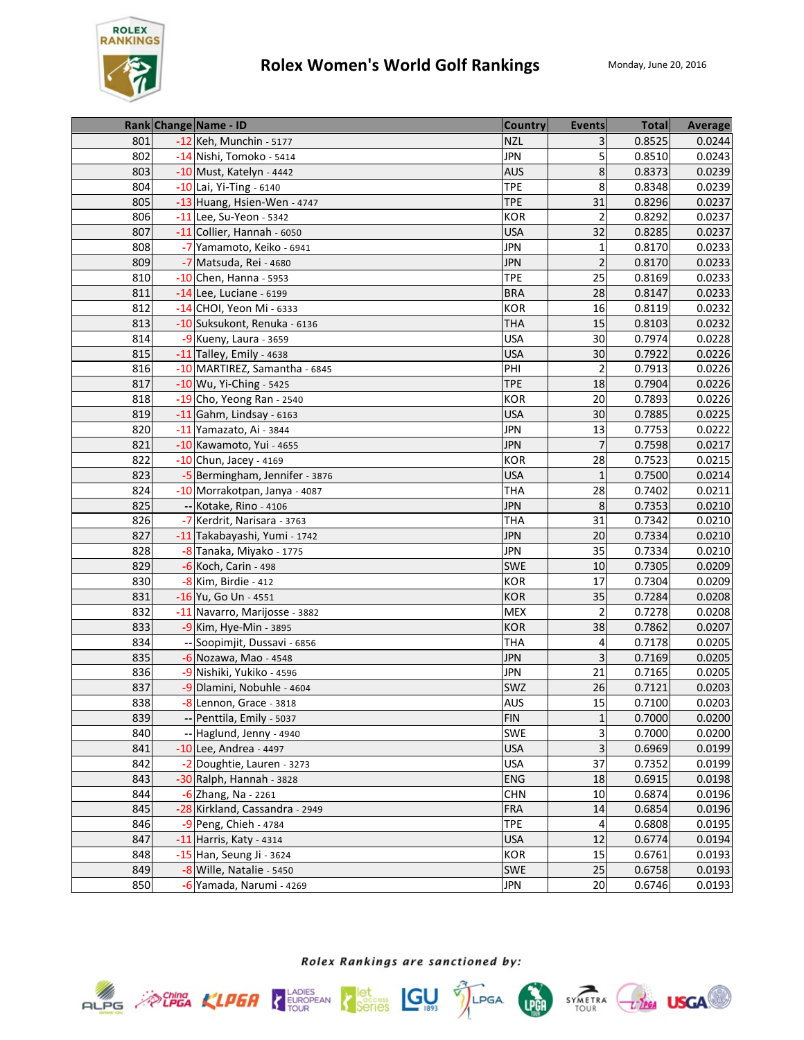# Rolex Women's World Golf Rankings

Monday, June 20, 2016

| Rank | Change | Name - ID | Country | Events | Total | Average |
|---|---|---|---|---|---|---|
| 801 | -12 | Keh, Munchin - 5177 | NZL | 3 | 0.8525 | 0.0244 |
| 802 | -14 | Nishi, Tomoko - 5414 | JPN | 5 | 0.8510 | 0.0243 |
| 803 | -10 | Must, Katelyn - 4442 | AUS | 8 | 0.8373 | 0.0239 |
| 804 | -10 | Lai, Yi-Ting - 6140 | TPE | 8 | 0.8348 | 0.0239 |
| 805 | -13 | Huang, Hsien-Wen - 4747 | TPE | 31 | 0.8296 | 0.0237 |
| 806 | -11 | Lee, Su-Yeon - 5342 | KOR | 2 | 0.8292 | 0.0237 |
| 807 | -11 | Collier, Hannah - 6050 | USA | 32 | 0.8285 | 0.0237 |
| 808 | -7 | Yamamoto, Keiko - 6941 | JPN | 1 | 0.8170 | 0.0233 |
| 809 | -7 | Matsuda, Rei - 4680 | JPN | 2 | 0.8170 | 0.0233 |
| 810 | -10 | Chen, Hanna - 5953 | TPE | 25 | 0.8169 | 0.0233 |
| 811 | -14 | Lee, Luciane - 6199 | BRA | 28 | 0.8147 | 0.0233 |
| 812 | -14 | CHOI, Yeon Mi - 6333 | KOR | 16 | 0.8119 | 0.0232 |
| 813 | -10 | Suksukont, Renuka - 6136 | THA | 15 | 0.8103 | 0.0232 |
| 814 | -9 | Kueny, Laura - 3659 | USA | 30 | 0.7974 | 0.0228 |
| 815 | -11 | Talley, Emily - 4638 | USA | 30 | 0.7922 | 0.0226 |
| 816 | -10 | MARTIREZ, Samantha - 6845 | PHI | 2 | 0.7913 | 0.0226 |
| 817 | -10 | Wu, Yi-Ching - 5425 | TPE | 18 | 0.7904 | 0.0226 |
| 818 | -19 | Cho, Yeong Ran - 2540 | KOR | 20 | 0.7893 | 0.0226 |
| 819 | -11 | Gahm, Lindsay - 6163 | USA | 30 | 0.7885 | 0.0225 |
| 820 | -11 | Yamazato, Ai - 3844 | JPN | 13 | 0.7753 | 0.0222 |
| 821 | -10 | Kawamoto, Yui - 4655 | JPN | 7 | 0.7598 | 0.0217 |
| 822 | -10 | Chun, Jacey - 4169 | KOR | 28 | 0.7523 | 0.0215 |
| 823 | -5 | Bermingham, Jennifer - 3876 | USA | 1 | 0.7500 | 0.0214 |
| 824 | -10 | Morrakotpan, Janya - 4087 | THA | 28 | 0.7402 | 0.0211 |
| 825 | -- | Kotake, Rino - 4106 | JPN | 8 | 0.7353 | 0.0210 |
| 826 | -7 | Kerdrit, Narisara - 3763 | THA | 31 | 0.7342 | 0.0210 |
| 827 | -11 | Takabayashi, Yumi - 1742 | JPN | 20 | 0.7334 | 0.0210 |
| 828 | -8 | Tanaka, Miyako - 1775 | JPN | 35 | 0.7334 | 0.0210 |
| 829 | -6 | Koch, Carin - 498 | SWE | 10 | 0.7305 | 0.0209 |
| 830 | -8 | Kim, Birdie - 412 | KOR | 17 | 0.7304 | 0.0209 |
| 831 | -16 | Yu, Go Un - 4551 | KOR | 35 | 0.7284 | 0.0208 |
| 832 | -11 | Navarro, Marijosse - 3882 | MEX | 2 | 0.7278 | 0.0208 |
| 833 | -9 | Kim, Hye-Min - 3895 | KOR | 38 | 0.7862 | 0.0207 |
| 834 | -- | Soopimjit, Dussavi - 6856 | THA | 4 | 0.7178 | 0.0205 |
| 835 | -6 | Nozawa, Mao - 4548 | JPN | 3 | 0.7169 | 0.0205 |
| 836 | -9 | Nishiki, Yukiko - 4596 | JPN | 21 | 0.7165 | 0.0205 |
| 837 | -9 | Dlamini, Nobuhle - 4604 | SWZ | 26 | 0.7121 | 0.0203 |
| 838 | -8 | Lennon, Grace - 3818 | AUS | 15 | 0.7100 | 0.0203 |
| 839 | -- | Penttila, Emily - 5037 | FIN | 1 | 0.7000 | 0.0200 |
| 840 | -- | Haglund, Jenny - 4940 | SWE | 3 | 0.7000 | 0.0200 |
| 841 | -10 | Lee, Andrea - 4497 | USA | 3 | 0.6969 | 0.0199 |
| 842 | -2 | Doughtie, Lauren - 3273 | USA | 37 | 0.7352 | 0.0199 |
| 843 | -30 | Ralph, Hannah - 3828 | ENG | 18 | 0.6915 | 0.0198 |
| 844 | -6 | Zhang, Na - 2261 | CHN | 10 | 0.6874 | 0.0196 |
| 845 | -28 | Kirkland, Cassandra - 2949 | FRA | 14 | 0.6854 | 0.0196 |
| 846 | -9 | Peng, Chieh - 4784 | TPE | 4 | 0.6808 | 0.0195 |
| 847 | -11 | Harris, Katy - 4314 | USA | 12 | 0.6774 | 0.0194 |
| 848 | -15 | Han, Seung Ji - 3624 | KOR | 15 | 0.6761 | 0.0193 |
| 849 | -8 | Wille, Natalie - 5450 | SWE | 25 | 0.6758 | 0.0193 |
| 850 | -6 | Yamada, Narumi - 4269 | JPN | 20 | 0.6746 | 0.0193 |

*Rolex Rankings are sanctioned by:*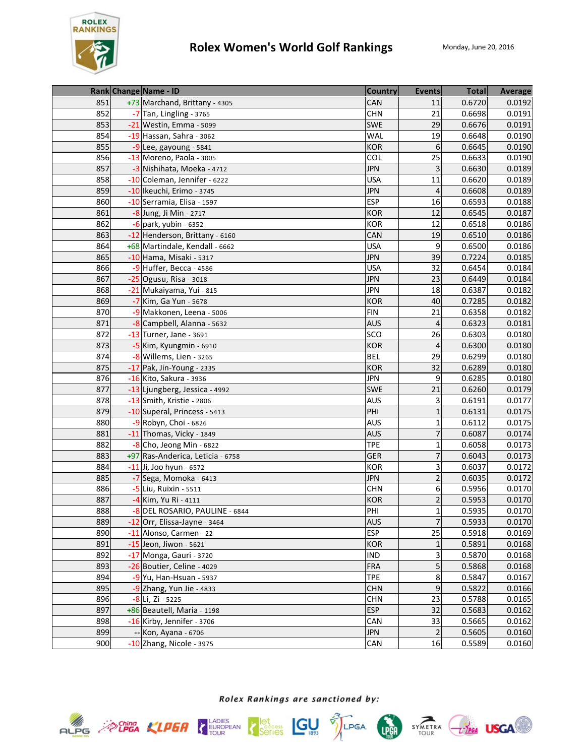# Rolex Women's World Golf Rankings

Monday, June 20, 2016

| Rank | Change | Name - ID | Country | Events | Total | Average |
|---|---|---|---|---|---|---|
| 851 | +73 | Marchand, Brittany - 4305 | CAN | 11 | 0.6720 | 0.0192 |
| 852 | -7 | Tan, Lingling - 3765 | CHN | 21 | 0.6698 | 0.0191 |
| 853 | -21 | Westin, Emma - 5099 | SWE | 29 | 0.6676 | 0.0191 |
| 854 | -19 | Hassan, Sahra - 3062 | WAL | 19 | 0.6648 | 0.0190 |
| 855 | -9 | Lee, gayoung - 5841 | KOR | 6 | 0.6645 | 0.0190 |
| 856 | -13 | Moreno, Paola - 3005 | COL | 25 | 0.6633 | 0.0190 |
| 857 | -3 | Nishihata, Moeka - 4712 | JPN | 3 | 0.6630 | 0.0189 |
| 858 | -10 | Coleman, Jennifer - 6222 | USA | 11 | 0.6620 | 0.0189 |
| 859 | -10 | Ikeuchi, Erimo - 3745 | JPN | 4 | 0.6608 | 0.0189 |
| 860 | -10 | Serramia, Elisa - 1597 | ESP | 16 | 0.6593 | 0.0188 |
| 861 | -8 | Jung, Ji Min - 2717 | KOR | 12 | 0.6545 | 0.0187 |
| 862 | -6 | park, yubin - 6352 | KOR | 12 | 0.6518 | 0.0186 |
| 863 | -12 | Henderson, Brittany - 6160 | CAN | 19 | 0.6510 | 0.0186 |
| 864 | +68 | Martindale, Kendall - 6662 | USA | 9 | 0.6500 | 0.0186 |
| 865 | -10 | Hama, Misaki - 5317 | JPN | 39 | 0.7224 | 0.0185 |
| 866 | -9 | Huffer, Becca - 4586 | USA | 32 | 0.6454 | 0.0184 |
| 867 | -25 | Ogusu, Risa - 3018 | JPN | 23 | 0.6449 | 0.0184 |
| 868 | -21 | Mukaiyama, Yui - 815 | JPN | 18 | 0.6387 | 0.0182 |
| 869 | -7 | Kim, Ga Yun - 5678 | KOR | 40 | 0.7285 | 0.0182 |
| 870 | -9 | Makkonen, Leena - 5006 | FIN | 21 | 0.6358 | 0.0182 |
| 871 | -8 | Campbell, Alanna - 5632 | AUS | 4 | 0.6323 | 0.0181 |
| 872 | -13 | Turner, Jane - 3691 | SCO | 26 | 0.6303 | 0.0180 |
| 873 | -5 | Kim, Kyungmin - 6910 | KOR | 4 | 0.6300 | 0.0180 |
| 874 | -8 | Willems, Lien - 3265 | BEL | 29 | 0.6299 | 0.0180 |
| 875 | -17 | Pak, Jin-Young - 2335 | KOR | 32 | 0.6289 | 0.0180 |
| 876 | -16 | Kito, Sakura - 3936 | JPN | 9 | 0.6285 | 0.0180 |
| 877 | -13 | Ljungberg, Jessica - 4992 | SWE | 21 | 0.6260 | 0.0179 |
| 878 | -13 | Smith, Kristie - 2806 | AUS | 3 | 0.6191 | 0.0177 |
| 879 | -10 | Superal, Princess - 5413 | PHI | 1 | 0.6131 | 0.0175 |
| 880 | -9 | Robyn, Choi - 6826 | AUS | 1 | 0.6112 | 0.0175 |
| 881 | -11 | Thomas, Vicky - 1849 | AUS | 7 | 0.6087 | 0.0174 |
| 882 | -8 | Cho, Jeong Min - 6822 | TPE | 1 | 0.6058 | 0.0173 |
| 883 | +97 | Ras-Anderica, Leticia - 6758 | GER | 7 | 0.6043 | 0.0173 |
| 884 | -11 | Ji, Joo hyun - 6572 | KOR | 3 | 0.6037 | 0.0172 |
| 885 | -7 | Sega, Momoka - 6413 | JPN | 2 | 0.6035 | 0.0172 |
| 886 | -5 | Liu, Ruixin - 5511 | CHN | 6 | 0.5956 | 0.0170 |
| 887 | -4 | Kim, Yu Ri - 4111 | KOR | 2 | 0.5953 | 0.0170 |
| 888 | -8 | DEL ROSARIO, PAULINE - 6844 | PHI | 1 | 0.5935 | 0.0170 |
| 889 | -12 | Orr, Elissa-Jayne - 3464 | AUS | 7 | 0.5933 | 0.0170 |
| 890 | -11 | Alonso, Carmen - 22 | ESP | 25 | 0.5918 | 0.0169 |
| 891 | -15 | Jeon, Jiwon - 5621 | KOR | 1 | 0.5891 | 0.0168 |
| 892 | -17 | Monga, Gauri - 3720 | IND | 3 | 0.5870 | 0.0168 |
| 893 | -26 | Boutier, Celine - 4029 | FRA | 5 | 0.5868 | 0.0168 |
| 894 | -9 | Yu, Han-Hsuan - 5937 | TPE | 8 | 0.5847 | 0.0167 |
| 895 | -9 | Zhang, Yun Jie - 4833 | CHN | 9 | 0.5822 | 0.0166 |
| 896 | -8 | Li, Zi - 5225 | CHN | 23 | 0.5788 | 0.0165 |
| 897 | +86 | Beautell, Maria - 1198 | ESP | 32 | 0.5683 | 0.0162 |
| 898 | -16 | Kirby, Jennifer - 3706 | CAN | 33 | 0.5665 | 0.0162 |
| 899 | -- | Kon, Ayana - 6706 | JPN | 2 | 0.5605 | 0.0160 |
| 900 | -10 | Zhang, Nicole - 3975 | CAN | 16 | 0.5589 | 0.0160 |

*Rolex Rankings are sanctioned by:*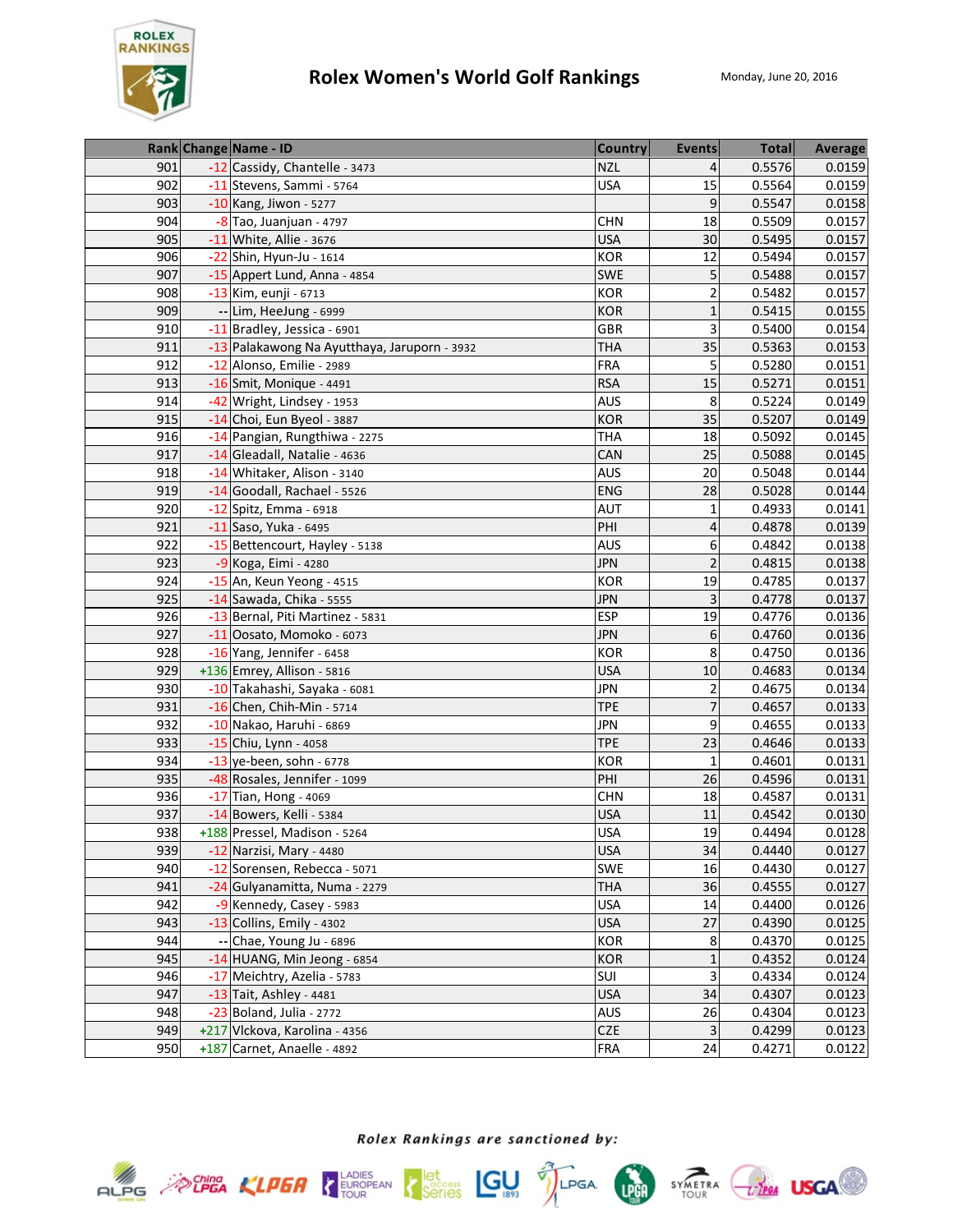# Rolex Women's World Golf Rankings

Monday, June 20, 2016

| Rank | Change | Name - ID | Country | Events | Total | Average |
|---|---|---|---|---|---|---|
| 901 | -12 | Cassidy, Chantelle - 3473 | NZL | 4 | 0.5576 | 0.0159 |
| 902 | -11 | Stevens, Sammi - 5764 | USA | 15 | 0.5564 | 0.0159 |
| 903 | -10 | Kang, Jiwon - 5277 | | 9 | 0.5547 | 0.0158 |
| 904 | -8 | Tao, Juanjuan - 4797 | CHN | 18 | 0.5509 | 0.0157 |
| 905 | -11 | White, Allie - 3676 | USA | 30 | 0.5495 | 0.0157 |
| 906 | -22 | Shin, Hyun-Ju - 1614 | KOR | 12 | 0.5494 | 0.0157 |
| 907 | -15 | Appert Lund, Anna - 4854 | SWE | 5 | 0.5488 | 0.0157 |
| 908 | -13 | Kim, eunji - 6713 | KOR | 2 | 0.5482 | 0.0157 |
| 909 | -- | Lim, HeeJung - 6999 | KOR | 1 | 0.5415 | 0.0155 |
| 910 | -11 | Bradley, Jessica - 6901 | GBR | 3 | 0.5400 | 0.0154 |
| 911 | -13 | Palakawong Na Ayutthaya, Jaruporn - 3932 | THA | 35 | 0.5363 | 0.0153 |
| 912 | -12 | Alonso, Emilie - 2989 | FRA | 5 | 0.5280 | 0.0151 |
| 913 | -16 | Smit, Monique - 4491 | RSA | 15 | 0.5271 | 0.0151 |
| 914 | -42 | Wright, Lindsey - 1953 | AUS | 8 | 0.5224 | 0.0149 |
| 915 | -14 | Choi, Eun Byeol - 3887 | KOR | 35 | 0.5207 | 0.0149 |
| 916 | -14 | Pangian, Rungthiwa - 2275 | THA | 18 | 0.5092 | 0.0145 |
| 917 | -14 | Gleadall, Natalie - 4636 | CAN | 25 | 0.5088 | 0.0145 |
| 918 | -14 | Whitaker, Alison - 3140 | AUS | 20 | 0.5048 | 0.0144 |
| 919 | -14 | Goodall, Rachael - 5526 | ENG | 28 | 0.5028 | 0.0144 |
| 920 | -12 | Spitz, Emma - 6918 | AUT | 1 | 0.4933 | 0.0141 |
| 921 | -11 | Saso, Yuka - 6495 | PHI | 4 | 0.4878 | 0.0139 |
| 922 | -15 | Bettencourt, Hayley - 5138 | AUS | 6 | 0.4842 | 0.0138 |
| 923 | -9 | Koga, Eimi - 4280 | JPN | 2 | 0.4815 | 0.0138 |
| 924 | -15 | An, Keun Yeong - 4515 | KOR | 19 | 0.4785 | 0.0137 |
| 925 | -14 | Sawada, Chika - 5555 | JPN | 3 | 0.4778 | 0.0137 |
| 926 | -13 | Bernal, Piti Martinez - 5831 | ESP | 19 | 0.4776 | 0.0136 |
| 927 | -11 | Oosato, Momoko - 6073 | JPN | 6 | 0.4760 | 0.0136 |
| 928 | -16 | Yang, Jennifer - 6458 | KOR | 8 | 0.4750 | 0.0136 |
| 929 | +136 | Emrey, Allison - 5816 | USA | 10 | 0.4683 | 0.0134 |
| 930 | -10 | Takahashi, Sayaka - 6081 | JPN | 2 | 0.4675 | 0.0134 |
| 931 | -16 | Chen, Chih-Min - 5714 | TPE | 7 | 0.4657 | 0.0133 |
| 932 | -10 | Nakao, Haruhi - 6869 | JPN | 9 | 0.4655 | 0.0133 |
| 933 | -15 | Chiu, Lynn - 4058 | TPE | 23 | 0.4646 | 0.0133 |
| 934 | -13 | ye-been, sohn - 6778 | KOR | 1 | 0.4601 | 0.0131 |
| 935 | -48 | Rosales, Jennifer - 1099 | PHI | 26 | 0.4596 | 0.0131 |
| 936 | -17 | Tian, Hong - 4069 | CHN | 18 | 0.4587 | 0.0131 |
| 937 | -14 | Bowers, Kelli - 5384 | USA | 11 | 0.4542 | 0.0130 |
| 938 | +188 | Pressel, Madison - 5264 | USA | 19 | 0.4494 | 0.0128 |
| 939 | -12 | Narzisi, Mary - 4480 | USA | 34 | 0.4440 | 0.0127 |
| 940 | -12 | Sorensen, Rebecca - 5071 | SWE | 16 | 0.4430 | 0.0127 |
| 941 | -24 | Gulyanamitta, Numa - 2279 | THA | 36 | 0.4555 | 0.0127 |
| 942 | -9 | Kennedy, Casey - 5983 | USA | 14 | 0.4400 | 0.0126 |
| 943 | -13 | Collins, Emily - 4302 | USA | 27 | 0.4390 | 0.0125 |
| 944 | -- | Chae, Young Ju - 6896 | KOR | 8 | 0.4370 | 0.0125 |
| 945 | -14 | HUANG, Min Jeong - 6854 | KOR | 1 | 0.4352 | 0.0124 |
| 946 | -17 | Meichtry, Azelia - 5783 | SUI | 3 | 0.4334 | 0.0124 |
| 947 | -13 | Tait, Ashley - 4481 | USA | 34 | 0.4307 | 0.0123 |
| 948 | -23 | Boland, Julia - 2772 | AUS | 26 | 0.4304 | 0.0123 |
| 949 | +217 | Vlckova, Karolina - 4356 | CZE | 3 | 0.4299 | 0.0123 |
| 950 | +187 | Carnet, Anaelle - 4892 | FRA | 24 | 0.4271 | 0.0122 |

*Rolex Rankings are sanctioned by:*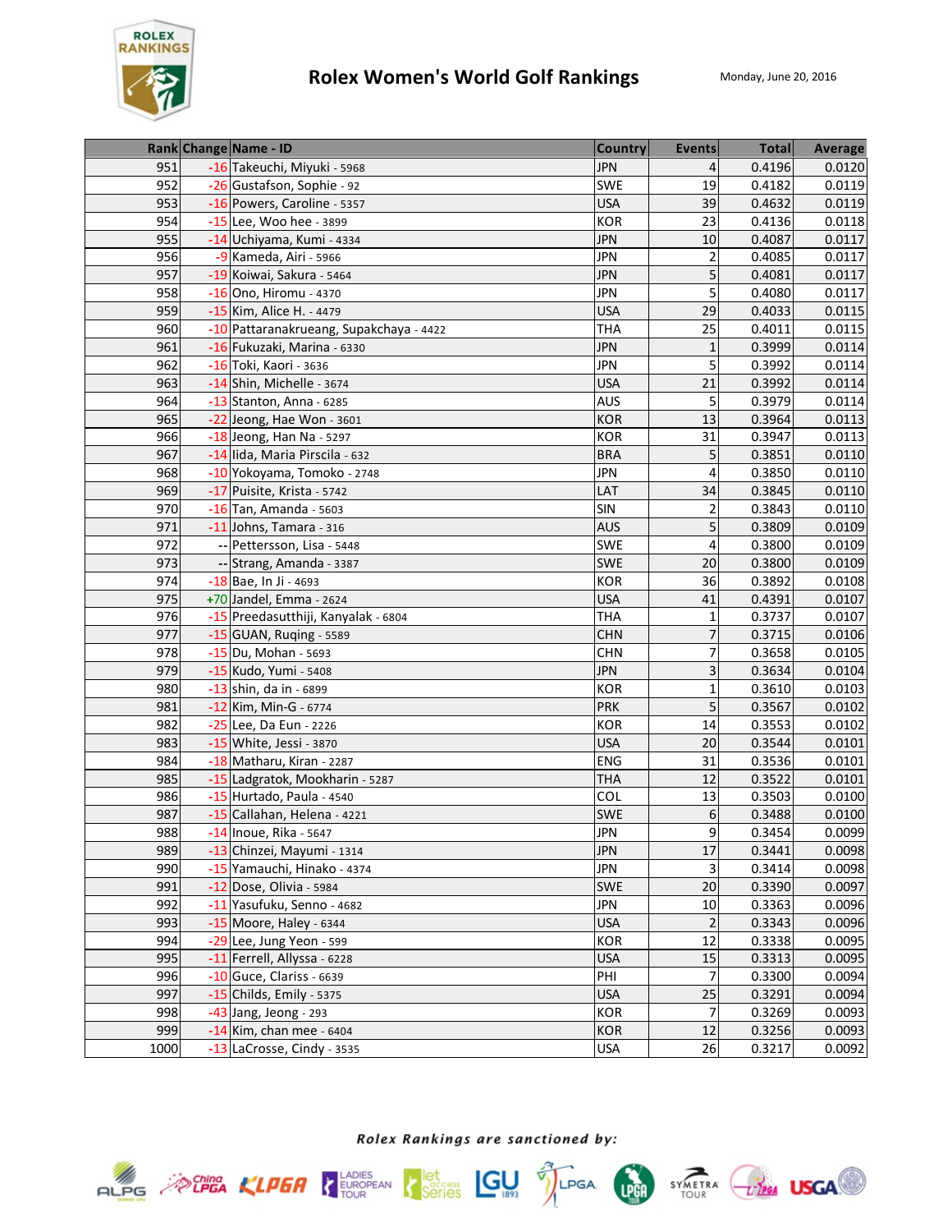# Rolex Women's World Golf Rankings

Monday, June 20, 2016

| Rank | Change | Name - ID | Country | Events | Total | Average |
|---|---|---|---|---|---|---|
| 951 | -16 | Takeuchi, Miyuki - 5968 | JPN | 4 | 0.4196 | 0.0120 |
| 952 | -26 | Gustafson, Sophie - 92 | SWE | 19 | 0.4182 | 0.0119 |
| 953 | -16 | Powers, Caroline - 5357 | USA | 39 | 0.4632 | 0.0119 |
| 954 | -15 | Lee, Woo hee - 3899 | KOR | 23 | 0.4136 | 0.0118 |
| 955 | -14 | Uchiyama, Kumi - 4334 | JPN | 10 | 0.4087 | 0.0117 |
| 956 | -9 | Kameda, Airi - 5966 | JPN | 2 | 0.4085 | 0.0117 |
| 957 | -19 | Koiwai, Sakura - 5464 | JPN | 5 | 0.4081 | 0.0117 |
| 958 | -16 | Ono, Hiromu - 4370 | JPN | 5 | 0.4080 | 0.0117 |
| 959 | -15 | Kim, Alice H. - 4479 | USA | 29 | 0.4033 | 0.0115 |
| 960 | -10 | Pattaranakrueang, Supakchaya - 4422 | THA | 25 | 0.4011 | 0.0115 |
| 961 | -16 | Fukuzaki, Marina - 6330 | JPN | 1 | 0.3999 | 0.0114 |
| 962 | -16 | Toki, Kaori - 3636 | JPN | 5 | 0.3992 | 0.0114 |
| 963 | -14 | Shin, Michelle - 3674 | USA | 21 | 0.3992 | 0.0114 |
| 964 | -13 | Stanton, Anna - 6285 | AUS | 5 | 0.3979 | 0.0114 |
| 965 | -22 | Jeong, Hae Won - 3601 | KOR | 13 | 0.3964 | 0.0113 |
| 966 | -18 | Jeong, Han Na - 5297 | KOR | 31 | 0.3947 | 0.0113 |
| 967 | -14 | Iida, Maria Pirscila - 632 | BRA | 5 | 0.3851 | 0.0110 |
| 968 | -10 | Yokoyama, Tomoko - 2748 | JPN | 4 | 0.3850 | 0.0110 |
| 969 | -17 | Puisite, Krista - 5742 | LAT | 34 | 0.3845 | 0.0110 |
| 970 | -16 | Tan, Amanda - 5603 | SIN | 2 | 0.3843 | 0.0110 |
| 971 | -11 | Johns, Tamara - 316 | AUS | 5 | 0.3809 | 0.0109 |
| 972 | -- | Pettersson, Lisa - 5448 | SWE | 4 | 0.3800 | 0.0109 |
| 973 | -- | Strang, Amanda - 3387 | SWE | 20 | 0.3800 | 0.0109 |
| 974 | -18 | Bae, In Ji - 4693 | KOR | 36 | 0.3892 | 0.0108 |
| 975 | +70 | Jandel, Emma - 2624 | USA | 41 | 0.4391 | 0.0107 |
| 976 | -15 | Preedasutthiji, Kanyalak - 6804 | THA | 1 | 0.3737 | 0.0107 |
| 977 | -15 | GUAN, Ruqing - 5589 | CHN | 7 | 0.3715 | 0.0106 |
| 978 | -15 | Du, Mohan - 5693 | CHN | 7 | 0.3658 | 0.0105 |
| 979 | -15 | Kudo, Yumi - 5408 | JPN | 3 | 0.3634 | 0.0104 |
| 980 | -13 | shin, da in - 6899 | KOR | 1 | 0.3610 | 0.0103 |
| 981 | -12 | Kim, Min-G - 6774 | PRK | 5 | 0.3567 | 0.0102 |
| 982 | -25 | Lee, Da Eun - 2226 | KOR | 14 | 0.3553 | 0.0102 |
| 983 | -15 | White, Jessi - 3870 | USA | 20 | 0.3544 | 0.0101 |
| 984 | -18 | Matharu, Kiran - 2287 | ENG | 31 | 0.3536 | 0.0101 |
| 985 | -15 | Ladgratok, Mookharin - 5287 | THA | 12 | 0.3522 | 0.0101 |
| 986 | -15 | Hurtado, Paula - 4540 | COL | 13 | 0.3503 | 0.0100 |
| 987 | -15 | Callahan, Helena - 4221 | SWE | 6 | 0.3488 | 0.0100 |
| 988 | -14 | Inoue, Rika - 5647 | JPN | 9 | 0.3454 | 0.0099 |
| 989 | -13 | Chinzei, Mayumi - 1314 | JPN | 17 | 0.3441 | 0.0098 |
| 990 | -15 | Yamauchi, Hinako - 4374 | JPN | 3 | 0.3414 | 0.0098 |
| 991 | -12 | Dose, Olivia - 5984 | SWE | 20 | 0.3390 | 0.0097 |
| 992 | -11 | Yasufuku, Senno - 4682 | JPN | 10 | 0.3363 | 0.0096 |
| 993 | -15 | Moore, Haley - 6344 | USA | 2 | 0.3343 | 0.0096 |
| 994 | -29 | Lee, Jung Yeon - 599 | KOR | 12 | 0.3338 | 0.0095 |
| 995 | -11 | Ferrell, Allyssa - 6228 | USA | 15 | 0.3313 | 0.0095 |
| 996 | -10 | Guce, Clariss - 6639 | PHI | 7 | 0.3300 | 0.0094 |
| 997 | -15 | Childs, Emily - 5375 | USA | 25 | 0.3291 | 0.0094 |
| 998 | -43 | Jang, Jeong - 293 | KOR | 7 | 0.3269 | 0.0093 |
| 999 | -14 | Kim, chan mee - 6404 | KOR | 12 | 0.3256 | 0.0093 |
| 1000 | -13 | LaCrosse, Cindy - 3535 | USA | 26 | 0.3217 | 0.0092 |

*Rolex Rankings are sanctioned by:*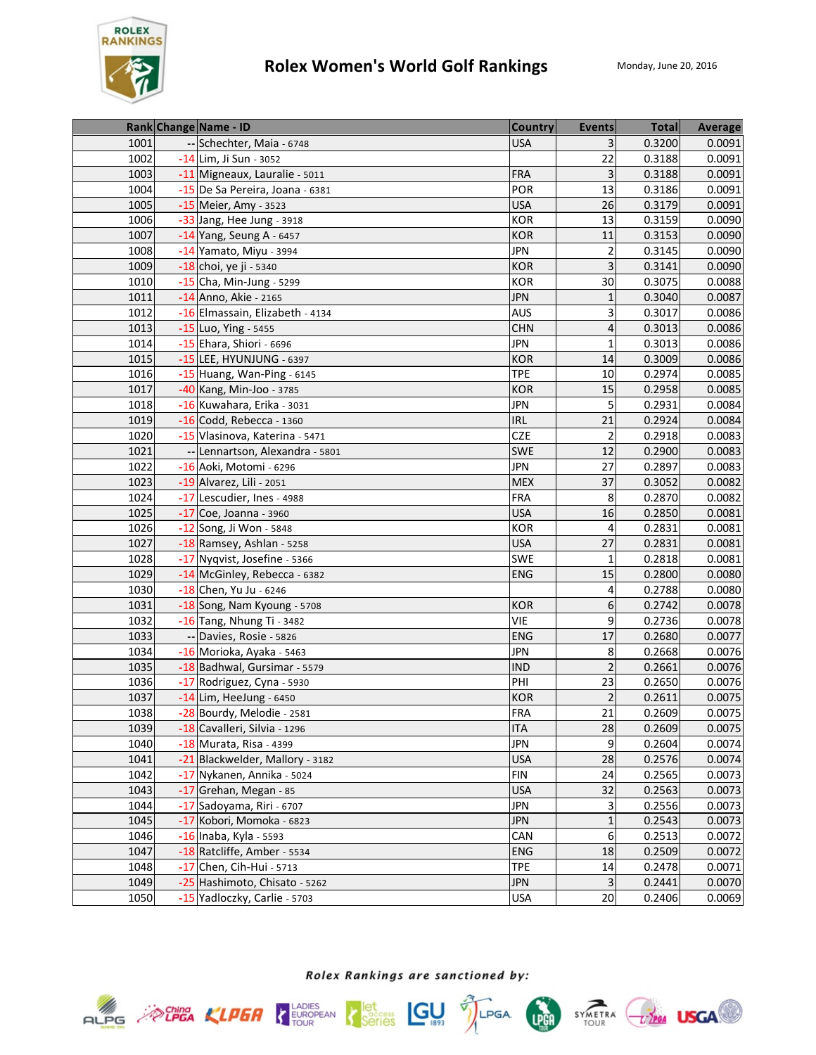# Rolex Women's World Golf Rankings

Monday, June 20, 2016

| Rank | Change | Name - ID | Country | Events | Total | Average |
|---|---|---|---|---|---|---|
| 1001 | -- | Schechter, Maia - 6748 | USA | 3 | 0.3200 | 0.0091 |
| 1002 | -14 | Lim, Ji Sun - 3052 | | 22 | 0.3188 | 0.0091 |
| 1003 | -11 | Migneaux, Lauralie - 5011 | FRA | 3 | 0.3188 | 0.0091 |
| 1004 | -15 | De Sa Pereira, Joana - 6381 | POR | 13 | 0.3186 | 0.0091 |
| 1005 | -15 | Meier, Amy - 3523 | USA | 26 | 0.3179 | 0.0091 |
| 1006 | -33 | Jang, Hee Jung - 3918 | KOR | 13 | 0.3159 | 0.0090 |
| 1007 | -14 | Yang, Seung A - 6457 | KOR | 11 | 0.3153 | 0.0090 |
| 1008 | -14 | Yamato, Miyu - 3994 | JPN | 2 | 0.3145 | 0.0090 |
| 1009 | -18 | choi, ye ji - 5340 | KOR | 3 | 0.3141 | 0.0090 |
| 1010 | -15 | Cha, Min-Jung - 5299 | KOR | 30 | 0.3075 | 0.0088 |
| 1011 | -14 | Anno, Akie - 2165 | JPN | 1 | 0.3040 | 0.0087 |
| 1012 | -16 | Elmassain, Elizabeth - 4134 | AUS | 3 | 0.3017 | 0.0086 |
| 1013 | -15 | Luo, Ying - 5455 | CHN | 4 | 0.3013 | 0.0086 |
| 1014 | -15 | Ehara, Shiori - 6696 | JPN | 1 | 0.3013 | 0.0086 |
| 1015 | -15 | LEE, HYUNJUNG - 6397 | KOR | 14 | 0.3009 | 0.0086 |
| 1016 | -15 | Huang, Wan-Ping - 6145 | TPE | 10 | 0.2974 | 0.0085 |
| 1017 | -40 | Kang, Min-Joo - 3785 | KOR | 15 | 0.2958 | 0.0085 |
| 1018 | -16 | Kuwahara, Erika - 3031 | JPN | 5 | 0.2931 | 0.0084 |
| 1019 | -16 | Codd, Rebecca - 1360 | IRL | 21 | 0.2924 | 0.0084 |
| 1020 | -15 | Vlasinova, Katerina - 5471 | CZE | 2 | 0.2918 | 0.0083 |
| 1021 | -- | Lennartson, Alexandra - 5801 | SWE | 12 | 0.2900 | 0.0083 |
| 1022 | -16 | Aoki, Motomi - 6296 | JPN | 27 | 0.2897 | 0.0083 |
| 1023 | -19 | Alvarez, Lili - 2051 | MEX | 37 | 0.3052 | 0.0082 |
| 1024 | -17 | Lescudier, Ines - 4988 | FRA | 8 | 0.2870 | 0.0082 |
| 1025 | -17 | Coe, Joanna - 3960 | USA | 16 | 0.2850 | 0.0081 |
| 1026 | -12 | Song, Ji Won - 5848 | KOR | 4 | 0.2831 | 0.0081 |
| 1027 | -18 | Ramsey, Ashlan - 5258 | USA | 27 | 0.2831 | 0.0081 |
| 1028 | -17 | Nyqvist, Josefine - 5366 | SWE | 1 | 0.2818 | 0.0081 |
| 1029 | -14 | McGinley, Rebecca - 6382 | ENG | 15 | 0.2800 | 0.0080 |
| 1030 | -18 | Chen, Yu Ju - 6246 | | 4 | 0.2788 | 0.0080 |
| 1031 | -18 | Song, Nam Kyoung - 5708 | KOR | 6 | 0.2742 | 0.0078 |
| 1032 | -16 | Tang, Nhung Ti - 3482 | VIE | 9 | 0.2736 | 0.0078 |
| 1033 | -- | Davies, Rosie - 5826 | ENG | 17 | 0.2680 | 0.0077 |
| 1034 | -16 | Morioka, Ayaka - 5463 | JPN | 8 | 0.2668 | 0.0076 |
| 1035 | -18 | Badhwal, Gursimar - 5579 | IND | 2 | 0.2661 | 0.0076 |
| 1036 | -17 | Rodriguez, Cyna - 5930 | PHI | 23 | 0.2650 | 0.0076 |
| 1037 | -14 | Lim, HeeJung - 6450 | KOR | 2 | 0.2611 | 0.0075 |
| 1038 | -28 | Bourdy, Melodie - 2581 | FRA | 21 | 0.2609 | 0.0075 |
| 1039 | -18 | Cavalleri, Silvia - 1296 | ITA | 28 | 0.2609 | 0.0075 |
| 1040 | -18 | Murata, Risa - 4399 | JPN | 9 | 0.2604 | 0.0074 |
| 1041 | -21 | Blackwelder, Mallory - 3182 | USA | 28 | 0.2576 | 0.0074 |
| 1042 | -17 | Nykanen, Annika - 5024 | FIN | 24 | 0.2565 | 0.0073 |
| 1043 | -17 | Grehan, Megan - 85 | USA | 32 | 0.2563 | 0.0073 |
| 1044 | -17 | Sadoyama, Riri - 6707 | JPN | 3 | 0.2556 | 0.0073 |
| 1045 | -17 | Kobori, Momoka - 6823 | JPN | 1 | 0.2543 | 0.0073 |
| 1046 | -16 | Inaba, Kyla - 5593 | CAN | 6 | 0.2513 | 0.0072 |
| 1047 | -18 | Ratcliffe, Amber - 5534 | ENG | 18 | 0.2509 | 0.0072 |
| 1048 | -17 | Chen, Cih-Hui - 5713 | TPE | 14 | 0.2478 | 0.0071 |
| 1049 | -25 | Hashimoto, Chisato - 5262 | JPN | 3 | 0.2441 | 0.0070 |
| 1050 | -15 | Yadloczky, Carlie - 5703 | USA | 20 | 0.2406 | 0.0069 |

*Rolex Rankings are sanctioned by:*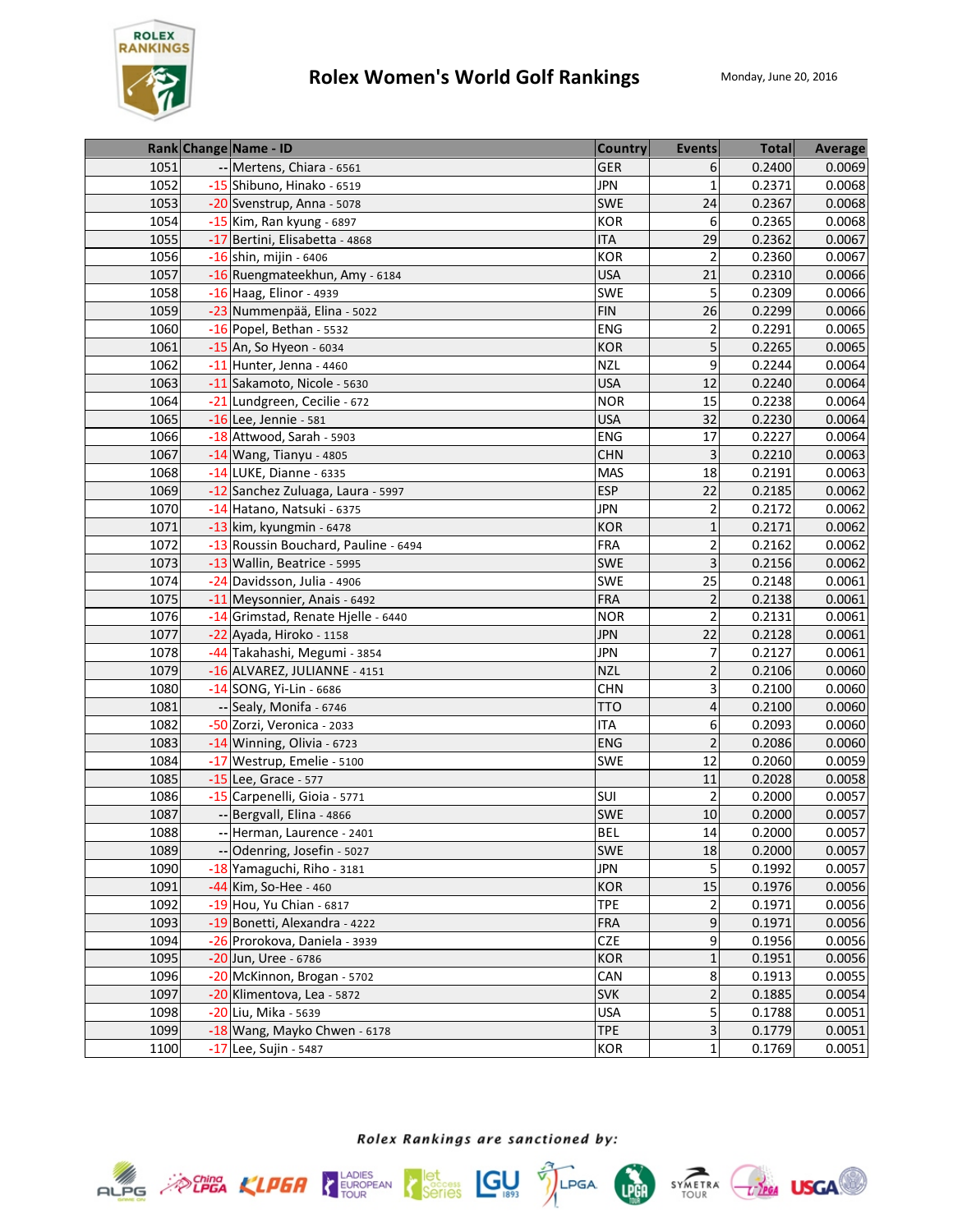# Rolex Women's World Golf Rankings

Monday, June 20, 2016

| Rank | Change | Name - ID | Country | Events | Total | Average |
|---|---|---|---|---|---|---|
| 1051 | -- | Mertens, Chiara - 6561 | GER | 6 | 0.2400 | 0.0069 |
| 1052 | -15 | Shibuno, Hinako - 6519 | JPN | 1 | 0.2371 | 0.0068 |
| 1053 | -20 | Svenstrup, Anna - 5078 | SWE | 24 | 0.2367 | 0.0068 |
| 1054 | -15 | Kim, Ran kyung - 6897 | KOR | 6 | 0.2365 | 0.0068 |
| 1055 | -17 | Bertini, Elisabetta - 4868 | ITA | 29 | 0.2362 | 0.0067 |
| 1056 | -16 | shin, mijin - 6406 | KOR | 2 | 0.2360 | 0.0067 |
| 1057 | -16 | Ruengmateekhun, Amy - 6184 | USA | 21 | 0.2310 | 0.0066 |
| 1058 | -16 | Haag, Elinor - 4939 | SWE | 5 | 0.2309 | 0.0066 |
| 1059 | -23 | Nummenpää, Elina - 5022 | FIN | 26 | 0.2299 | 0.0066 |
| 1060 | -16 | Popel, Bethan - 5532 | ENG | 2 | 0.2291 | 0.0065 |
| 1061 | -15 | An, So Hyeon - 6034 | KOR | 5 | 0.2265 | 0.0065 |
| 1062 | -11 | Hunter, Jenna - 4460 | NZL | 9 | 0.2244 | 0.0064 |
| 1063 | -11 | Sakamoto, Nicole - 5630 | USA | 12 | 0.2240 | 0.0064 |
| 1064 | -21 | Lundgreen, Cecilie - 672 | NOR | 15 | 0.2238 | 0.0064 |
| 1065 | -16 | Lee, Jennie - 581 | USA | 32 | 0.2230 | 0.0064 |
| 1066 | -18 | Attwood, Sarah - 5903 | ENG | 17 | 0.2227 | 0.0064 |
| 1067 | -14 | Wang, Tianyu - 4805 | CHN | 3 | 0.2210 | 0.0063 |
| 1068 | -14 | LUKE, Dianne - 6335 | MAS | 18 | 0.2191 | 0.0063 |
| 1069 | -12 | Sanchez Zuluaga, Laura - 5997 | ESP | 22 | 0.2185 | 0.0062 |
| 1070 | -14 | Hatano, Natsuki - 6375 | JPN | 2 | 0.2172 | 0.0062 |
| 1071 | -13 | kim, kyungmin - 6478 | KOR | 1 | 0.2171 | 0.0062 |
| 1072 | -13 | Roussin Bouchard, Pauline - 6494 | FRA | 2 | 0.2162 | 0.0062 |
| 1073 | -13 | Wallin, Beatrice - 5995 | SWE | 3 | 0.2156 | 0.0062 |
| 1074 | -24 | Davidsson, Julia - 4906 | SWE | 25 | 0.2148 | 0.0061 |
| 1075 | -11 | Meysonnier, Anais - 6492 | FRA | 2 | 0.2138 | 0.0061 |
| 1076 | -14 | Grimstad, Renate Hjelle - 6440 | NOR | 2 | 0.2131 | 0.0061 |
| 1077 | -22 | Ayada, Hiroko - 1158 | JPN | 22 | 0.2128 | 0.0061 |
| 1078 | -44 | Takahashi, Megumi - 3854 | JPN | 7 | 0.2127 | 0.0061 |
| 1079 | -16 | ALVAREZ, JULIANNE - 4151 | NZL | 2 | 0.2106 | 0.0060 |
| 1080 | -14 | SONG, Yi-Lin - 6686 | CHN | 3 | 0.2100 | 0.0060 |
| 1081 | -- | Sealy, Monifa - 6746 | TTO | 4 | 0.2100 | 0.0060 |
| 1082 | -50 | Zorzi, Veronica - 2033 | ITA | 6 | 0.2093 | 0.0060 |
| 1083 | -14 | Winning, Olivia - 6723 | ENG | 2 | 0.2086 | 0.0060 |
| 1084 | -17 | Westrup, Emelie - 5100 | SWE | 12 | 0.2060 | 0.0059 |
| 1085 | -15 | Lee, Grace - 577 | | 11 | 0.2028 | 0.0058 |
| 1086 | -15 | Carpenelli, Gioia - 5771 | SUI | 2 | 0.2000 | 0.0057 |
| 1087 | -- | Bergvall, Elina - 4866 | SWE | 10 | 0.2000 | 0.0057 |
| 1088 | -- | Herman, Laurence - 2401 | BEL | 14 | 0.2000 | 0.0057 |
| 1089 | -- | Odenring, Josefin - 5027 | SWE | 18 | 0.2000 | 0.0057 |
| 1090 | -18 | Yamaguchi, Riho - 3181 | JPN | 5 | 0.1992 | 0.0057 |
| 1091 | -44 | Kim, So-Hee - 460 | KOR | 15 | 0.1976 | 0.0056 |
| 1092 | -19 | Hou, Yu Chian - 6817 | TPE | 2 | 0.1971 | 0.0056 |
| 1093 | -19 | Bonetti, Alexandra - 4222 | FRA | 9 | 0.1971 | 0.0056 |
| 1094 | -26 | Prorokova, Daniela - 3939 | CZE | 9 | 0.1956 | 0.0056 |
| 1095 | -20 | Jun, Uree - 6786 | KOR | 1 | 0.1951 | 0.0056 |
| 1096 | -20 | McKinnon, Brogan - 5702 | CAN | 8 | 0.1913 | 0.0055 |
| 1097 | -20 | Klimentova, Lea - 5872 | SVK | 2 | 0.1885 | 0.0054 |
| 1098 | -20 | Liu, Mika - 5639 | USA | 5 | 0.1788 | 0.0051 |
| 1099 | -18 | Wang, Mayko Chwen - 6178 | TPE | 3 | 0.1779 | 0.0051 |
| 1100 | -17 | Lee, Sujin - 5487 | KOR | 1 | 0.1769 | 0.0051 |

*Rolex Rankings are sanctioned by:*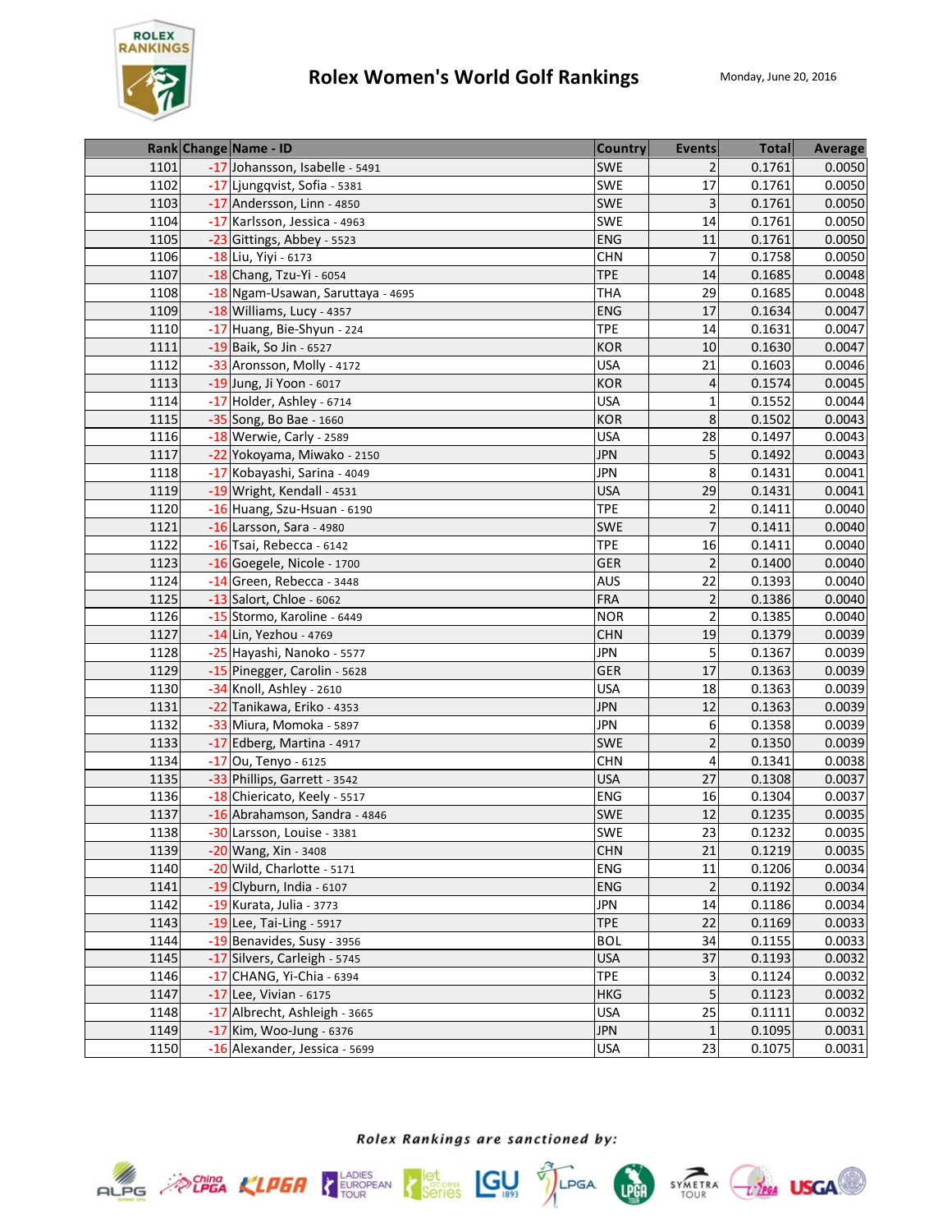# Rolex Women's World Golf Rankings

Monday, June 20, 2016

| Rank | Change | Name - ID | Country | Events | Total | Average |
|---|---|---|---|---|---|---|
| 1101 | -17 | Johansson, Isabelle - 5491 | SWE | 2 | 0.1761 | 0.0050 |
| 1102 | -17 | Ljungqvist, Sofia - 5381 | SWE | 17 | 0.1761 | 0.0050 |
| 1103 | -17 | Andersson, Linn - 4850 | SWE | 3 | 0.1761 | 0.0050 |
| 1104 | -17 | Karlsson, Jessica - 4963 | SWE | 14 | 0.1761 | 0.0050 |
| 1105 | -23 | Gittings, Abbey - 5523 | ENG | 11 | 0.1761 | 0.0050 |
| 1106 | -18 | Liu, Yiyi - 6173 | CHN | 7 | 0.1758 | 0.0050 |
| 1107 | -18 | Chang, Tzu-Yi - 6054 | TPE | 14 | 0.1685 | 0.0048 |
| 1108 | -18 | Ngam-Usawan, Saruttaya - 4695 | THA | 29 | 0.1685 | 0.0048 |
| 1109 | -18 | Williams, Lucy - 4357 | ENG | 17 | 0.1634 | 0.0047 |
| 1110 | -17 | Huang, Bie-Shyun - 224 | TPE | 14 | 0.1631 | 0.0047 |
| 1111 | -19 | Baik, So Jin - 6527 | KOR | 10 | 0.1630 | 0.0047 |
| 1112 | -33 | Aronsson, Molly - 4172 | USA | 21 | 0.1603 | 0.0046 |
| 1113 | -19 | Jung, Ji Yoon - 6017 | KOR | 4 | 0.1574 | 0.0045 |
| 1114 | -17 | Holder, Ashley - 6714 | USA | 1 | 0.1552 | 0.0044 |
| 1115 | -35 | Song, Bo Bae - 1660 | KOR | 8 | 0.1502 | 0.0043 |
| 1116 | -18 | Werwie, Carly - 2589 | USA | 28 | 0.1497 | 0.0043 |
| 1117 | -22 | Yokoyama, Miwako - 2150 | JPN | 5 | 0.1492 | 0.0043 |
| 1118 | -17 | Kobayashi, Sarina - 4049 | JPN | 8 | 0.1431 | 0.0041 |
| 1119 | -19 | Wright, Kendall - 4531 | USA | 29 | 0.1431 | 0.0041 |
| 1120 | -16 | Huang, Szu-Hsuan - 6190 | TPE | 2 | 0.1411 | 0.0040 |
| 1121 | -16 | Larsson, Sara - 4980 | SWE | 7 | 0.1411 | 0.0040 |
| 1122 | -16 | Tsai, Rebecca - 6142 | TPE | 16 | 0.1411 | 0.0040 |
| 1123 | -16 | Goegele, Nicole - 1700 | GER | 2 | 0.1400 | 0.0040 |
| 1124 | -14 | Green, Rebecca - 3448 | AUS | 22 | 0.1393 | 0.0040 |
| 1125 | -13 | Salort, Chloe - 6062 | FRA | 2 | 0.1386 | 0.0040 |
| 1126 | -15 | Stormo, Karoline - 6449 | NOR | 2 | 0.1385 | 0.0040 |
| 1127 | -14 | Lin, Yezhou - 4769 | CHN | 19 | 0.1379 | 0.0039 |
| 1128 | -25 | Hayashi, Nanoko - 5577 | JPN | 5 | 0.1367 | 0.0039 |
| 1129 | -15 | Pinegger, Carolin - 5628 | GER | 17 | 0.1363 | 0.0039 |
| 1130 | -34 | Knoll, Ashley - 2610 | USA | 18 | 0.1363 | 0.0039 |
| 1131 | -22 | Tanikawa, Eriko - 4353 | JPN | 12 | 0.1363 | 0.0039 |
| 1132 | -33 | Miura, Momoka - 5897 | JPN | 6 | 0.1358 | 0.0039 |
| 1133 | -17 | Edberg, Martina - 4917 | SWE | 2 | 0.1350 | 0.0039 |
| 1134 | -17 | Ou, Tenyo - 6125 | CHN | 4 | 0.1341 | 0.0038 |
| 1135 | -33 | Phillips, Garrett - 3542 | USA | 27 | 0.1308 | 0.0037 |
| 1136 | -18 | Chiericato, Keely - 5517 | ENG | 16 | 0.1304 | 0.0037 |
| 1137 | -16 | Abrahamson, Sandra - 4846 | SWE | 12 | 0.1235 | 0.0035 |
| 1138 | -30 | Larsson, Louise - 3381 | SWE | 23 | 0.1232 | 0.0035 |
| 1139 | -20 | Wang, Xin - 3408 | CHN | 21 | 0.1219 | 0.0035 |
| 1140 | -20 | Wild, Charlotte - 5171 | ENG | 11 | 0.1206 | 0.0034 |
| 1141 | -19 | Clyburn, India - 6107 | ENG | 2 | 0.1192 | 0.0034 |
| 1142 | -19 | Kurata, Julia - 3773 | JPN | 14 | 0.1186 | 0.0034 |
| 1143 | -19 | Lee, Tai-Ling - 5917 | TPE | 22 | 0.1169 | 0.0033 |
| 1144 | -19 | Benavides, Susy - 3956 | BOL | 34 | 0.1155 | 0.0033 |
| 1145 | -17 | Silvers, Carleigh - 5745 | USA | 37 | 0.1193 | 0.0032 |
| 1146 | -17 | CHANG, Yi-Chia - 6394 | TPE | 3 | 0.1124 | 0.0032 |
| 1147 | -17 | Lee, Vivian - 6175 | HKG | 5 | 0.1123 | 0.0032 |
| 1148 | -17 | Albrecht, Ashleigh - 3665 | USA | 25 | 0.1111 | 0.0032 |
| 1149 | -17 | Kim, Woo-Jung - 6376 | JPN | 1 | 0.1095 | 0.0031 |
| 1150 | -16 | Alexander, Jessica - 5699 | USA | 23 | 0.1075 | 0.0031 |

*Rolex Rankings are sanctioned by:*

ALPG, China LPGA, KLPGA, Ladies European Tour, LET Access Series, LGU, LPGA, JLPGA, Symetra Tour, LPGA of Taiwan, USGA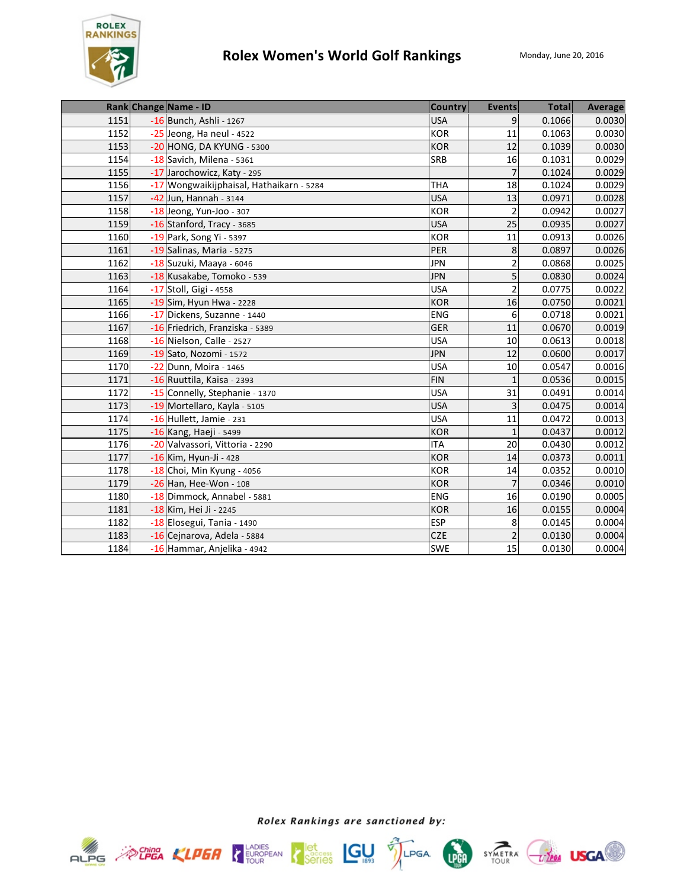# Rolex Women's World Golf Rankings

Monday, June 20, 2016

| Rank | Change | Name - ID | Country | Events | Total | Average |
|---|---|---|---|---|---|---|
| 1151 | -16 | Bunch, Ashli - 1267 | USA | 9 | 0.1066 | 0.0030 |
| 1152 | -25 | Jeong, Ha neul - 4522 | KOR | 11 | 0.1063 | 0.0030 |
| 1153 | -20 | HONG, DA KYUNG - 5300 | KOR | 12 | 0.1039 | 0.0030 |
| 1154 | -18 | Savich, Milena - 5361 | SRB | 16 | 0.1031 | 0.0029 |
| 1155 | -17 | Jarochowicz, Katy - 295 | | 7 | 0.1024 | 0.0029 |
| 1156 | -17 | Wongwaikijphaisal, Hathaikarn - 5284 | THA | 18 | 0.1024 | 0.0029 |
| 1157 | -42 | Jun, Hannah - 3144 | USA | 13 | 0.0971 | 0.0028 |
| 1158 | -18 | Jeong, Yun-Joo - 307 | KOR | 2 | 0.0942 | 0.0027 |
| 1159 | -16 | Stanford, Tracy - 3685 | USA | 25 | 0.0935 | 0.0027 |
| 1160 | -19 | Park, Song Yi - 5397 | KOR | 11 | 0.0913 | 0.0026 |
| 1161 | -19 | Salinas, Maria - 5275 | PER | 8 | 0.0897 | 0.0026 |
| 1162 | -18 | Suzuki, Maaya - 6046 | JPN | 2 | 0.0868 | 0.0025 |
| 1163 | -18 | Kusakabe, Tomoko - 539 | JPN | 5 | 0.0830 | 0.0024 |
| 1164 | -17 | Stoll, Gigi - 4558 | USA | 2 | 0.0775 | 0.0022 |
| 1165 | -19 | Sim, Hyun Hwa - 2228 | KOR | 16 | 0.0750 | 0.0021 |
| 1166 | -17 | Dickens, Suzanne - 1440 | ENG | 6 | 0.0718 | 0.0021 |
| 1167 | -16 | Friedrich, Franziska - 5389 | GER | 11 | 0.0670 | 0.0019 |
| 1168 | -16 | Nielson, Calle - 2527 | USA | 10 | 0.0613 | 0.0018 |
| 1169 | -19 | Sato, Nozomi - 1572 | JPN | 12 | 0.0600 | 0.0017 |
| 1170 | -22 | Dunn, Moira - 1465 | USA | 10 | 0.0547 | 0.0016 |
| 1171 | -16 | Ruuttila, Kaisa - 2393 | FIN | 1 | 0.0536 | 0.0015 |
| 1172 | -15 | Connelly, Stephanie - 1370 | USA | 31 | 0.0491 | 0.0014 |
| 1173 | -19 | Mortellaro, Kayla - 5105 | USA | 3 | 0.0475 | 0.0014 |
| 1174 | -16 | Hullett, Jamie - 231 | USA | 11 | 0.0472 | 0.0013 |
| 1175 | -16 | Kang, Haeji - 5499 | KOR | 1 | 0.0437 | 0.0012 |
| 1176 | -20 | Valvassori, Vittoria - 2290 | ITA | 20 | 0.0430 | 0.0012 |
| 1177 | -16 | Kim, Hyun-Ji - 428 | KOR | 14 | 0.0373 | 0.0011 |
| 1178 | -18 | Choi, Min Kyung - 4056 | KOR | 14 | 0.0352 | 0.0010 |
| 1179 | -26 | Han, Hee-Won - 108 | KOR | 7 | 0.0346 | 0.0010 |
| 1180 | -18 | Dimmock, Annabel - 5881 | ENG | 16 | 0.0190 | 0.0005 |
| 1181 | -18 | Kim, Hei Ji - 2245 | KOR | 16 | 0.0155 | 0.0004 |
| 1182 | -18 | Elosegui, Tania - 1490 | ESP | 8 | 0.0145 | 0.0004 |
| 1183 | -16 | Cejnarova, Adela - 5884 | CZE | 2 | 0.0130 | 0.0004 |
| 1184 | -16 | Hammar, Anjelika - 4942 | SWE | 15 | 0.0130 | 0.0004 |

*Rolex Rankings are sanctioned by:*